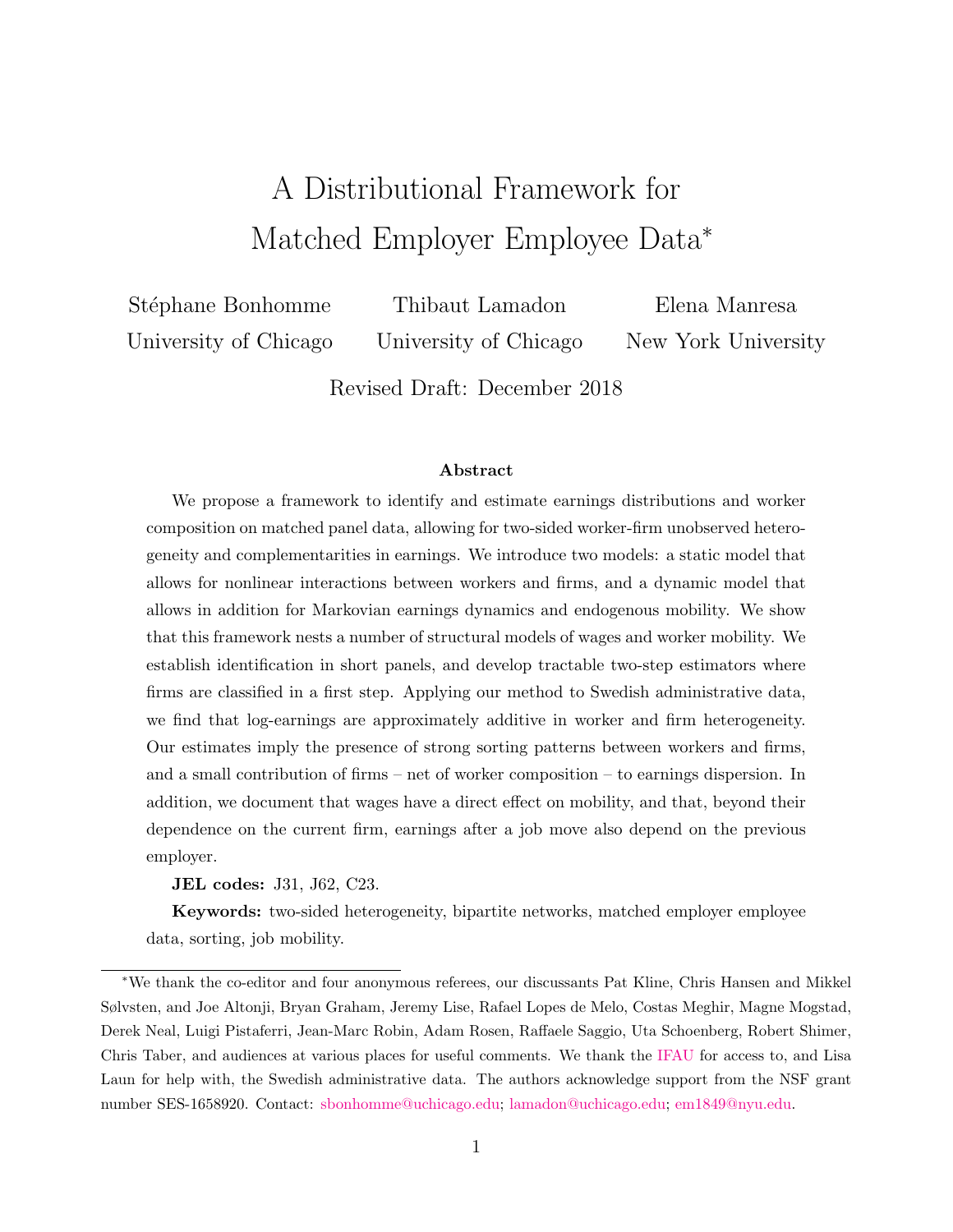# A Distributional Framework for Matched Employer Employee Data*

Stéphane Bonhomme — University of Chicago

Thibaut Lamadon — University of Chicago

Elena Manresa — New York University

Revised Draft: December 2018

### Abstract

We propose a framework to identify and estimate earnings distributions and worker composition on matched panel data, allowing for two-sided worker-firm unobserved heterogeneity and complementarities in earnings. We introduce two models: a static model that allows for nonlinear interactions between workers and firms, and a dynamic model that allows in addition for Markovian earnings dynamics and endogenous mobility. We show that this framework nests a number of structural models of wages and worker mobility. We establish identification in short panels, and develop tractable two-step estimators where firms are classified in a first step. Applying our method to Swedish administrative data, we find that log-earnings are approximately additive in worker and firm heterogeneity. Our estimates imply the presence of strong sorting patterns between workers and firms, and a small contribution of firms – net of worker composition – to earnings dispersion. In addition, we document that wages have a direct effect on mobility, and that, beyond their dependence on the current firm, earnings after a job move also depend on the previous employer.

**JEL codes:** J31, J62, C23.

**Keywords:** two-sided heterogeneity, bipartite networks, matched employer employee data, sorting, job mobility.

---

*We thank the co-editor and four anonymous referees, our discussants Pat Kline, Chris Hansen and Mikkel Sølvsten, and Joe Altonji, Bryan Graham, Jeremy Lise, Rafael Lopes de Melo, Costas Meghir, Magne Mogstad, Derek Neal, Luigi Pistaferri, Jean-Marc Robin, Adam Rosen, Raffaele Saggio, Uta Schoenberg, Robert Shimer, Chris Taber, and audiences at various places for useful comments. We thank the IFAU for access to, and Lisa Laun for help with, the Swedish administrative data. The authors acknowledge support from the NSF grant number SES-1658920. Contact: sbonhomme@uchicago.edu; lamadon@uchicago.edu; em1849@nyu.edu.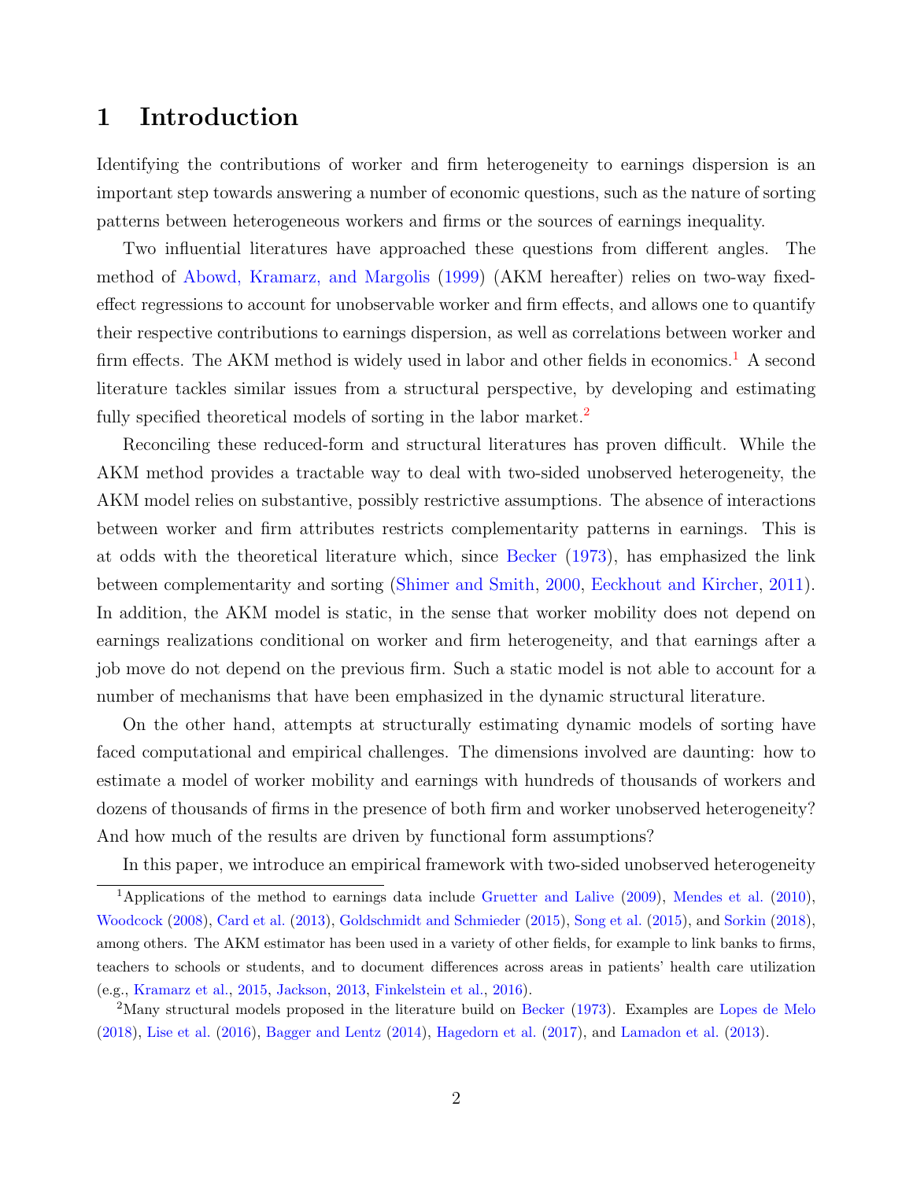# 1 Introduction

Identifying the contributions of worker and firm heterogeneity to earnings dispersion is an important step towards answering a number of economic questions, such as the nature of sorting patterns between heterogeneous workers and firms or the sources of earnings inequality.

Two influential literatures have approached these questions from different angles. The method of Abowd, Kramarz, and Margolis (1999) (AKM hereafter) relies on two-way fixed-effect regressions to account for unobservable worker and firm effects, and allows one to quantify their respective contributions to earnings dispersion, as well as correlations between worker and firm effects. The AKM method is widely used in labor and other fields in economics.[1] A second literature tackles similar issues from a structural perspective, by developing and estimating fully specified theoretical models of sorting in the labor market.[2]

Reconciling these reduced-form and structural literatures has proven difficult. While the AKM method provides a tractable way to deal with two-sided unobserved heterogeneity, the AKM model relies on substantive, possibly restrictive assumptions. The absence of interactions between worker and firm attributes restricts complementarity patterns in earnings. This is at odds with the theoretical literature which, since Becker (1973), has emphasized the link between complementarity and sorting (Shimer and Smith, 2000, Eeckhout and Kircher, 2011). In addition, the AKM model is static, in the sense that worker mobility does not depend on earnings realizations conditional on worker and firm heterogeneity, and that earnings after a job move do not depend on the previous firm. Such a static model is not able to account for a number of mechanisms that have been emphasized in the dynamic structural literature.

On the other hand, attempts at structurally estimating dynamic models of sorting have faced computational and empirical challenges. The dimensions involved are daunting: how to estimate a model of worker mobility and earnings with hundreds of thousands of workers and dozens of thousands of firms in the presence of both firm and worker unobserved heterogeneity? And how much of the results are driven by functional form assumptions?

In this paper, we introduce an empirical framework with two-sided unobserved heterogeneity

[1] Applications of the method to earnings data include Gruetter and Lalive (2009), Mendes et al. (2010), Woodcock (2008), Card et al. (2013), Goldschmidt and Schmieder (2015), Song et al. (2015), and Sorkin (2018), among others. The AKM estimator has been used in a variety of other fields, for example to link banks to firms, teachers to schools or students, and to document differences across areas in patients' health care utilization (e.g., Kramarz et al., 2015, Jackson, 2013, Finkelstein et al., 2016).

[2] Many structural models proposed in the literature build on Becker (1973). Examples are Lopes de Melo (2018), Lise et al. (2016), Bagger and Lentz (2014), Hagedorn et al. (2017), and Lamadon et al. (2013).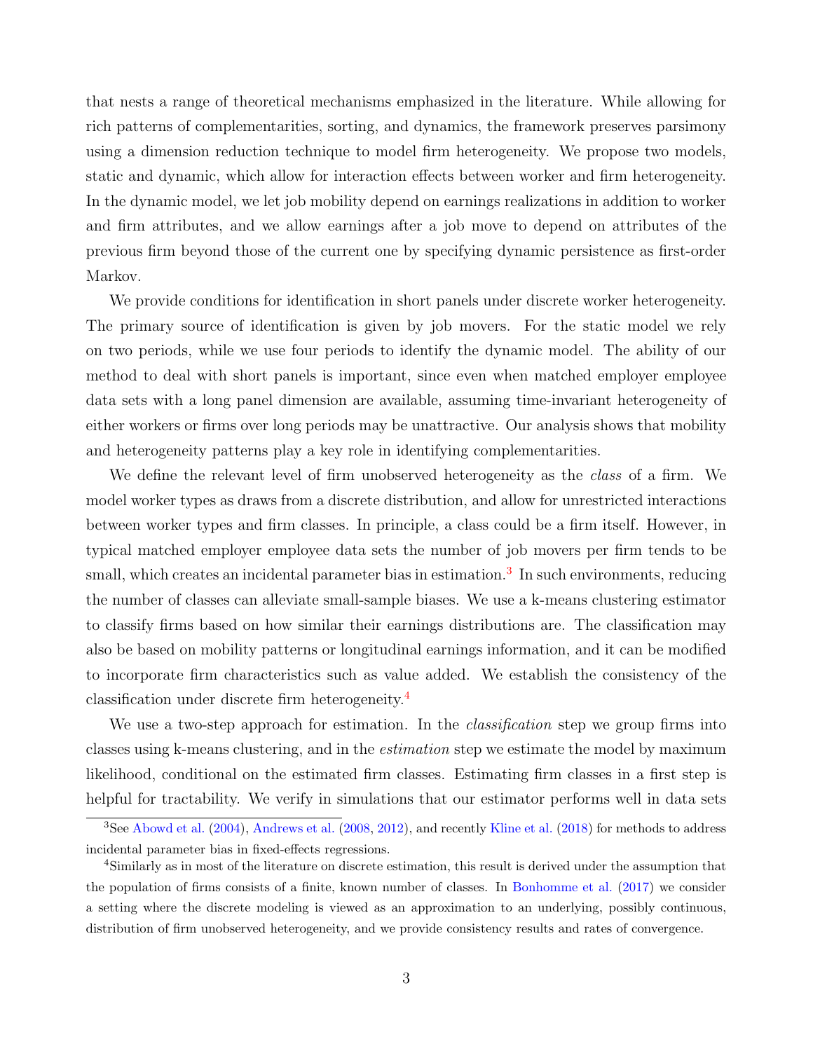that nests a range of theoretical mechanisms emphasized in the literature. While allowing for rich patterns of complementarities, sorting, and dynamics, the framework preserves parsimony using a dimension reduction technique to model firm heterogeneity. We propose two models, static and dynamic, which allow for interaction effects between worker and firm heterogeneity. In the dynamic model, we let job mobility depend on earnings realizations in addition to worker and firm attributes, and we allow earnings after a job move to depend on attributes of the previous firm beyond those of the current one by specifying dynamic persistence as first-order Markov.

We provide conditions for identification in short panels under discrete worker heterogeneity. The primary source of identification is given by job movers. For the static model we rely on two periods, while we use four periods to identify the dynamic model. The ability of our method to deal with short panels is important, since even when matched employer employee data sets with a long panel dimension are available, assuming time-invariant heterogeneity of either workers or firms over long periods may be unattractive. Our analysis shows that mobility and heterogeneity patterns play a key role in identifying complementarities.

We define the relevant level of firm unobserved heterogeneity as the *class* of a firm. We model worker types as draws from a discrete distribution, and allow for unrestricted interactions between worker types and firm classes. In principle, a class could be a firm itself. However, in typical matched employer employee data sets the number of job movers per firm tends to be small, which creates an incidental parameter bias in estimation.[3] In such environments, reducing the number of classes can alleviate small-sample biases. We use a k-means clustering estimator to classify firms based on how similar their earnings distributions are. The classification may also be based on mobility patterns or longitudinal earnings information, and it can be modified to incorporate firm characteristics such as value added. We establish the consistency of the classification under discrete firm heterogeneity.[4]

We use a two-step approach for estimation. In the *classification* step we group firms into classes using k-means clustering, and in the *estimation* step we estimate the model by maximum likelihood, conditional on the estimated firm classes. Estimating firm classes in a first step is helpful for tractability. We verify in simulations that our estimator performs well in data sets

[3] See Abowd et al. (2004), Andrews et al. (2008, 2012), and recently Kline et al. (2018) for methods to address incidental parameter bias in fixed-effects regressions.

[4] Similarly as in most of the literature on discrete estimation, this result is derived under the assumption that the population of firms consists of a finite, known number of classes. In Bonhomme et al. (2017) we consider a setting where the discrete modeling is viewed as an approximation to an underlying, possibly continuous, distribution of firm unobserved heterogeneity, and we provide consistency results and rates of convergence.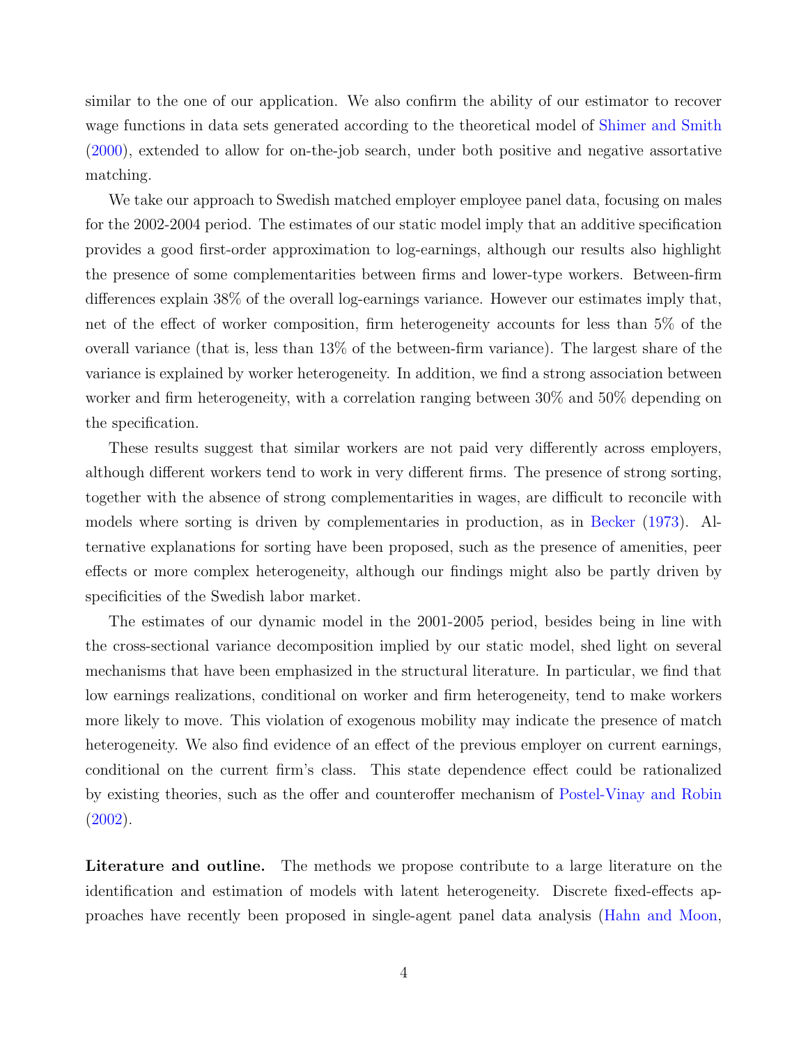similar to the one of our application. We also confirm the ability of our estimator to recover wage functions in data sets generated according to the theoretical model of Shimer and Smith (2000), extended to allow for on-the-job search, under both positive and negative assortative matching.

We take our approach to Swedish matched employer employee panel data, focusing on males for the 2002-2004 period. The estimates of our static model imply that an additive specification provides a good first-order approximation to log-earnings, although our results also highlight the presence of some complementarities between firms and lower-type workers. Between-firm differences explain 38% of the overall log-earnings variance. However our estimates imply that, net of the effect of worker composition, firm heterogeneity accounts for less than 5% of the overall variance (that is, less than 13% of the between-firm variance). The largest share of the variance is explained by worker heterogeneity. In addition, we find a strong association between worker and firm heterogeneity, with a correlation ranging between 30% and 50% depending on the specification.

These results suggest that similar workers are not paid very differently across employers, although different workers tend to work in very different firms. The presence of strong sorting, together with the absence of strong complementarities in wages, are difficult to reconcile with models where sorting is driven by complementaries in production, as in Becker (1973). Alternative explanations for sorting have been proposed, such as the presence of amenities, peer effects or more complex heterogeneity, although our findings might also be partly driven by specificities of the Swedish labor market.

The estimates of our dynamic model in the 2001-2005 period, besides being in line with the cross-sectional variance decomposition implied by our static model, shed light on several mechanisms that have been emphasized in the structural literature. In particular, we find that low earnings realizations, conditional on worker and firm heterogeneity, tend to make workers more likely to move. This violation of exogenous mobility may indicate the presence of match heterogeneity. We also find evidence of an effect of the previous employer on current earnings, conditional on the current firm's class. This state dependence effect could be rationalized by existing theories, such as the offer and counteroffer mechanism of Postel-Vinay and Robin (2002).

**Literature and outline.** The methods we propose contribute to a large literature on the identification and estimation of models with latent heterogeneity. Discrete fixed-effects approaches have recently been proposed in single-agent panel data analysis (Hahn and Moon,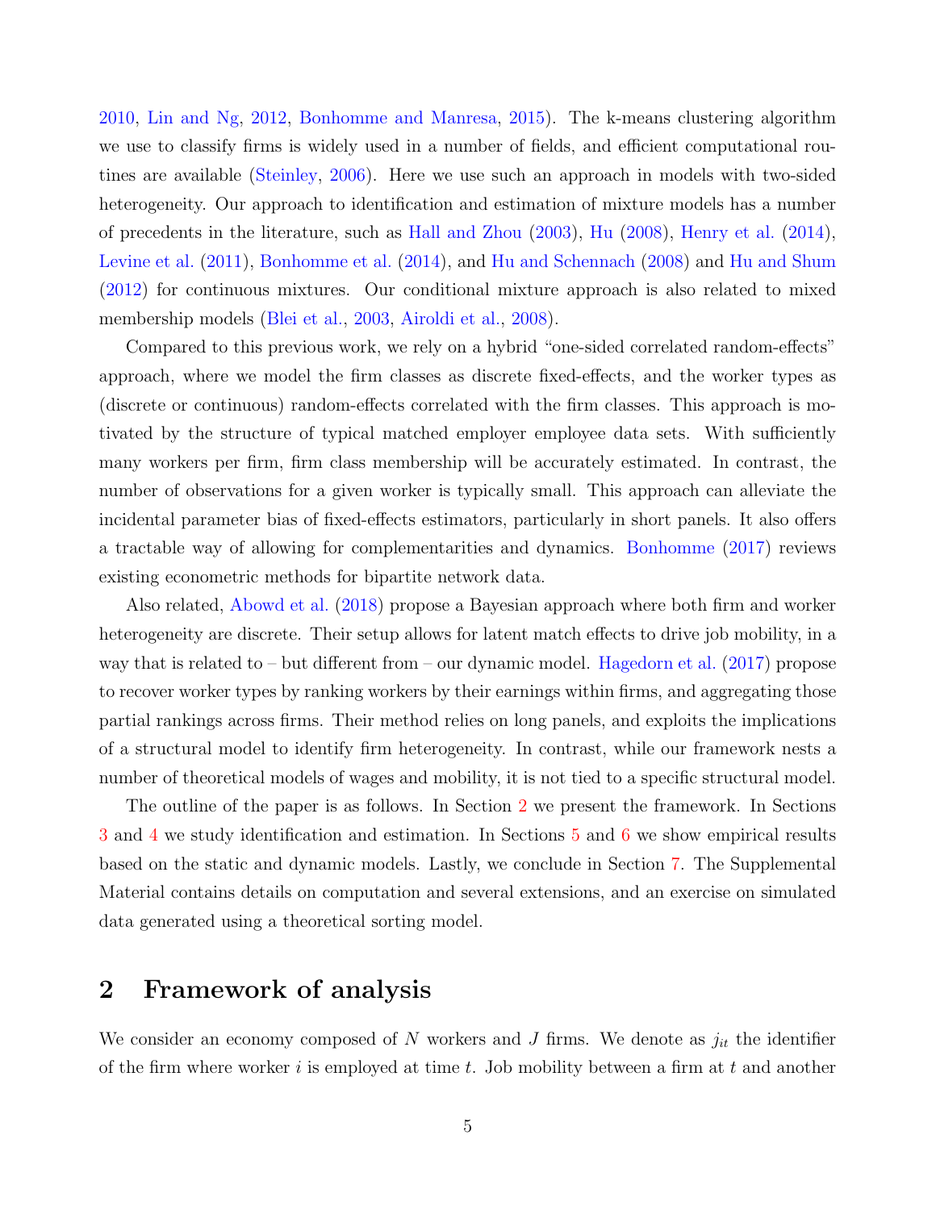2010, Lin and Ng, 2012, Bonhomme and Manresa, 2015). The k-means clustering algorithm we use to classify firms is widely used in a number of fields, and efficient computational routines are available (Steinley, 2006). Here we use such an approach in models with two-sided heterogeneity. Our approach to identification and estimation of mixture models has a number of precedents in the literature, such as Hall and Zhou (2003), Hu (2008), Henry et al. (2014), Levine et al. (2011), Bonhomme et al. (2014), and Hu and Schennach (2008) and Hu and Shum (2012) for continuous mixtures. Our conditional mixture approach is also related to mixed membership models (Blei et al., 2003, Airoldi et al., 2008).

Compared to this previous work, we rely on a hybrid "one-sided correlated random-effects" approach, where we model the firm classes as discrete fixed-effects, and the worker types as (discrete or continuous) random-effects correlated with the firm classes. This approach is motivated by the structure of typical matched employer employee data sets. With sufficiently many workers per firm, firm class membership will be accurately estimated. In contrast, the number of observations for a given worker is typically small. This approach can alleviate the incidental parameter bias of fixed-effects estimators, particularly in short panels. It also offers a tractable way of allowing for complementarities and dynamics. Bonhomme (2017) reviews existing econometric methods for bipartite network data.

Also related, Abowd et al. (2018) propose a Bayesian approach where both firm and worker heterogeneity are discrete. Their setup allows for latent match effects to drive job mobility, in a way that is related to – but different from – our dynamic model. Hagedorn et al. (2017) propose to recover worker types by ranking workers by their earnings within firms, and aggregating those partial rankings across firms. Their method relies on long panels, and exploits the implications of a structural model to identify firm heterogeneity. In contrast, while our framework nests a number of theoretical models of wages and mobility, it is not tied to a specific structural model.

The outline of the paper is as follows. In Section 2 we present the framework. In Sections 3 and 4 we study identification and estimation. In Sections 5 and 6 we show empirical results based on the static and dynamic models. Lastly, we conclude in Section 7. The Supplemental Material contains details on computation and several extensions, and an exercise on simulated data generated using a theoretical sorting model.

## 2 Framework of analysis

We consider an economy composed of $N$ workers and $J$ firms. We denote as $j_{it}$ the identifier of the firm where worker $i$ is employed at time $t$. Job mobility between a firm at $t$ and another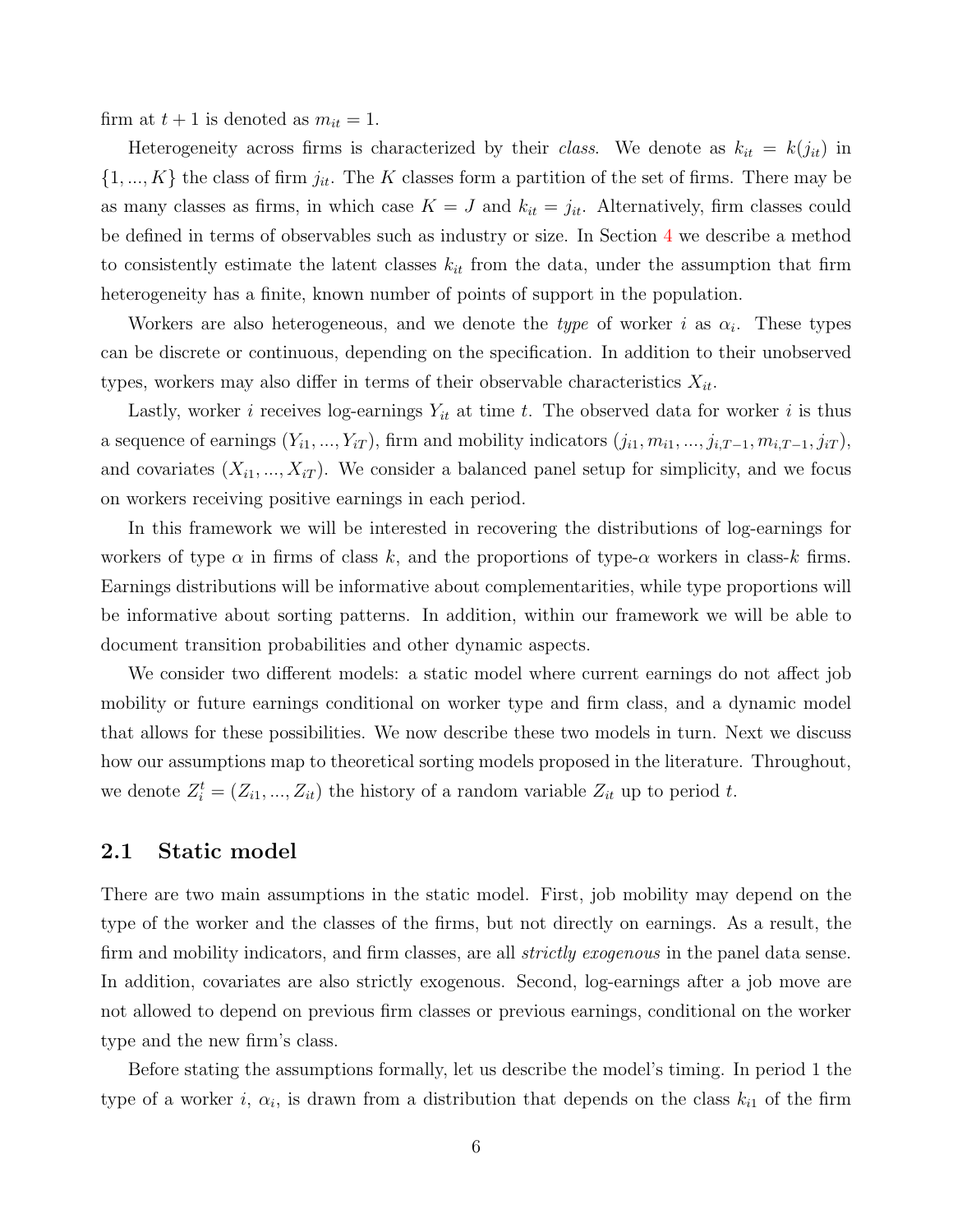firm at $t+1$ is denoted as $m_{it} = 1$.

Heterogeneity across firms is characterized by their *class*. We denote as $k_{it} = k(j_{it})$ in $\{1, ..., K\}$ the class of firm $j_{it}$. The $K$ classes form a partition of the set of firms. There may be as many classes as firms, in which case $K = J$ and $k_{it} = j_{it}$. Alternatively, firm classes could be defined in terms of observables such as industry or size. In Section 4 we describe a method to consistently estimate the latent classes $k_{it}$ from the data, under the assumption that firm heterogeneity has a finite, known number of points of support in the population.

Workers are also heterogeneous, and we denote the *type* of worker $i$ as $\alpha_i$. These types can be discrete or continuous, depending on the specification. In addition to their unobserved types, workers may also differ in terms of their observable characteristics $X_{it}$.

Lastly, worker $i$ receives log-earnings $Y_{it}$ at time $t$. The observed data for worker $i$ is thus a sequence of earnings $(Y_{i1}, ..., Y_{iT})$, firm and mobility indicators $(j_{i1}, m_{i1}, ..., j_{i,T-1}, m_{i,T-1}, j_{iT})$, and covariates $(X_{i1}, ..., X_{iT})$. We consider a balanced panel setup for simplicity, and we focus on workers receiving positive earnings in each period.

In this framework we will be interested in recovering the distributions of log-earnings for workers of type $\alpha$ in firms of class $k$, and the proportions of type-$\alpha$ workers in class-$k$ firms. Earnings distributions will be informative about complementarities, while type proportions will be informative about sorting patterns. In addition, within our framework we will be able to document transition probabilities and other dynamic aspects.

We consider two different models: a static model where current earnings do not affect job mobility or future earnings conditional on worker type and firm class, and a dynamic model that allows for these possibilities. We now describe these two models in turn. Next we discuss how our assumptions map to theoretical sorting models proposed in the literature. Throughout, we denote $Z_i^t = (Z_{i1}, ..., Z_{it})$ the history of a random variable $Z_{it}$ up to period $t$.

## 2.1 Static model

There are two main assumptions in the static model. First, job mobility may depend on the type of the worker and the classes of the firms, but not directly on earnings. As a result, the firm and mobility indicators, and firm classes, are all *strictly exogenous* in the panel data sense. In addition, covariates are also strictly exogenous. Second, log-earnings after a job move are not allowed to depend on previous firm classes or previous earnings, conditional on the worker type and the new firm's class.

Before stating the assumptions formally, let us describe the model's timing. In period 1 the type of a worker $i$, $\alpha_i$, is drawn from a distribution that depends on the class $k_{i1}$ of the firm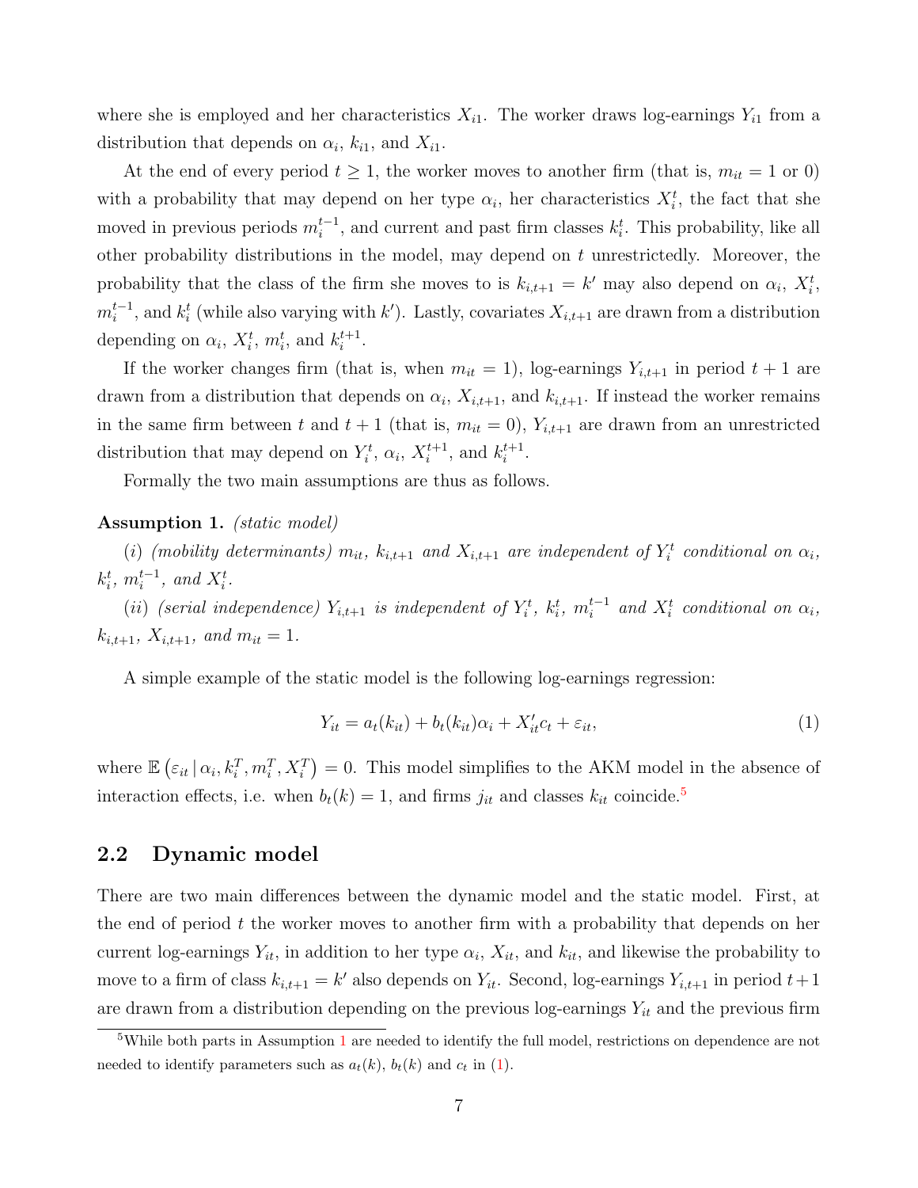where she is employed and her characteristics $X_{i1}$. The worker draws log-earnings $Y_{i1}$ from a distribution that depends on $\alpha_i$, $k_{i1}$, and $X_{i1}$.

At the end of every period $t \geq 1$, the worker moves to another firm (that is, $m_{it} = 1$ or 0) with a probability that may depend on her type $\alpha_i$, her characteristics $X_i^t$, the fact that she moved in previous periods $m_i^{t-1}$, and current and past firm classes $k_i^t$. This probability, like all other probability distributions in the model, may depend on $t$ unrestrictedly. Moreover, the probability that the class of the firm she moves to is $k_{i,t+1} = k'$ may also depend on $\alpha_i$, $X_i^t$, $m_i^{t-1}$, and $k_i^t$ (while also varying with $k'$). Lastly, covariates $X_{i,t+1}$ are drawn from a distribution depending on $\alpha_i$, $X_i^t$, $m_i^t$, and $k_i^{t+1}$.

If the worker changes firm (that is, when $m_{it} = 1$), log-earnings $Y_{i,t+1}$ in period $t+1$ are drawn from a distribution that depends on $\alpha_i$, $X_{i,t+1}$, and $k_{i,t+1}$. If instead the worker remains in the same firm between $t$ and $t+1$ (that is, $m_{it} = 0$), $Y_{i,t+1}$ are drawn from an unrestricted distribution that may depend on $Y_i^t$, $\alpha_i$, $X_i^{t+1}$, and $k_i^{t+1}$.

Formally the two main assumptions are thus as follows.

**Assumption 1.** *(static model)*

(*i*) *(mobility determinants) $m_{it}$, $k_{i,t+1}$ and $X_{i,t+1}$ are independent of $Y_i^t$ conditional on $\alpha_i$, $k_i^t$, $m_i^{t-1}$, and $X_i^t$.*

(*ii*) *(serial independence) $Y_{i,t+1}$ is independent of $Y_i^t$, $k_i^t$, $m_i^{t-1}$ and $X_i^t$ conditional on $\alpha_i$, $k_{i,t+1}$, $X_{i,t+1}$, and $m_{it} = 1$.*

A simple example of the static model is the following log-earnings regression:

$$Y_{it} = a_t(k_{it}) + b_t(k_{it})\alpha_i + X_{it}'c_t + \varepsilon_{it}, \tag{1}$$

where $\mathbb{E}\left(\varepsilon_{it} \,|\, \alpha_i, k_i^T, m_i^T, X_i^T\right) = 0$. This model simplifies to the AKM model in the absence of interaction effects, i.e. when $b_t(k) = 1$, and firms $j_{it}$ and classes $k_{it}$ coincide.[5]

## 2.2 Dynamic model

There are two main differences between the dynamic model and the static model. First, at the end of period $t$ the worker moves to another firm with a probability that depends on her current log-earnings $Y_{it}$, in addition to her type $\alpha_i$, $X_{it}$, and $k_{it}$, and likewise the probability to move to a firm of class $k_{i,t+1} = k'$ also depends on $Y_{it}$. Second, log-earnings $Y_{i,t+1}$ in period $t+1$ are drawn from a distribution depending on the previous log-earnings $Y_{it}$ and the previous firm

[5] While both parts in Assumption 1 are needed to identify the full model, restrictions on dependence are not needed to identify parameters such as $a_t(k)$, $b_t(k)$ and $c_t$ in (1).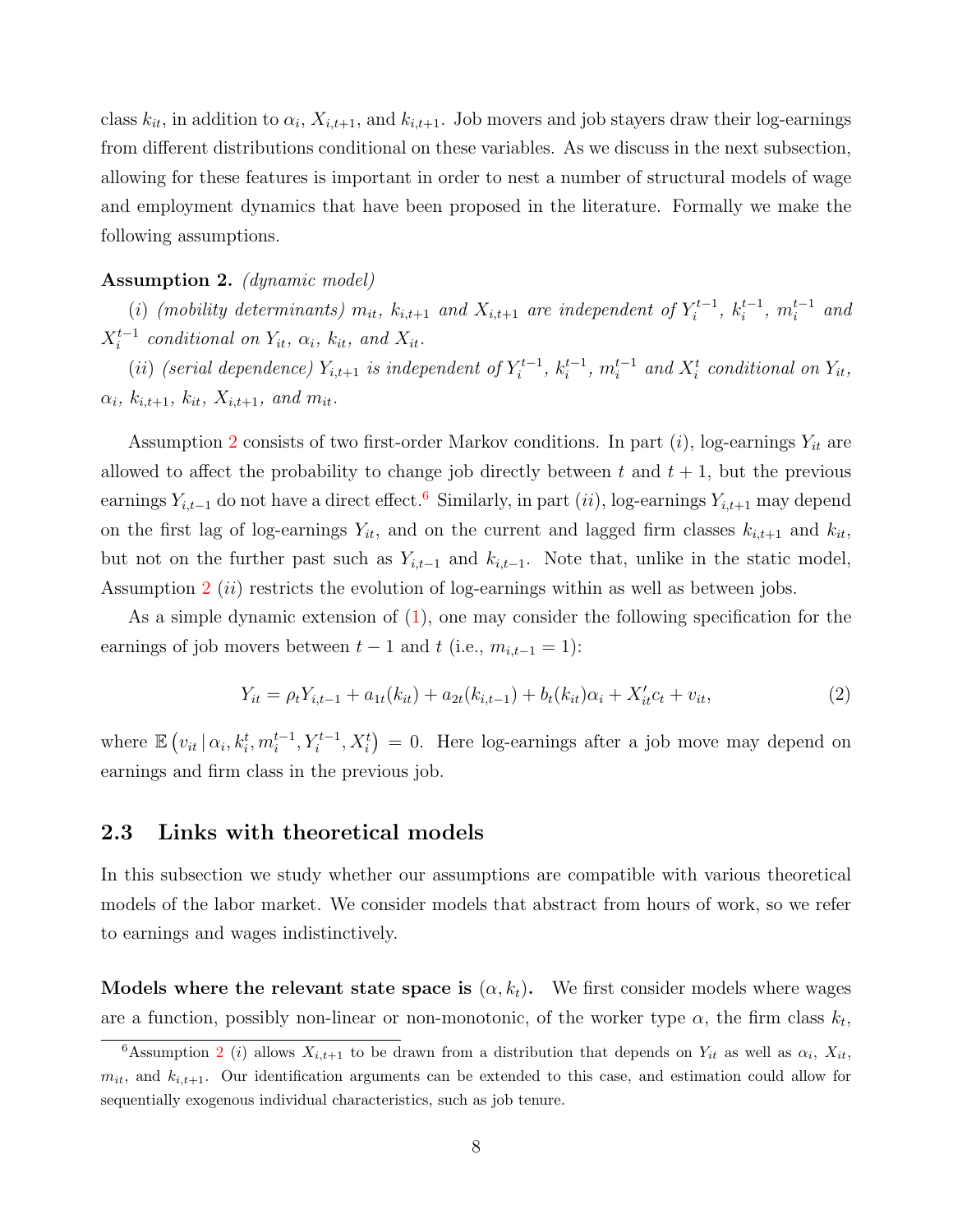class $k_{it}$, in addition to $\alpha_i$, $X_{i,t+1}$, and $k_{i,t+1}$. Job movers and job stayers draw their log-earnings from different distributions conditional on these variables. As we discuss in the next subsection, allowing for these features is important in order to nest a number of structural models of wage and employment dynamics that have been proposed in the literature. Formally we make the following assumptions.

**Assumption 2.** *(dynamic model)*

*(i) (mobility determinants) $m_{it}$, $k_{i,t+1}$ and $X_{i,t+1}$ are independent of $Y_i^{t-1}$, $k_i^{t-1}$, $m_i^{t-1}$ and $X_i^{t-1}$ conditional on $Y_{it}$, $\alpha_i$, $k_{it}$, and $X_{it}$.*

*(ii) (serial dependence) $Y_{i,t+1}$ is independent of $Y_i^{t-1}$, $k_i^{t-1}$, $m_i^{t-1}$ and $X_i^t$ conditional on $Y_{it}$, $\alpha_i$, $k_{i,t+1}$, $k_{it}$, $X_{i,t+1}$, and $m_{it}$.*

Assumption 2 consists of two first-order Markov conditions. In part $(i)$, log-earnings $Y_{it}$ are allowed to affect the probability to change job directly between $t$ and $t+1$, but the previous earnings $Y_{i,t-1}$ do not have a direct effect.[6] Similarly, in part $(ii)$, log-earnings $Y_{i,t+1}$ may depend on the first lag of log-earnings $Y_{it}$, and on the current and lagged firm classes $k_{i,t+1}$ and $k_{it}$, but not on the further past such as $Y_{i,t-1}$ and $k_{i,t-1}$. Note that, unlike in the static model, Assumption 2 $(ii)$ restricts the evolution of log-earnings within as well as between jobs.

As a simple dynamic extension of (1), one may consider the following specification for the earnings of job movers between $t-1$ and $t$ (i.e., $m_{i,t-1}=1$):

$$Y_{it} = \rho_t Y_{i,t-1} + a_{1t}(k_{it}) + a_{2t}(k_{i,t-1}) + b_t(k_{it})\alpha_i + X_{it}'c_t + v_{it}, \tag{2}$$

where $\mathbb{E}\left(v_{it} \,|\, \alpha_i, k_i^t, m_i^{t-1}, Y_i^{t-1}, X_i^t\right) = 0$. Here log-earnings after a job move may depend on earnings and firm class in the previous job.

## 2.3 Links with theoretical models

In this subsection we study whether our assumptions are compatible with various theoretical models of the labor market. We consider models that abstract from hours of work, so we refer to earnings and wages indistinctively.

**Models where the relevant state space is $(\alpha, k_t)$.** We first consider models where wages are a function, possibly non-linear or non-monotonic, of the worker type $\alpha$, the firm class $k_t$,

[6] Assumption 2 $(i)$ allows $X_{i,t+1}$ to be drawn from a distribution that depends on $Y_{it}$ as well as $\alpha_i$, $X_{it}$, $m_{it}$, and $k_{i,t+1}$. Our identification arguments can be extended to this case, and estimation could allow for sequentially exogenous individual characteristics, such as job tenure.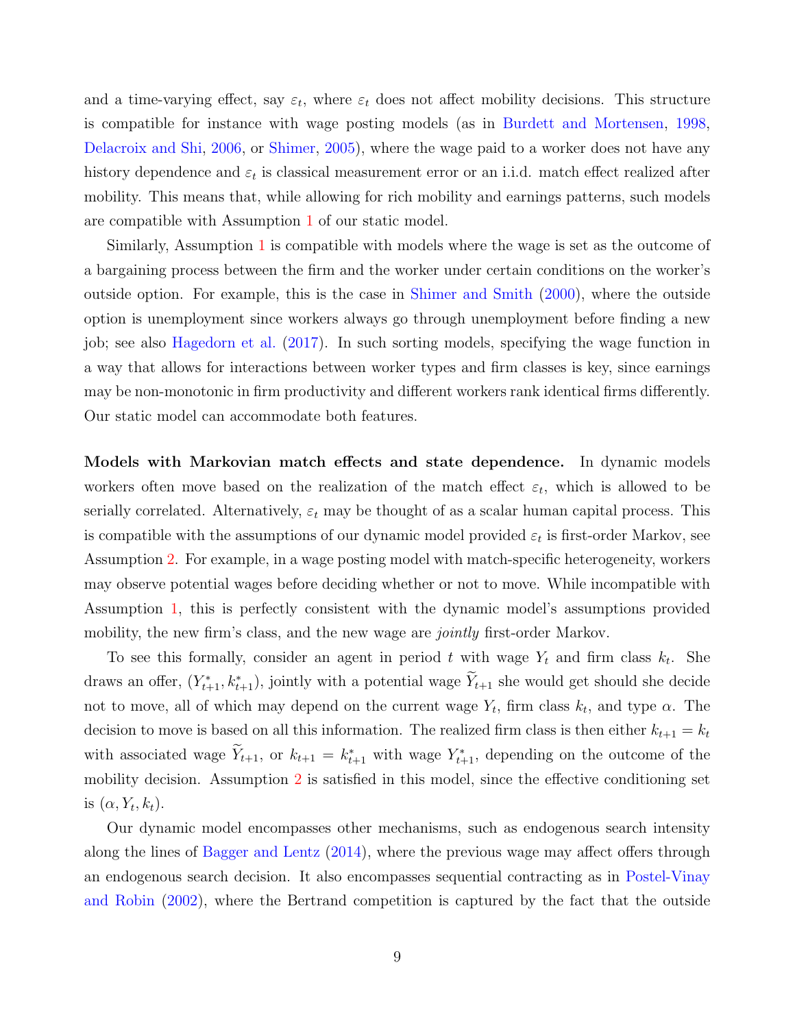and a time-varying effect, say $\varepsilon_t$, where $\varepsilon_t$ does not affect mobility decisions. This structure is compatible for instance with wage posting models (as in Burdett and Mortensen, 1998, Delacroix and Shi, 2006, or Shimer, 2005), where the wage paid to a worker does not have any history dependence and $\varepsilon_t$ is classical measurement error or an i.i.d. match effect realized after mobility. This means that, while allowing for rich mobility and earnings patterns, such models are compatible with Assumption 1 of our static model.

Similarly, Assumption 1 is compatible with models where the wage is set as the outcome of a bargaining process between the firm and the worker under certain conditions on the worker's outside option. For example, this is the case in Shimer and Smith (2000), where the outside option is unemployment since workers always go through unemployment before finding a new job; see also Hagedorn et al. (2017). In such sorting models, specifying the wage function in a way that allows for interactions between worker types and firm classes is key, since earnings may be non-monotonic in firm productivity and different workers rank identical firms differently. Our static model can accommodate both features.

**Models with Markovian match effects and state dependence.** In dynamic models workers often move based on the realization of the match effect $\varepsilon_t$, which is allowed to be serially correlated. Alternatively, $\varepsilon_t$ may be thought of as a scalar human capital process. This is compatible with the assumptions of our dynamic model provided $\varepsilon_t$ is first-order Markov, see Assumption 2. For example, in a wage posting model with match-specific heterogeneity, workers may observe potential wages before deciding whether or not to move. While incompatible with Assumption 1, this is perfectly consistent with the dynamic model's assumptions provided mobility, the new firm's class, and the new wage are *jointly* first-order Markov.

To see this formally, consider an agent in period $t$ with wage $Y_t$ and firm class $k_t$. She draws an offer, $(Y^*_{t+1}, k^*_{t+1})$, jointly with a potential wage $\widetilde{Y}_{t+1}$ she would get should she decide not to move, all of which may depend on the current wage $Y_t$, firm class $k_t$, and type $\alpha$. The decision to move is based on all this information. The realized firm class is then either $k_{t+1} = k_t$ with associated wage $\widetilde{Y}_{t+1}$, or $k_{t+1} = k^*_{t+1}$ with wage $Y^*_{t+1}$, depending on the outcome of the mobility decision. Assumption 2 is satisfied in this model, since the effective conditioning set is $(\alpha, Y_t, k_t)$.

Our dynamic model encompasses other mechanisms, such as endogenous search intensity along the lines of Bagger and Lentz (2014), where the previous wage may affect offers through an endogenous search decision. It also encompasses sequential contracting as in Postel-Vinay and Robin (2002), where the Bertrand competition is captured by the fact that the outside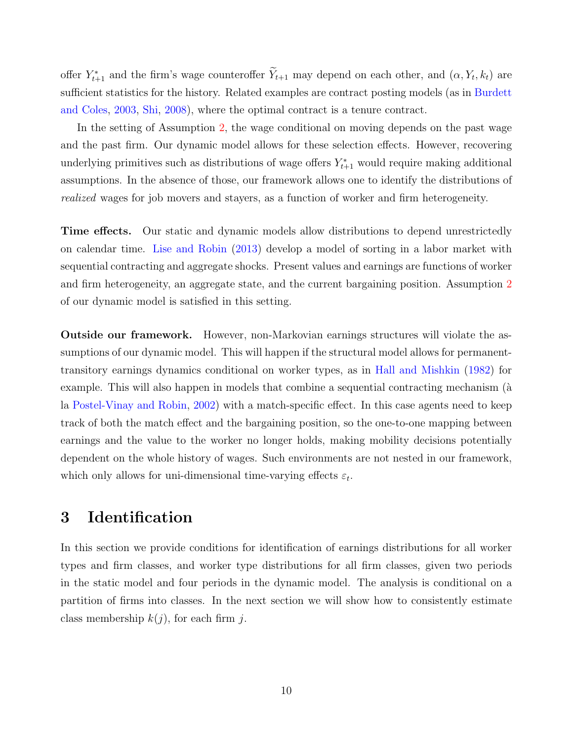offer $Y_{t+1}^*$ and the firm's wage counteroffer $\widetilde{Y}_{t+1}$ may depend on each other, and $(\alpha, Y_t, k_t)$ are sufficient statistics for the history. Related examples are contract posting models (as in Burdett and Coles, 2003, Shi, 2008), where the optimal contract is a tenure contract.

In the setting of Assumption 2, the wage conditional on moving depends on the past wage and the past firm. Our dynamic model allows for these selection effects. However, recovering underlying primitives such as distributions of wage offers $Y_{t+1}^*$ would require making additional assumptions. In the absence of those, our framework allows one to identify the distributions of *realized* wages for job movers and stayers, as a function of worker and firm heterogeneity.

**Time effects.** Our static and dynamic models allow distributions to depend unrestrictedly on calendar time. Lise and Robin (2013) develop a model of sorting in a labor market with sequential contracting and aggregate shocks. Present values and earnings are functions of worker and firm heterogeneity, an aggregate state, and the current bargaining position. Assumption 2 of our dynamic model is satisfied in this setting.

**Outside our framework.** However, non-Markovian earnings structures will violate the assumptions of our dynamic model. This will happen if the structural model allows for permanent-transitory earnings dynamics conditional on worker types, as in Hall and Mishkin (1982) for example. This will also happen in models that combine a sequential contracting mechanism (à la Postel-Vinay and Robin, 2002) with a match-specific effect. In this case agents need to keep track of both the match effect and the bargaining position, so the one-to-one mapping between earnings and the value to the worker no longer holds, making mobility decisions potentially dependent on the whole history of wages. Such environments are not nested in our framework, which only allows for uni-dimensional time-varying effects $\varepsilon_t$.

# 3 Identification

In this section we provide conditions for identification of earnings distributions for all worker types and firm classes, and worker type distributions for all firm classes, given two periods in the static model and four periods in the dynamic model. The analysis is conditional on a partition of firms into classes. In the next section we will show how to consistently estimate class membership $k(j)$, for each firm $j$.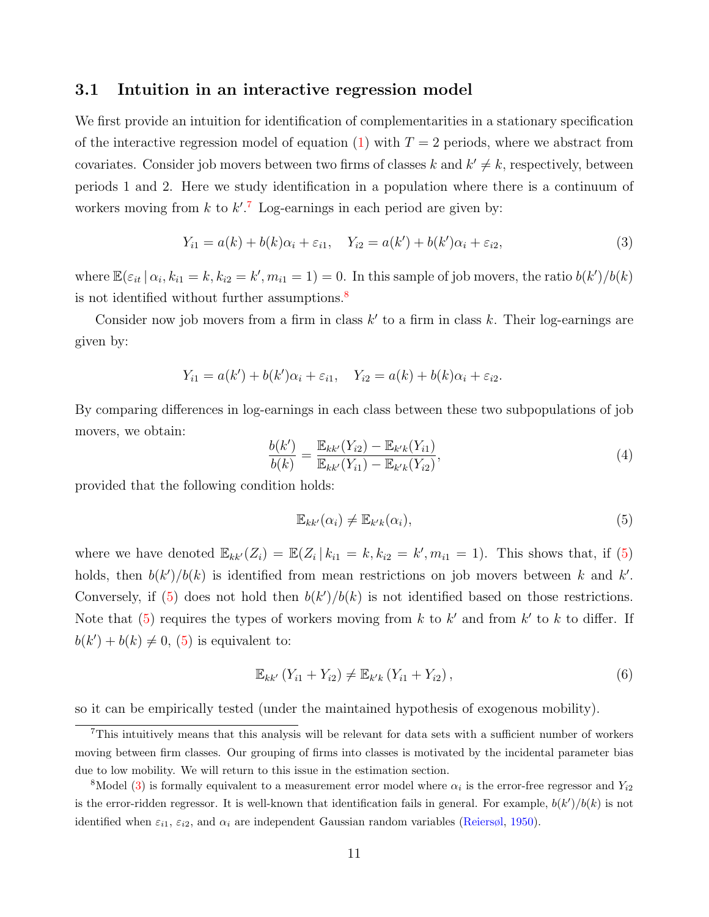### 3.1 Intuition in an interactive regression model

We first provide an intuition for identification of complementarities in a stationary specification of the interactive regression model of equation (1) with $T = 2$ periods, where we abstract from covariates. Consider job movers between two firms of classes $k$ and $k' \neq k$, respectively, between periods 1 and 2. Here we study identification in a population where there is a continuum of workers moving from $k$ to $k'$.[7] Log-earnings in each period are given by:

$$Y_{i1} = a(k) + b(k)\alpha_i + \varepsilon_{i1}, \quad Y_{i2} = a(k') + b(k')\alpha_i + \varepsilon_{i2}, \tag{3}$$

where $\mathbb{E}(\varepsilon_{it} \,|\, \alpha_i, k_{i1} = k, k_{i2} = k', m_{i1} = 1) = 0$. In this sample of job movers, the ratio $b(k')/b(k)$ is not identified without further assumptions.[8]

Consider now job movers from a firm in class $k'$ to a firm in class $k$. Their log-earnings are given by:

$$Y_{i1} = a(k') + b(k')\alpha_i + \varepsilon_{i1}, \quad Y_{i2} = a(k) + b(k)\alpha_i + \varepsilon_{i2}.$$

By comparing differences in log-earnings in each class between these two subpopulations of job movers, we obtain:

$$\frac{b(k')}{b(k)} = \frac{\mathbb{E}_{kk'}(Y_{i2}) - \mathbb{E}_{k'k}(Y_{i1})}{\mathbb{E}_{kk'}(Y_{i1}) - \mathbb{E}_{k'k}(Y_{i2})}, \tag{4}$$

provided that the following condition holds:

$$\mathbb{E}_{kk'}(\alpha_i) \neq \mathbb{E}_{k'k}(\alpha_i), \tag{5}$$

where we have denoted $\mathbb{E}_{kk'}(Z_i) = \mathbb{E}(Z_i \,|\, k_{i1} = k, k_{i2} = k', m_{i1} = 1)$. This shows that, if (5) holds, then $b(k')/b(k)$ is identified from mean restrictions on job movers between $k$ and $k'$. Conversely, if (5) does not hold then $b(k')/b(k)$ is not identified based on those restrictions. Note that (5) requires the types of workers moving from $k$ to $k'$ and from $k'$ to $k$ to differ. If $b(k') + b(k) \neq 0$, (5) is equivalent to:

$$\mathbb{E}_{kk'}\left(Y_{i1} + Y_{i2}\right) \neq \mathbb{E}_{k'k}\left(Y_{i1} + Y_{i2}\right), \tag{6}$$

so it can be empirically tested (under the maintained hypothesis of exogenous mobility).

---

[7] This intuitively means that this analysis will be relevant for data sets with a sufficient number of workers moving between firm classes. Our grouping of firms into classes is motivated by the incidental parameter bias due to low mobility. We will return to this issue in the estimation section.

[8] Model (3) is formally equivalent to a measurement error model where $\alpha_i$ is the error-free regressor and $Y_{i2}$ is the error-ridden regressor. It is well-known that identification fails in general. For example, $b(k')/b(k)$ is not identified when $\varepsilon_{i1}$, $\varepsilon_{i2}$, and $\alpha_i$ are independent Gaussian random variables (Reiersøl, 1950).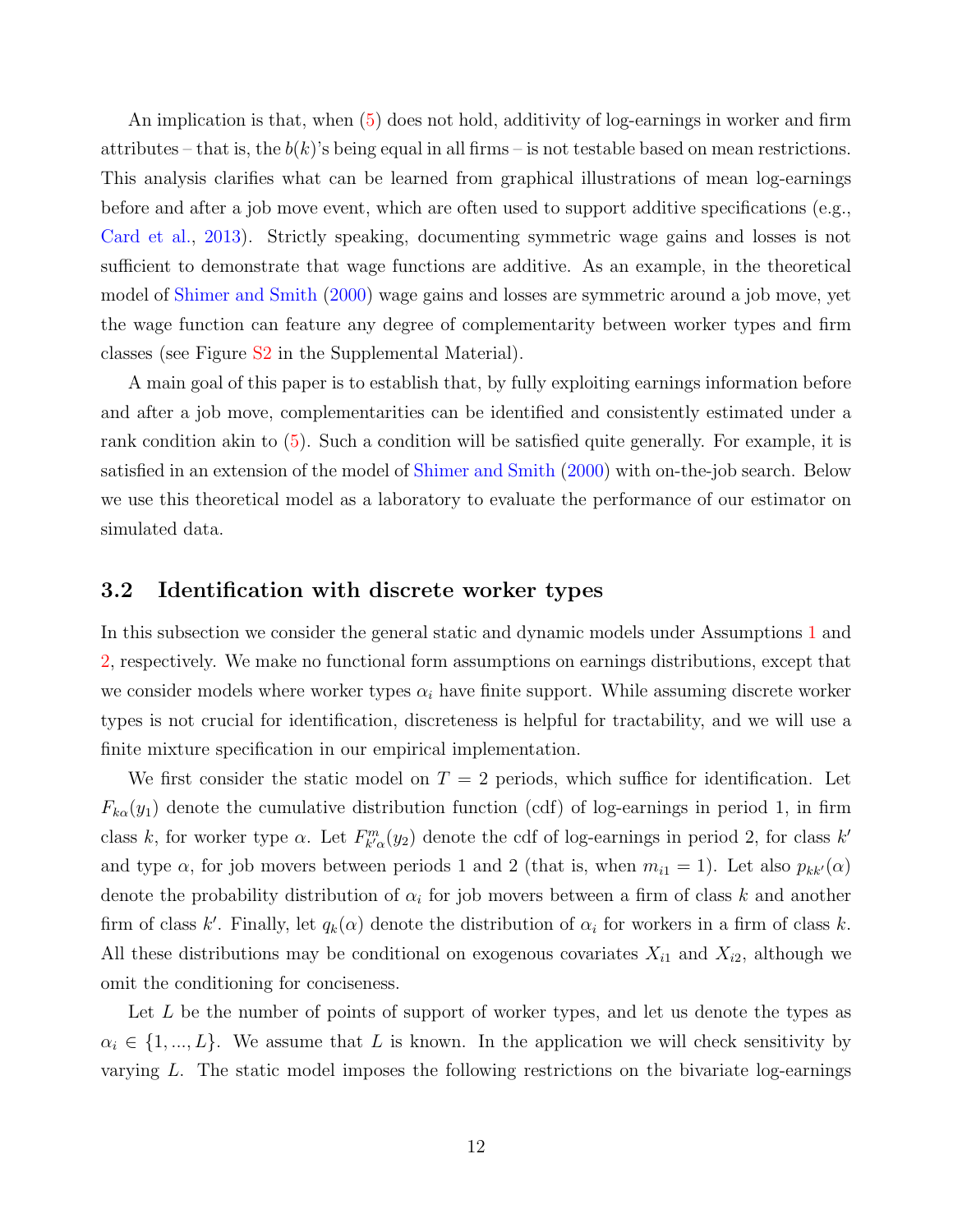An implication is that, when (5) does not hold, additivity of log-earnings in worker and firm attributes – that is, the $b(k)$'s being equal in all firms – is not testable based on mean restrictions. This analysis clarifies what can be learned from graphical illustrations of mean log-earnings before and after a job move event, which are often used to support additive specifications (e.g., Card et al., 2013). Strictly speaking, documenting symmetric wage gains and losses is not sufficient to demonstrate that wage functions are additive. As an example, in the theoretical model of Shimer and Smith (2000) wage gains and losses are symmetric around a job move, yet the wage function can feature any degree of complementarity between worker types and firm classes (see Figure S2 in the Supplemental Material).

A main goal of this paper is to establish that, by fully exploiting earnings information before and after a job move, complementarities can be identified and consistently estimated under a rank condition akin to (5). Such a condition will be satisfied quite generally. For example, it is satisfied in an extension of the model of Shimer and Smith (2000) with on-the-job search. Below we use this theoretical model as a laboratory to evaluate the performance of our estimator on simulated data.

### 3.2 Identification with discrete worker types

In this subsection we consider the general static and dynamic models under Assumptions 1 and 2, respectively. We make no functional form assumptions on earnings distributions, except that we consider models where worker types $\alpha_i$ have finite support. While assuming discrete worker types is not crucial for identification, discreteness is helpful for tractability, and we will use a finite mixture specification in our empirical implementation.

We first consider the static model on $T = 2$ periods, which suffice for identification. Let $F_{k\alpha}(y_1)$ denote the cumulative distribution function (cdf) of log-earnings in period 1, in firm class $k$, for worker type $\alpha$. Let $F^m_{k'\alpha}(y_2)$ denote the cdf of log-earnings in period 2, for class $k'$ and type $\alpha$, for job movers between periods 1 and 2 (that is, when $m_{i1} = 1$). Let also $p_{kk'}(\alpha)$ denote the probability distribution of $\alpha_i$ for job movers between a firm of class $k$ and another firm of class $k'$. Finally, let $q_k(\alpha)$ denote the distribution of $\alpha_i$ for workers in a firm of class $k$. All these distributions may be conditional on exogenous covariates $X_{i1}$ and $X_{i2}$, although we omit the conditioning for conciseness.

Let $L$ be the number of points of support of worker types, and let us denote the types as $\alpha_i \in \{1, ..., L\}$. We assume that $L$ is known. In the application we will check sensitivity by varying $L$. The static model imposes the following restrictions on the bivariate log-earnings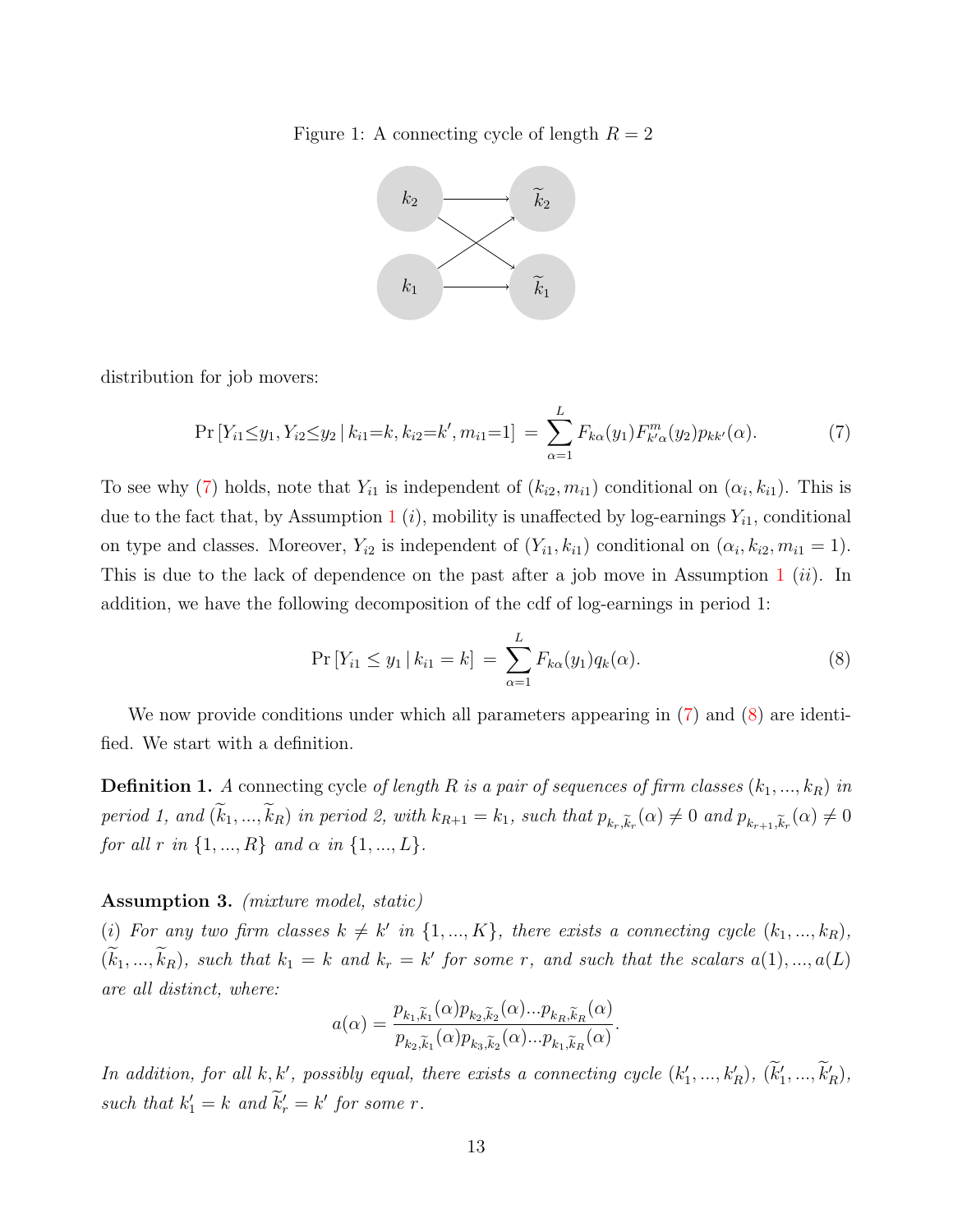Figure 1: A connecting cycle of length $R = 2$

distribution for job movers:

$$\Pr\left[Y_{i1}\leq y_1, Y_{i2}\leq y_2 \,|\, k_{i1}=k, k_{i2}=k', m_{i1}=1\right] \,=\, \sum_{\alpha=1}^{L} F_{k\alpha}(y_1) F^{m}_{k'\alpha}(y_2) p_{kk'}(\alpha). \tag{7}$$

To see why (7) holds, note that $Y_{i1}$ is independent of $(k_{i2}, m_{i1})$ conditional on $(\alpha_i, k_{i1})$. This is due to the fact that, by Assumption 1 $(i)$, mobility is unaffected by log-earnings $Y_{i1}$, conditional on type and classes. Moreover, $Y_{i2}$ is independent of $(Y_{i1}, k_{i1})$ conditional on $(\alpha_i, k_{i2}, m_{i1} = 1)$. This is due to the lack of dependence on the past after a job move in Assumption 1 $(ii)$. In addition, we have the following decomposition of the cdf of log-earnings in period 1:

$$\Pr\left[Y_{i1} \leq y_1 \,|\, k_{i1} = k\right] \,=\, \sum_{\alpha=1}^{L} F_{k\alpha}(y_1) q_k(\alpha). \tag{8}$$

We now provide conditions under which all parameters appearing in (7) and (8) are identified. We start with a definition.

**Definition 1.** *A* connecting cycle *of length $R$ is a pair of sequences of firm classes $(k_1, ..., k_R)$ in period 1, and $(\widetilde{k}_1, ..., \widetilde{k}_R)$ in period 2, with $k_{R+1} = k_1$, such that $p_{k_r,\widetilde{k}_r}(\alpha) \neq 0$ and $p_{k_{r+1},\widetilde{k}_r}(\alpha) \neq 0$ for all $r$ in $\{1, ..., R\}$ and $\alpha$ in $\{1, ..., L\}$.*

**Assumption 3.** *(mixture model, static)*

*$(i)$ For any two firm classes $k \neq k'$ in $\{1, ..., K\}$, there exists a connecting cycle $(k_1, ..., k_R)$, $(\widetilde{k}_1, ..., \widetilde{k}_R)$, such that $k_1 = k$ and $k_r = k'$ for some $r$, and such that the scalars $a(1), ..., a(L)$ are all distinct, where:*

$$a(\alpha) = \frac{p_{k_1,\widetilde{k}_1}(\alpha) p_{k_2,\widetilde{k}_2}(\alpha) ... p_{k_R,\widetilde{k}_R}(\alpha)}{p_{k_2,\widetilde{k}_1}(\alpha) p_{k_3,\widetilde{k}_2}(\alpha) ... p_{k_1,\widetilde{k}_R}(\alpha)}.$$

*In addition, for all $k, k'$, possibly equal, there exists a connecting cycle $(k'_1, ..., k'_R)$, $(\widetilde{k}'_1, ..., \widetilde{k}'_R)$, such that $k'_1 = k$ and $\widetilde{k}'_r = k'$ for some $r$.*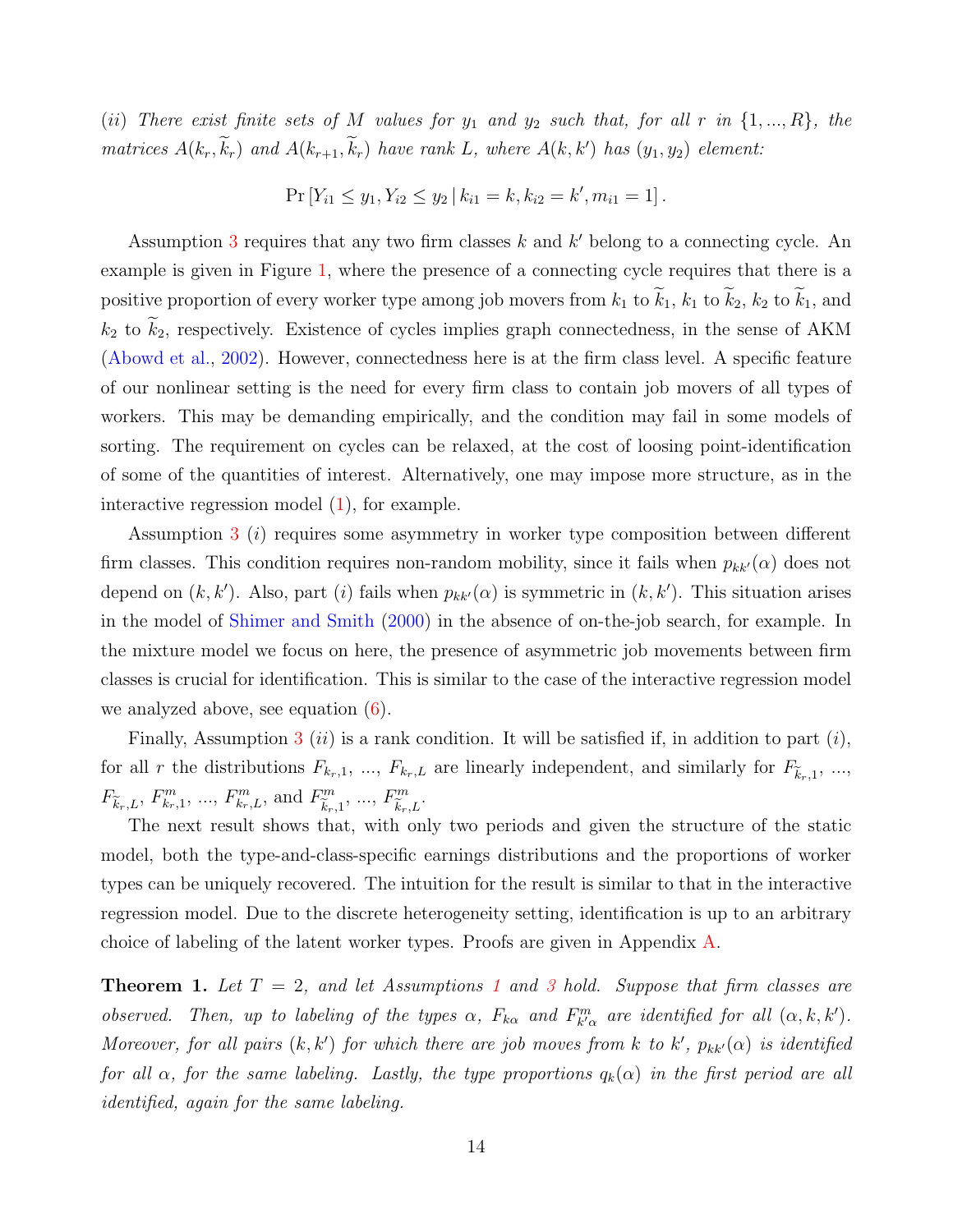*(ii) There exist finite sets of $M$ values for $y_1$ and $y_2$ such that, for all $r$ in $\{1, ..., R\}$, the matrices $A(k_r, \widetilde{k}_r)$ and $A(k_{r+1}, \widetilde{k}_r)$ have rank $L$, where $A(k, k')$ has $(y_1, y_2)$ element:*

$$\Pr\left[Y_{i1} \leq y_1, Y_{i2} \leq y_2 \,|\, k_{i1} = k, k_{i2} = k', m_{i1} = 1\right].$$

Assumption 3 requires that any two firm classes $k$ and $k'$ belong to a connecting cycle. An example is given in Figure 1, where the presence of a connecting cycle requires that there is a positive proportion of every worker type among job movers from $k_1$ to $\widetilde{k}_1$, $k_1$ to $\widetilde{k}_2$, $k_2$ to $\widetilde{k}_1$, and $k_2$ to $\widetilde{k}_2$, respectively. Existence of cycles implies graph connectedness, in the sense of AKM (Abowd et al., 2002). However, connectedness here is at the firm class level. A specific feature of our nonlinear setting is the need for every firm class to contain job movers of all types of workers. This may be demanding empirically, and the condition may fail in some models of sorting. The requirement on cycles can be relaxed, at the cost of loosing point-identification of some of the quantities of interest. Alternatively, one may impose more structure, as in the interactive regression model (1), for example.

Assumption 3 $(i)$ requires some asymmetry in worker type composition between different firm classes. This condition requires non-random mobility, since it fails when $p_{kk'}(\alpha)$ does not depend on $(k, k')$. Also, part $(i)$ fails when $p_{kk'}(\alpha)$ is symmetric in $(k, k')$. This situation arises in the model of Shimer and Smith (2000) in the absence of on-the-job search, for example. In the mixture model we focus on here, the presence of asymmetric job movements between firm classes is crucial for identification. This is similar to the case of the interactive regression model we analyzed above, see equation (6).

Finally, Assumption 3 $(ii)$ is a rank condition. It will be satisfied if, in addition to part $(i)$, for all $r$ the distributions $F_{k_r,1}$, ..., $F_{k_r,L}$ are linearly independent, and similarly for $F_{\widetilde{k}_r,1}$, ..., $F_{\widetilde{k}_r,L}$, $F^m_{k_r,1}$, ..., $F^m_{k_r,L}$, and $F^m_{\widetilde{k}_r,1}$, ..., $F^m_{\widetilde{k}_r,L}$.

The next result shows that, with only two periods and given the structure of the static model, both the type-and-class-specific earnings distributions and the proportions of worker types can be uniquely recovered. The intuition for the result is similar to that in the interactive regression model. Due to the discrete heterogeneity setting, identification is up to an arbitrary choice of labeling of the latent worker types. Proofs are given in Appendix A.

**Theorem 1.** *Let $T = 2$, and let Assumptions 1 and 3 hold. Suppose that firm classes are observed. Then, up to labeling of the types $\alpha$, $F_{k\alpha}$ and $F^m_{k'\alpha}$ are identified for all $(\alpha, k, k')$. Moreover, for all pairs $(k, k')$ for which there are job moves from $k$ to $k'$, $p_{kk'}(\alpha)$ is identified for all $\alpha$, for the same labeling. Lastly, the type proportions $q_k(\alpha)$ in the first period are all identified, again for the same labeling.*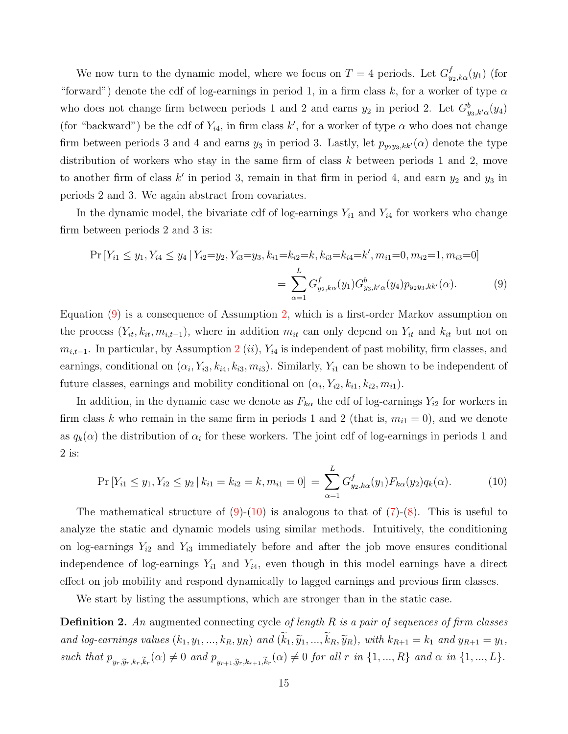We now turn to the dynamic model, where we focus on $T = 4$ periods. Let $G^f_{y_2,k\alpha}(y_1)$ (for "forward") denote the cdf of log-earnings in period 1, in a firm class $k$, for a worker of type $\alpha$ who does not change firm between periods 1 and 2 and earns $y_2$ in period 2. Let $G^b_{y_3,k'\alpha}(y_4)$ (for "backward") be the cdf of $Y_{i4}$, in firm class $k'$, for a worker of type $\alpha$ who does not change firm between periods 3 and 4 and earns $y_3$ in period 3. Lastly, let $p_{y_2y_3,kk'}(\alpha)$ denote the type distribution of workers who stay in the same firm of class $k$ between periods 1 and 2, move to another firm of class $k'$ in period 3, remain in that firm in period 4, and earn $y_2$ and $y_3$ in periods 2 and 3. We again abstract from covariates.

In the dynamic model, the bivariate cdf of log-earnings $Y_{i1}$ and $Y_{i4}$ for workers who change firm between periods 2 and 3 is:

$$\Pr\left[Y_{i1} \le y_1, Y_{i4} \le y_4 \,|\, Y_{i2}{=}y_2, Y_{i3}{=}y_3, k_{i1}{=}k_{i2}{=}k, k_{i3}{=}k_{i4}{=}k', m_{i1}{=}0, m_{i2}{=}1, m_{i3}{=}0\right]$$
$$= \sum_{\alpha=1}^{L} G^f_{y_2,k\alpha}(y_1) G^b_{y_3,k'\alpha}(y_4) p_{y_2y_3,kk'}(\alpha). \tag{9}$$

Equation (9) is a consequence of Assumption 2, which is a first-order Markov assumption on the process $(Y_{it}, k_{it}, m_{i,t-1})$, where in addition $m_{it}$ can only depend on $Y_{it}$ and $k_{it}$ but not on $m_{i,t-1}$. In particular, by Assumption 2 *(ii)*, $Y_{i4}$ is independent of past mobility, firm classes, and earnings, conditional on $(\alpha_i, Y_{i3}, k_{i4}, k_{i3}, m_{i3})$. Similarly, $Y_{i1}$ can be shown to be independent of future classes, earnings and mobility conditional on $(\alpha_i, Y_{i2}, k_{i1}, k_{i2}, m_{i1})$.

In addition, in the dynamic case we denote as $F_{k\alpha}$ the cdf of log-earnings $Y_{i2}$ for workers in firm class $k$ who remain in the same firm in periods 1 and 2 (that is, $m_{i1} = 0$), and we denote as $q_k(\alpha)$ the distribution of $\alpha_i$ for these workers. The joint cdf of log-earnings in periods 1 and 2 is:

$$\Pr\left[Y_{i1} \le y_1, Y_{i2} \le y_2 \,|\, k_{i1} = k_{i2} = k, m_{i1} = 0\right] = \sum_{\alpha=1}^{L} G^f_{y_2,k\alpha}(y_1) F_{k\alpha}(y_2) q_k(\alpha). \tag{10}$$

The mathematical structure of (9)-(10) is analogous to that of (7)-(8). This is useful to analyze the static and dynamic models using similar methods. Intuitively, the conditioning on log-earnings $Y_{i2}$ and $Y_{i3}$ immediately before and after the job move ensures conditional independence of log-earnings $Y_{i1}$ and $Y_{i4}$, even though in this model earnings have a direct effect on job mobility and respond dynamically to lagged earnings and previous firm classes.

We start by listing the assumptions, which are stronger than in the static case.

**Definition 2.** *An* augmented connecting cycle *of length $R$ is a pair of sequences of firm classes and log-earnings values $(k_1, y_1, ..., k_R, y_R)$ and $(\widetilde{k}_1, \widetilde{y}_1, ..., \widetilde{k}_R, \widetilde{y}_R)$, with $k_{R+1} = k_1$ and $y_{R+1} = y_1$, such that $p_{y_r,\widetilde{y}_r,k_r,\widetilde{k}_r}(\alpha) \neq 0$ and $p_{y_{r+1},\widetilde{y}_r,k_{r+1},\widetilde{k}_r}(\alpha) \neq 0$ for all $r$ in $\{1, ..., R\}$ and $\alpha$ in $\{1, ..., L\}$.*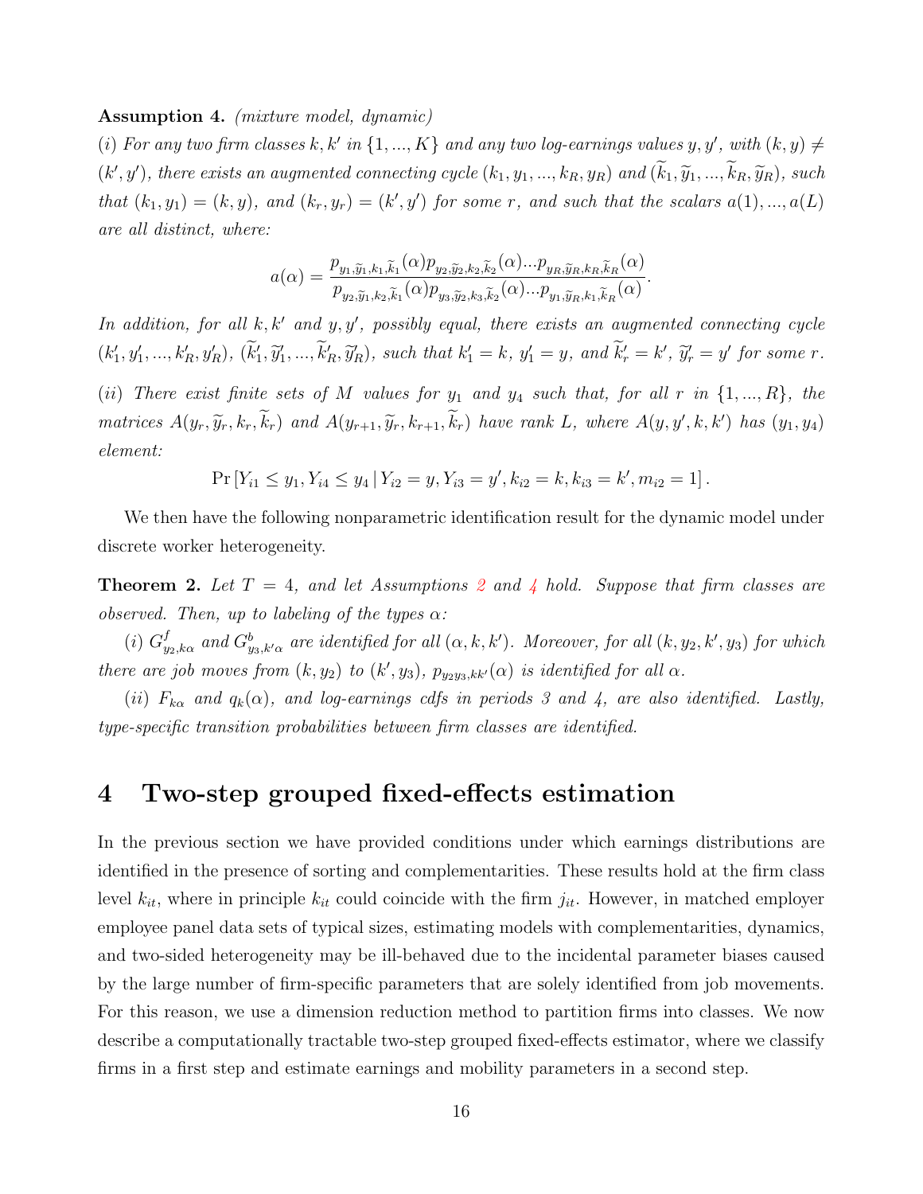**Assumption 4.** *(mixture model, dynamic)*

*(i) For any two firm classes $k, k'$ in $\{1, ..., K\}$ and any two log-earnings values $y, y'$, with $(k, y) \neq (k', y')$, there exists an augmented connecting cycle $(k_1, y_1, ..., k_R, y_R)$ and $(\widetilde{k}_1, \widetilde{y}_1, ..., \widetilde{k}_R, \widetilde{y}_R)$, such that $(k_1, y_1) = (k, y)$, and $(k_r, y_r) = (k', y')$ for some $r$, and such that the scalars $a(1), ..., a(L)$ are all distinct, where:*

$$a(\alpha) = \frac{p_{y_1, \widetilde{y}_1, k_1, \widetilde{k}_1}(\alpha) p_{y_2, \widetilde{y}_2, k_2, \widetilde{k}_2}(\alpha) ... p_{y_R, \widetilde{y}_R, k_R, \widetilde{k}_R}(\alpha)}{p_{y_2, \widetilde{y}_1, k_2, \widetilde{k}_1}(\alpha) p_{y_3, \widetilde{y}_2, k_3, \widetilde{k}_2}(\alpha) ... p_{y_1, \widetilde{y}_R, k_1, \widetilde{k}_R}(\alpha)}.$$

*In addition, for all $k, k'$ and $y, y'$, possibly equal, there exists an augmented connecting cycle $(k'_1, y'_1, ..., k'_R, y'_R)$, $(\widetilde{k}'_1, \widetilde{y}'_1, ..., \widetilde{k}'_R, \widetilde{y}'_R)$, such that $k'_1 = k$, $y'_1 = y$, and $\widetilde{k}'_r = k'$, $\widetilde{y}'_r = y'$ for some $r$.*

*(ii) There exist finite sets of $M$ values for $y_1$ and $y_4$ such that, for all $r$ in $\{1, ..., R\}$, the matrices $A(y_r, \widetilde{y}_r, k_r, \widetilde{k}_r)$ and $A(y_{r+1}, \widetilde{y}_r, k_{r+1}, \widetilde{k}_r)$ have rank $L$, where $A(y, y', k, k')$ has $(y_1, y_4)$ element:*

$$\Pr\left[Y_{i1} \leq y_1, Y_{i4} \leq y_4 \,|\, Y_{i2} = y, Y_{i3} = y', k_{i2} = k, k_{i3} = k', m_{i2} = 1\right].$$

We then have the following nonparametric identification result for the dynamic model under discrete worker heterogeneity.

**Theorem 2.** *Let $T = 4$, and let Assumptions 2 and 4 hold. Suppose that firm classes are observed. Then, up to labeling of the types $\alpha$:*

*(i) $G^f_{y_2, k\alpha}$ and $G^b_{y_3, k'\alpha}$ are identified for all $(\alpha, k, k')$. Moreover, for all $(k, y_2, k', y_3)$ for which there are job moves from $(k, y_2)$ to $(k', y_3)$, $p_{y_2 y_3, kk'}(\alpha)$ is identified for all $\alpha$.*

*(ii) $F_{k\alpha}$ and $q_k(\alpha)$, and log-earnings cdfs in periods 3 and 4, are also identified. Lastly, type-specific transition probabilities between firm classes are identified.*

# 4 Two-step grouped fixed-effects estimation

In the previous section we have provided conditions under which earnings distributions are identified in the presence of sorting and complementarities. These results hold at the firm class level $k_{it}$, where in principle $k_{it}$ could coincide with the firm $j_{it}$. However, in matched employer employee panel data sets of typical sizes, estimating models with complementarities, dynamics, and two-sided heterogeneity may be ill-behaved due to the incidental parameter biases caused by the large number of firm-specific parameters that are solely identified from job movements. For this reason, we use a dimension reduction method to partition firms into classes. We now describe a computationally tractable two-step grouped fixed-effects estimator, where we classify firms in a first step and estimate earnings and mobility parameters in a second step.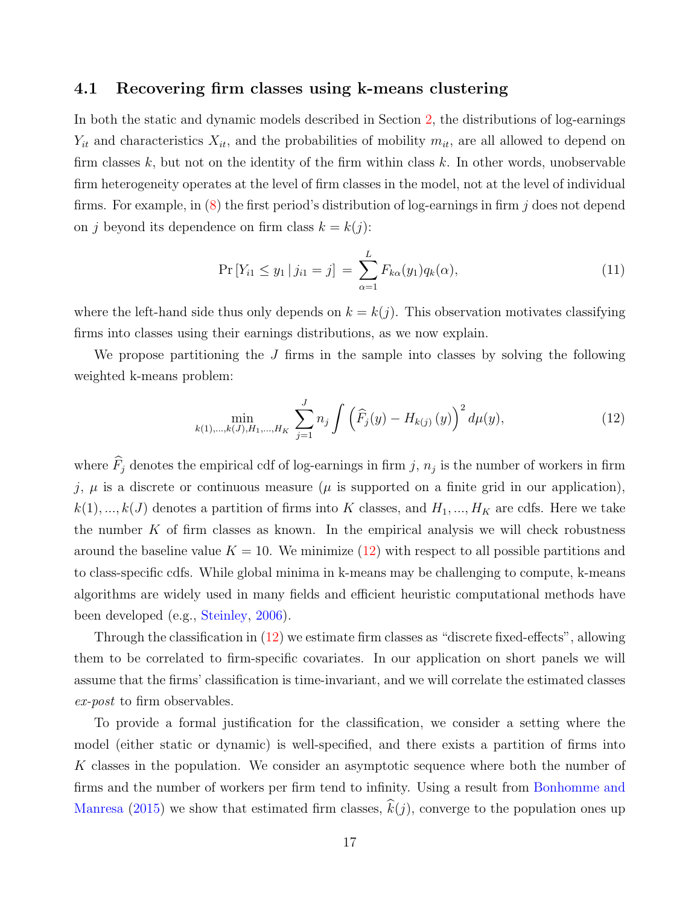### 4.1 Recovering firm classes using k-means clustering

In both the static and dynamic models described in Section 2, the distributions of log-earnings $Y_{it}$ and characteristics $X_{it}$, and the probabilities of mobility $m_{it}$, are all allowed to depend on firm classes $k$, but not on the identity of the firm within class $k$. In other words, unobservable firm heterogeneity operates at the level of firm classes in the model, not at the level of individual firms. For example, in (8) the first period's distribution of log-earnings in firm $j$ does not depend on $j$ beyond its dependence on firm class $k = k(j)$:

$$\Pr\left[Y_{i1} \leq y_1 \,|\, j_{i1} = j\right] \,=\, \sum_{\alpha=1}^{L} F_{k\alpha}(y_1) q_k(\alpha), \tag{11}$$

where the left-hand side thus only depends on $k = k(j)$. This observation motivates classifying firms into classes using their earnings distributions, as we now explain.

We propose partitioning the $J$ firms in the sample into classes by solving the following weighted k-means problem:

$$\min_{k(1),...,k(J),H_1,...,H_K} \sum_{j=1}^{J} n_j \int \left(\widehat{F}_j(y) - H_{k(j)}\left(y\right)\right)^2 d\mu(y), \tag{12}$$

where $\widehat{F}_j$ denotes the empirical cdf of log-earnings in firm $j$, $n_j$ is the number of workers in firm $j$, $\mu$ is a discrete or continuous measure ($\mu$ is supported on a finite grid in our application), $k(1), ..., k(J)$ denotes a partition of firms into $K$ classes, and $H_1, ..., H_K$ are cdfs. Here we take the number $K$ of firm classes as known. In the empirical analysis we will check robustness around the baseline value $K = 10$. We minimize (12) with respect to all possible partitions and to class-specific cdfs. While global minima in k-means may be challenging to compute, k-means algorithms are widely used in many fields and efficient heuristic computational methods have been developed (e.g., Steinley, 2006).

Through the classification in (12) we estimate firm classes as "discrete fixed-effects", allowing them to be correlated to firm-specific covariates. In our application on short panels we will assume that the firms' classification is time-invariant, and we will correlate the estimated classes *ex-post* to firm observables.

To provide a formal justification for the classification, we consider a setting where the model (either static or dynamic) is well-specified, and there exists a partition of firms into $K$ classes in the population. We consider an asymptotic sequence where both the number of firms and the number of workers per firm tend to infinity. Using a result from Bonhomme and Manresa (2015) we show that estimated firm classes, $\widehat{k}(j)$, converge to the population ones up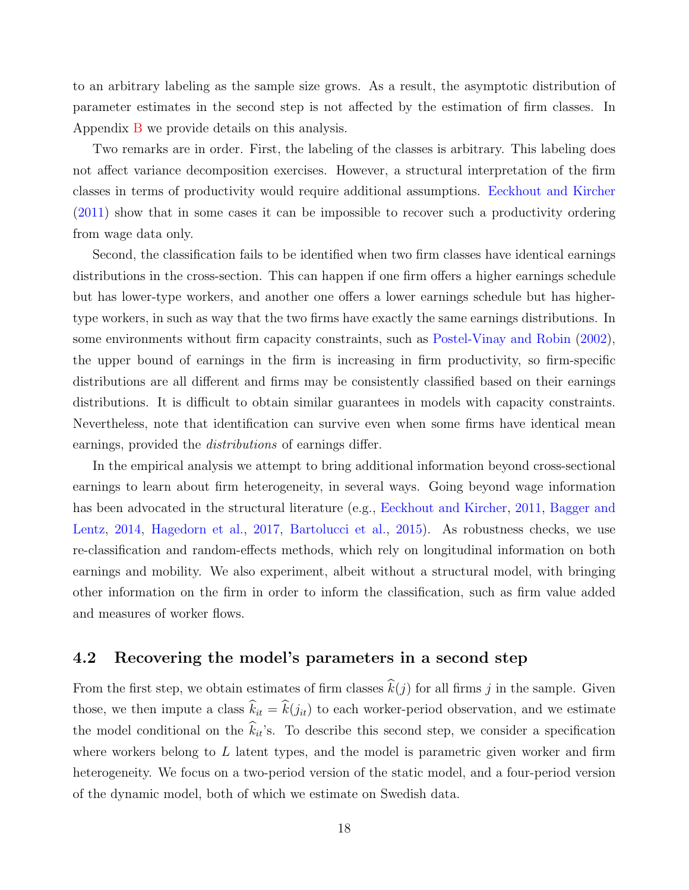to an arbitrary labeling as the sample size grows. As a result, the asymptotic distribution of parameter estimates in the second step is not affected by the estimation of firm classes. In Appendix B we provide details on this analysis.

Two remarks are in order. First, the labeling of the classes is arbitrary. This labeling does not affect variance decomposition exercises. However, a structural interpretation of the firm classes in terms of productivity would require additional assumptions. Eeckhout and Kircher (2011) show that in some cases it can be impossible to recover such a productivity ordering from wage data only.

Second, the classification fails to be identified when two firm classes have identical earnings distributions in the cross-section. This can happen if one firm offers a higher earnings schedule but has lower-type workers, and another one offers a lower earnings schedule but has higher-type workers, in such as way that the two firms have exactly the same earnings distributions. In some environments without firm capacity constraints, such as Postel-Vinay and Robin (2002), the upper bound of earnings in the firm is increasing in firm productivity, so firm-specific distributions are all different and firms may be consistently classified based on their earnings distributions. It is difficult to obtain similar guarantees in models with capacity constraints. Nevertheless, note that identification can survive even when some firms have identical mean earnings, provided the *distributions* of earnings differ.

In the empirical analysis we attempt to bring additional information beyond cross-sectional earnings to learn about firm heterogeneity, in several ways. Going beyond wage information has been advocated in the structural literature (e.g., Eeckhout and Kircher, 2011, Bagger and Lentz, 2014, Hagedorn et al., 2017, Bartolucci et al., 2015). As robustness checks, we use re-classification and random-effects methods, which rely on longitudinal information on both earnings and mobility. We also experiment, albeit without a structural model, with bringing other information on the firm in order to inform the classification, such as firm value added and measures of worker flows.

## 4.2 Recovering the model's parameters in a second step

From the first step, we obtain estimates of firm classes $\widehat{k}(j)$ for all firms $j$ in the sample. Given those, we then impute a class $\widehat{k}_{it} = \widehat{k}(j_{it})$ to each worker-period observation, and we estimate the model conditional on the $\widehat{k}_{it}$'s. To describe this second step, we consider a specification where workers belong to $L$ latent types, and the model is parametric given worker and firm heterogeneity. We focus on a two-period version of the static model, and a four-period version of the dynamic model, both of which we estimate on Swedish data.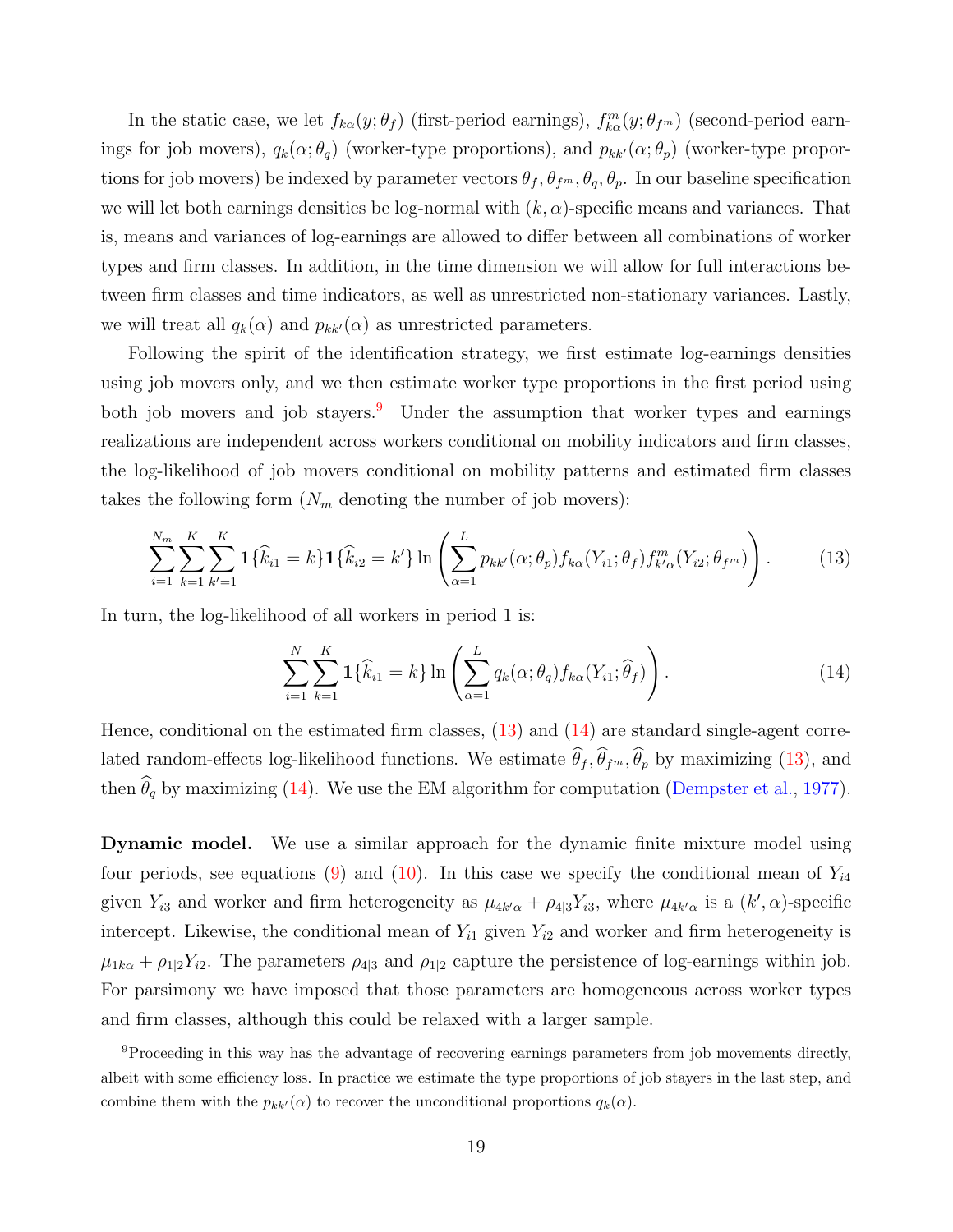In the static case, we let $f_{k\alpha}(y;\theta_f)$ (first-period earnings), $f^m_{k\alpha}(y;\theta_{f^m})$ (second-period earnings for job movers), $q_k(\alpha;\theta_q)$ (worker-type proportions), and $p_{kk'}(\alpha;\theta_p)$ (worker-type proportions for job movers) be indexed by parameter vectors $\theta_f, \theta_{f^m}, \theta_q, \theta_p$. In our baseline specification we will let both earnings densities be log-normal with $(k,\alpha)$-specific means and variances. That is, means and variances of log-earnings are allowed to differ between all combinations of worker types and firm classes. In addition, in the time dimension we will allow for full interactions between firm classes and time indicators, as well as unrestricted non-stationary variances. Lastly, we will treat all $q_k(\alpha)$ and $p_{kk'}(\alpha)$ as unrestricted parameters.

Following the spirit of the identification strategy, we first estimate log-earnings densities using job movers only, and we then estimate worker type proportions in the first period using both job movers and job stayers.[9] Under the assumption that worker types and earnings realizations are independent across workers conditional on mobility indicators and firm classes, the log-likelihood of job movers conditional on mobility patterns and estimated firm classes takes the following form ($N_m$ denoting the number of job movers):

$$\sum_{i=1}^{N_m}\sum_{k=1}^{K}\sum_{k'=1}^{K}\mathbf{1}\{\widehat{k}_{i1}=k\}\mathbf{1}\{\widehat{k}_{i2}=k'\}\ln\left(\sum_{\alpha=1}^{L}p_{kk'}(\alpha;\theta_p)f_{k\alpha}(Y_{i1};\theta_f)f^m_{k'\alpha}(Y_{i2};\theta_{f^m})\right). \tag{13}$$

In turn, the log-likelihood of all workers in period 1 is:

$$\sum_{i=1}^{N}\sum_{k=1}^{K}\mathbf{1}\{\widehat{k}_{i1}=k\}\ln\left(\sum_{\alpha=1}^{L}q_k(\alpha;\theta_q)f_{k\alpha}(Y_{i1};\widehat{\theta}_f)\right). \tag{14}$$

Hence, conditional on the estimated firm classes, (13) and (14) are standard single-agent correlated random-effects log-likelihood functions. We estimate $\widehat{\theta}_f, \widehat{\theta}_{f^m}, \widehat{\theta}_p$ by maximizing (13), and then $\widehat{\theta}_q$ by maximizing (14). We use the EM algorithm for computation (Dempster et al., 1977).

**Dynamic model.** We use a similar approach for the dynamic finite mixture model using four periods, see equations (9) and (10). In this case we specify the conditional mean of $Y_{i4}$ given $Y_{i3}$ and worker and firm heterogeneity as $\mu_{4k'\alpha}+\rho_{4|3}Y_{i3}$, where $\mu_{4k'\alpha}$ is a $(k',\alpha)$-specific intercept. Likewise, the conditional mean of $Y_{i1}$ given $Y_{i2}$ and worker and firm heterogeneity is $\mu_{1k\alpha}+\rho_{1|2}Y_{i2}$. The parameters $\rho_{4|3}$ and $\rho_{1|2}$ capture the persistence of log-earnings within job. For parsimony we have imposed that those parameters are homogeneous across worker types and firm classes, although this could be relaxed with a larger sample.

[9] Proceeding in this way has the advantage of recovering earnings parameters from job movements directly, albeit with some efficiency loss. In practice we estimate the type proportions of job stayers in the last step, and combine them with the $p_{kk'}(\alpha)$ to recover the unconditional proportions $q_k(\alpha)$.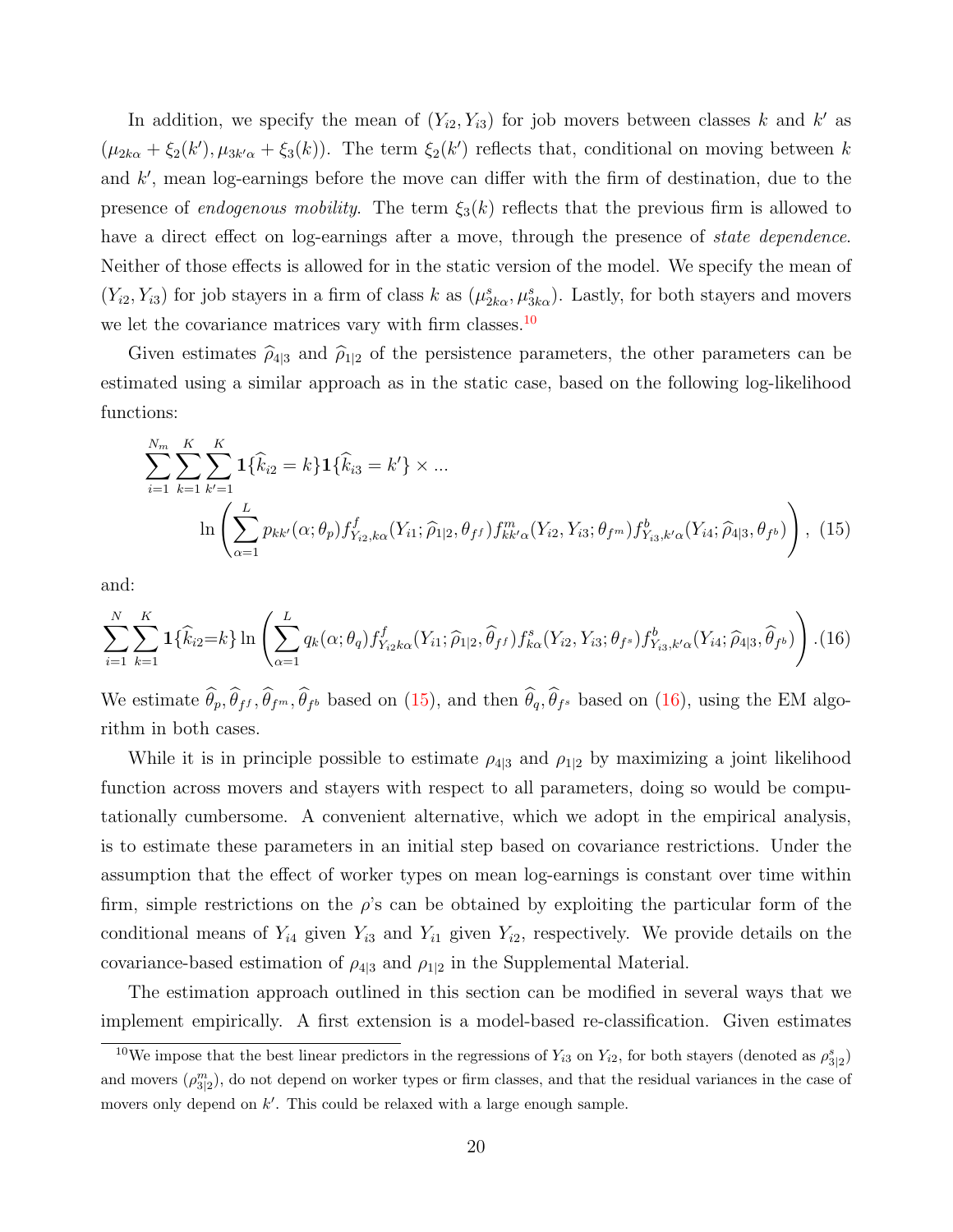In addition, we specify the mean of $(Y_{i2}, Y_{i3})$ for job movers between classes $k$ and $k'$ as $(\mu_{2k\alpha} + \xi_2(k'), \mu_{3k'\alpha} + \xi_3(k))$. The term $\xi_2(k')$ reflects that, conditional on moving between $k$ and $k'$, mean log-earnings before the move can differ with the firm of destination, due to the presence of *endogenous mobility*. The term $\xi_3(k)$ reflects that the previous firm is allowed to have a direct effect on log-earnings after a move, through the presence of *state dependence*. Neither of those effects is allowed for in the static version of the model. We specify the mean of $(Y_{i2}, Y_{i3})$ for job stayers in a firm of class $k$ as $(\mu^s_{2k\alpha}, \mu^s_{3k\alpha})$. Lastly, for both stayers and movers we let the covariance matrices vary with firm classes.[10]

Given estimates $\widehat{\rho}_{4|3}$ and $\widehat{\rho}_{1|2}$ of the persistence parameters, the other parameters can be estimated using a similar approach as in the static case, based on the following log-likelihood functions:

$$\sum_{i=1}^{N_m} \sum_{k=1}^{K} \sum_{k'=1}^{K} \mathbf{1}\{\widehat{k}_{i2} = k\} \mathbf{1}\{\widehat{k}_{i3} = k'\} \times ...$$

$$\ln \left( \sum_{\alpha=1}^{L} p_{kk'}(\alpha; \theta_p) f^f_{Y_{i2},k\alpha}(Y_{i1}; \widehat{\rho}_{1|2}, \theta_{f^f}) f^m_{kk'\alpha}(Y_{i2}, Y_{i3}; \theta_{f^m}) f^b_{Y_{i3},k'\alpha}(Y_{i4}; \widehat{\rho}_{4|3}, \theta_{f^b}) \right), \quad (15)$$

and:

$$\sum_{i=1}^{N} \sum_{k=1}^{K} \mathbf{1}\{\widehat{k}_{i2}{=}k\} \ln \left( \sum_{\alpha=1}^{L} q_k(\alpha; \theta_q) f^f_{Y_{i2}k\alpha}(Y_{i1}; \widehat{\rho}_{1|2}, \widehat{\theta}_{f^f}) f^s_{k\alpha}(Y_{i2}, Y_{i3}; \theta_{f^s}) f^b_{Y_{i3},k'\alpha}(Y_{i4}; \widehat{\rho}_{4|3}, \widehat{\theta}_{f^b}) \right). \quad (16)$$

We estimate $\widehat{\theta}_p, \widehat{\theta}_{f^f}, \widehat{\theta}_{f^m}, \widehat{\theta}_{f^b}$ based on (15), and then $\widehat{\theta}_q, \widehat{\theta}_{f^s}$ based on (16), using the EM algorithm in both cases.

While it is in principle possible to estimate $\rho_{4|3}$ and $\rho_{1|2}$ by maximizing a joint likelihood function across movers and stayers with respect to all parameters, doing so would be computationally cumbersome. A convenient alternative, which we adopt in the empirical analysis, is to estimate these parameters in an initial step based on covariance restrictions. Under the assumption that the effect of worker types on mean log-earnings is constant over time within firm, simple restrictions on the $\rho$'s can be obtained by exploiting the particular form of the conditional means of $Y_{i4}$ given $Y_{i3}$ and $Y_{i1}$ given $Y_{i2}$, respectively. We provide details on the covariance-based estimation of $\rho_{4|3}$ and $\rho_{1|2}$ in the Supplemental Material.

The estimation approach outlined in this section can be modified in several ways that we implement empirically. A first extension is a model-based re-classification. Given estimates

[10] We impose that the best linear predictors in the regressions of $Y_{i3}$ on $Y_{i2}$, for both stayers (denoted as $\rho^s_{3|2}$) and movers ($\rho^m_{3|2}$), do not depend on worker types or firm classes, and that the residual variances in the case of movers only depend on $k'$. This could be relaxed with a large enough sample.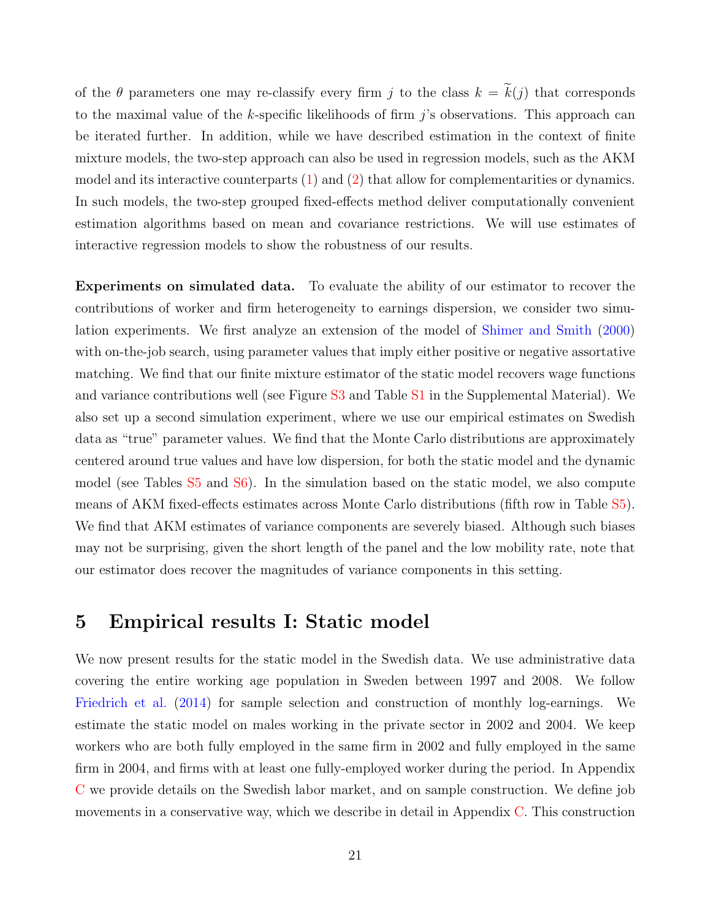of the $\theta$ parameters one may re-classify every firm $j$ to the class $k = \widetilde{k}(j)$ that corresponds to the maximal value of the $k$-specific likelihoods of firm $j$'s observations. This approach can be iterated further. In addition, while we have described estimation in the context of finite mixture models, the two-step approach can also be used in regression models, such as the AKM model and its interactive counterparts (1) and (2) that allow for complementarities or dynamics. In such models, the two-step grouped fixed-effects method deliver computationally convenient estimation algorithms based on mean and covariance restrictions. We will use estimates of interactive regression models to show the robustness of our results.

**Experiments on simulated data.** To evaluate the ability of our estimator to recover the contributions of worker and firm heterogeneity to earnings dispersion, we consider two simulation experiments. We first analyze an extension of the model of Shimer and Smith (2000) with on-the-job search, using parameter values that imply either positive or negative assortative matching. We find that our finite mixture estimator of the static model recovers wage functions and variance contributions well (see Figure S3 and Table S1 in the Supplemental Material). We also set up a second simulation experiment, where we use our empirical estimates on Swedish data as "true" parameter values. We find that the Monte Carlo distributions are approximately centered around true values and have low dispersion, for both the static model and the dynamic model (see Tables S5 and S6). In the simulation based on the static model, we also compute means of AKM fixed-effects estimates across Monte Carlo distributions (fifth row in Table S5). We find that AKM estimates of variance components are severely biased. Although such biases may not be surprising, given the short length of the panel and the low mobility rate, note that our estimator does recover the magnitudes of variance components in this setting.

# 5 Empirical results I: Static model

We now present results for the static model in the Swedish data. We use administrative data covering the entire working age population in Sweden between 1997 and 2008. We follow Friedrich et al. (2014) for sample selection and construction of monthly log-earnings. We estimate the static model on males working in the private sector in 2002 and 2004. We keep workers who are both fully employed in the same firm in 2002 and fully employed in the same firm in 2004, and firms with at least one fully-employed worker during the period. In Appendix C we provide details on the Swedish labor market, and on sample construction. We define job movements in a conservative way, which we describe in detail in Appendix C. This construction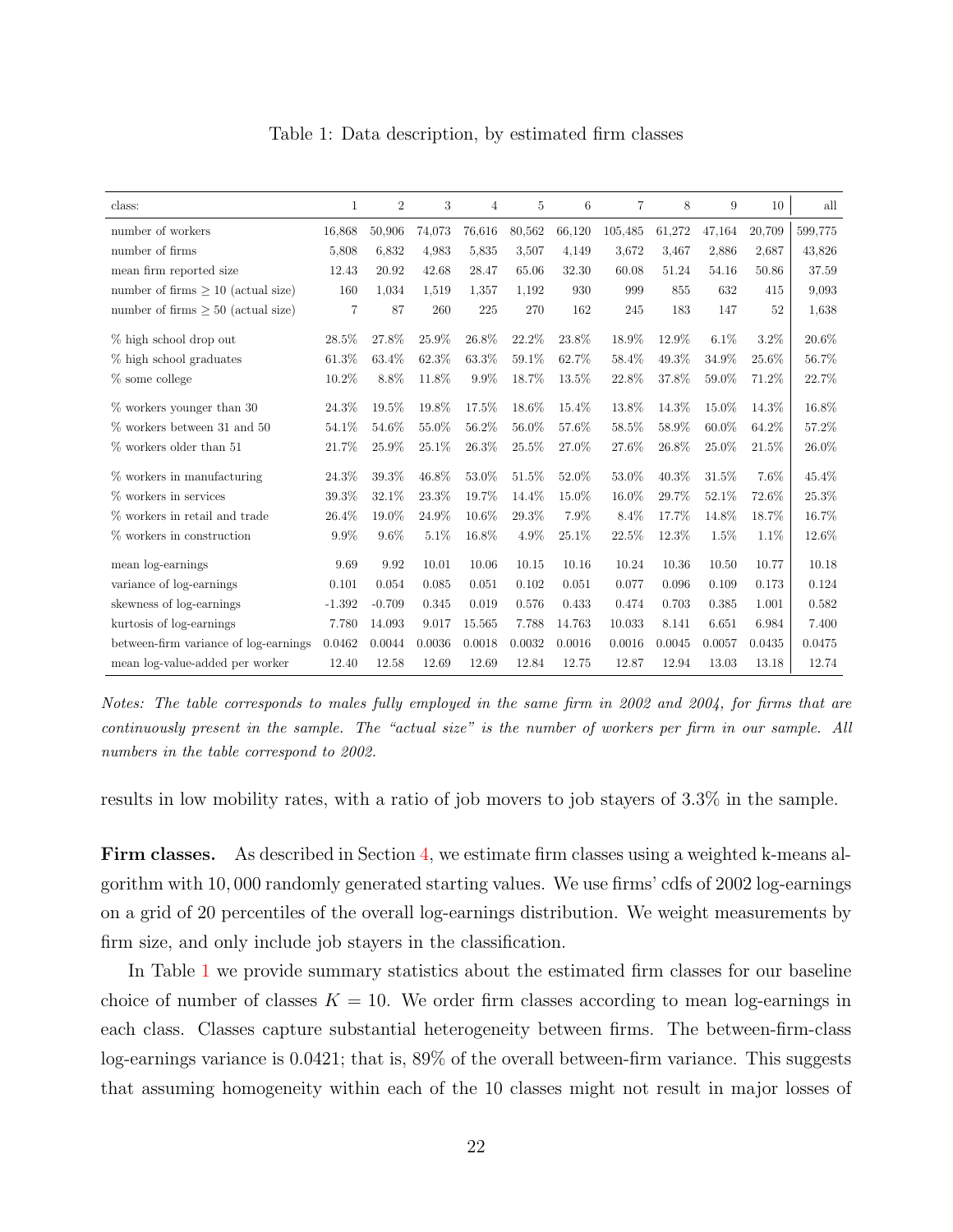Table 1: Data description, by estimated firm classes

| class: | 1 | 2 | 3 | 4 | 5 | 6 | 7 | 8 | 9 | 10 | all |
|---|---|---|---|---|---|---|---|---|---|---|---|
| number of workers | 16,868 | 50,906 | 74,073 | 76,616 | 80,562 | 66,120 | 105,485 | 61,272 | 47,164 | 20,709 | 599,775 |
| number of firms | 5,808 | 6,832 | 4,983 | 5,835 | 3,507 | 4,149 | 3,672 | 3,467 | 2,886 | 2,687 | 43,826 |
| mean firm reported size | 12.43 | 20.92 | 42.68 | 28.47 | 65.06 | 32.30 | 60.08 | 51.24 | 54.16 | 50.86 | 37.59 |
| number of firms $\geq 10$ (actual size) | 160 | 1,034 | 1,519 | 1,357 | 1,192 | 930 | 999 | 855 | 632 | 415 | 9,093 |
| number of firms $\geq 50$ (actual size) | 7 | 87 | 260 | 225 | 270 | 162 | 245 | 183 | 147 | 52 | 1,638 |
| % high school drop out | 28.5% | 27.8% | 25.9% | 26.8% | 22.2% | 23.8% | 18.9% | 12.9% | 6.1% | 3.2% | 20.6% |
| % high school graduates | 61.3% | 63.4% | 62.3% | 63.3% | 59.1% | 62.7% | 58.4% | 49.3% | 34.9% | 25.6% | 56.7% |
| % some college | 10.2% | 8.8% | 11.8% | 9.9% | 18.7% | 13.5% | 22.8% | 37.8% | 59.0% | 71.2% | 22.7% |
| % workers younger than 30 | 24.3% | 19.5% | 19.8% | 17.5% | 18.6% | 15.4% | 13.8% | 14.3% | 15.0% | 14.3% | 16.8% |
| % workers between 31 and 50 | 54.1% | 54.6% | 55.0% | 56.2% | 56.0% | 57.6% | 58.5% | 58.9% | 60.0% | 64.2% | 57.2% |
| % workers older than 51 | 21.7% | 25.9% | 25.1% | 26.3% | 25.5% | 27.0% | 27.6% | 26.8% | 25.0% | 21.5% | 26.0% |
| % workers in manufacturing | 24.3% | 39.3% | 46.8% | 53.0% | 51.5% | 52.0% | 53.0% | 40.3% | 31.5% | 7.6% | 45.4% |
| % workers in services | 39.3% | 32.1% | 23.3% | 19.7% | 14.4% | 15.0% | 16.0% | 29.7% | 52.1% | 72.6% | 25.3% |
| % workers in retail and trade | 26.4% | 19.0% | 24.9% | 10.6% | 29.3% | 7.9% | 8.4% | 17.7% | 14.8% | 18.7% | 16.7% |
| % workers in construction | 9.9% | 9.6% | 5.1% | 16.8% | 4.9% | 25.1% | 22.5% | 12.3% | 1.5% | 1.1% | 12.6% |
| mean log-earnings | 9.69 | 9.92 | 10.01 | 10.06 | 10.15 | 10.16 | 10.24 | 10.36 | 10.50 | 10.77 | 10.18 |
| variance of log-earnings | 0.101 | 0.054 | 0.085 | 0.051 | 0.102 | 0.051 | 0.077 | 0.096 | 0.109 | 0.173 | 0.124 |
| skewness of log-earnings | -1.392 | -0.709 | 0.345 | 0.019 | 0.576 | 0.433 | 0.474 | 0.703 | 0.385 | 1.001 | 0.582 |
| kurtosis of log-earnings | 7.780 | 14.093 | 9.017 | 15.565 | 7.788 | 14.763 | 10.033 | 8.141 | 6.651 | 6.984 | 7.400 |
| between-firm variance of log-earnings | 0.0462 | 0.0044 | 0.0036 | 0.0018 | 0.0032 | 0.0016 | 0.0016 | 0.0045 | 0.0057 | 0.0435 | 0.0475 |
| mean log-value-added per worker | 12.40 | 12.58 | 12.69 | 12.69 | 12.84 | 12.75 | 12.87 | 12.94 | 13.03 | 13.18 | 12.74 |

*Notes: The table corresponds to males fully employed in the same firm in 2002 and 2004, for firms that are continuously present in the sample. The "actual size" is the number of workers per firm in our sample. All numbers in the table correspond to 2002.*

results in low mobility rates, with a ratio of job movers to job stayers of 3.3% in the sample.

**Firm classes.** As described in Section 4, we estimate firm classes using a weighted k-means algorithm with 10,000 randomly generated starting values. We use firms' cdfs of 2002 log-earnings on a grid of 20 percentiles of the overall log-earnings distribution. We weight measurements by firm size, and only include job stayers in the classification.

In Table 1 we provide summary statistics about the estimated firm classes for our baseline choice of number of classes $K = 10$. We order firm classes according to mean log-earnings in each class. Classes capture substantial heterogeneity between firms. The between-firm-class log-earnings variance is 0.0421; that is, 89% of the overall between-firm variance. This suggests that assuming homogeneity within each of the 10 classes might not result in major losses of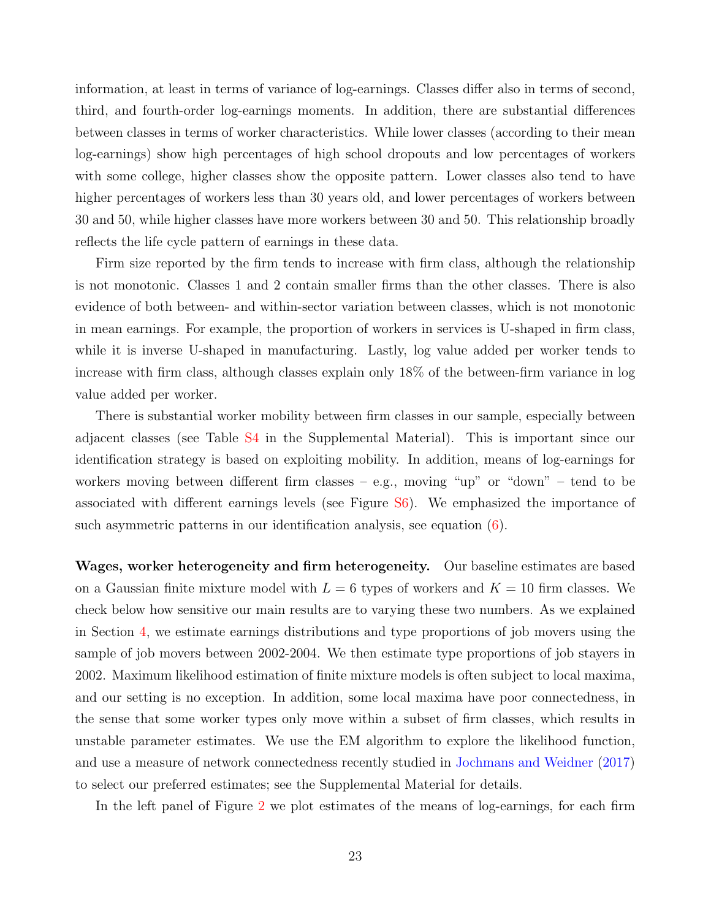information, at least in terms of variance of log-earnings. Classes differ also in terms of second, third, and fourth-order log-earnings moments. In addition, there are substantial differences between classes in terms of worker characteristics. While lower classes (according to their mean log-earnings) show high percentages of high school dropouts and low percentages of workers with some college, higher classes show the opposite pattern. Lower classes also tend to have higher percentages of workers less than 30 years old, and lower percentages of workers between 30 and 50, while higher classes have more workers between 30 and 50. This relationship broadly reflects the life cycle pattern of earnings in these data.

Firm size reported by the firm tends to increase with firm class, although the relationship is not monotonic. Classes 1 and 2 contain smaller firms than the other classes. There is also evidence of both between- and within-sector variation between classes, which is not monotonic in mean earnings. For example, the proportion of workers in services is U-shaped in firm class, while it is inverse U-shaped in manufacturing. Lastly, log value added per worker tends to increase with firm class, although classes explain only 18% of the between-firm variance in log value added per worker.

There is substantial worker mobility between firm classes in our sample, especially between adjacent classes (see Table S4 in the Supplemental Material). This is important since our identification strategy is based on exploiting mobility. In addition, means of log-earnings for workers moving between different firm classes – e.g., moving "up" or "down" – tend to be associated with different earnings levels (see Figure S6). We emphasized the importance of such asymmetric patterns in our identification analysis, see equation (6).

**Wages, worker heterogeneity and firm heterogeneity.** Our baseline estimates are based on a Gaussian finite mixture model with $L = 6$ types of workers and $K = 10$ firm classes. We check below how sensitive our main results are to varying these two numbers. As we explained in Section 4, we estimate earnings distributions and type proportions of job movers using the sample of job movers between 2002-2004. We then estimate type proportions of job stayers in 2002. Maximum likelihood estimation of finite mixture models is often subject to local maxima, and our setting is no exception. In addition, some local maxima have poor connectedness, in the sense that some worker types only move within a subset of firm classes, which results in unstable parameter estimates. We use the EM algorithm to explore the likelihood function, and use a measure of network connectedness recently studied in Jochmans and Weidner (2017) to select our preferred estimates; see the Supplemental Material for details.

In the left panel of Figure 2 we plot estimates of the means of log-earnings, for each firm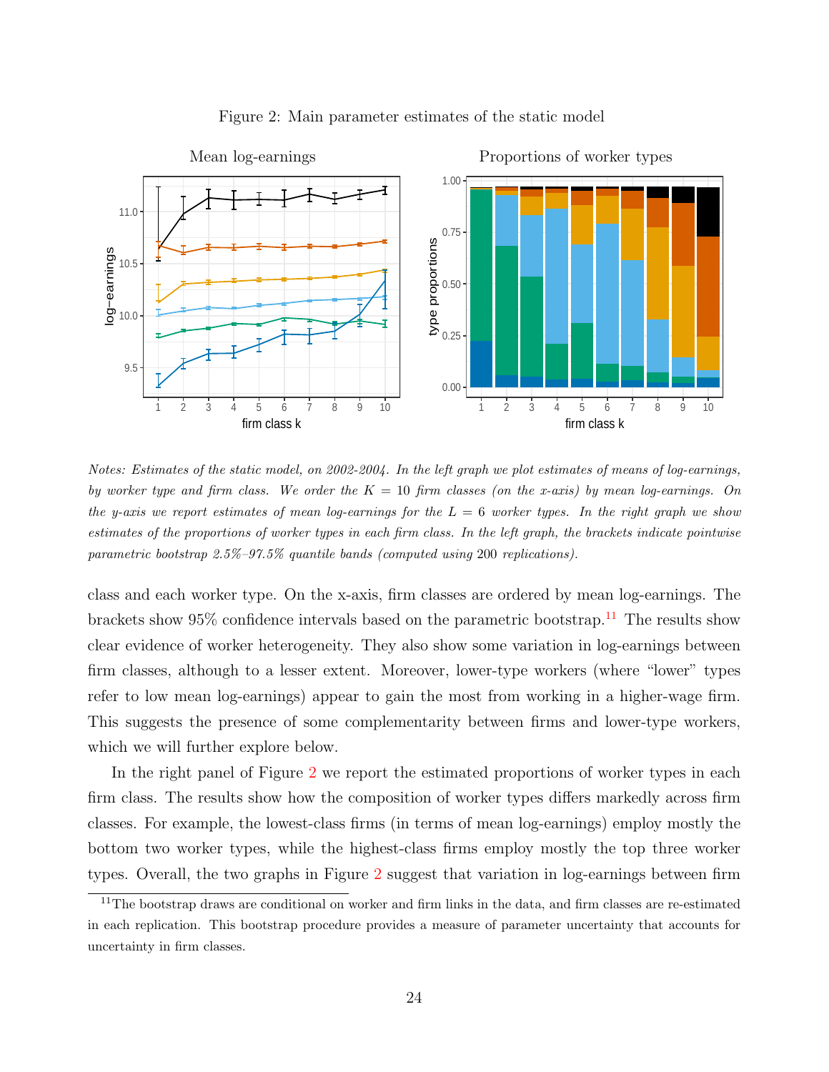Figure 2: Main parameter estimates of the static model

*Notes: Estimates of the static model, on 2002-2004. In the left graph we plot estimates of means of log-earnings, by worker type and firm class. We order the $K = 10$ firm classes (on the x-axis) by mean log-earnings. On the y-axis we report estimates of mean log-earnings for the $L = 6$ worker types. In the right graph we show estimates of the proportions of worker types in each firm class. In the left graph, the brackets indicate pointwise parametric bootstrap 2.5%–97.5% quantile bands (computed using 200 replications).*

class and each worker type. On the x-axis, firm classes are ordered by mean log-earnings. The brackets show 95% confidence intervals based on the parametric bootstrap.[11] The results show clear evidence of worker heterogeneity. They also show some variation in log-earnings between firm classes, although to a lesser extent. Moreover, lower-type workers (where "lower" types refer to low mean log-earnings) appear to gain the most from working in a higher-wage firm. This suggests the presence of some complementarity between firms and lower-type workers, which we will further explore below.

In the right panel of Figure 2 we report the estimated proportions of worker types in each firm class. The results show how the composition of worker types differs markedly across firm classes. For example, the lowest-class firms (in terms of mean log-earnings) employ mostly the bottom two worker types, while the highest-class firms employ mostly the top three worker types. Overall, the two graphs in Figure 2 suggest that variation in log-earnings between firm

[11] The bootstrap draws are conditional on worker and firm links in the data, and firm classes are re-estimated in each replication. This bootstrap procedure provides a measure of parameter uncertainty that accounts for uncertainty in firm classes.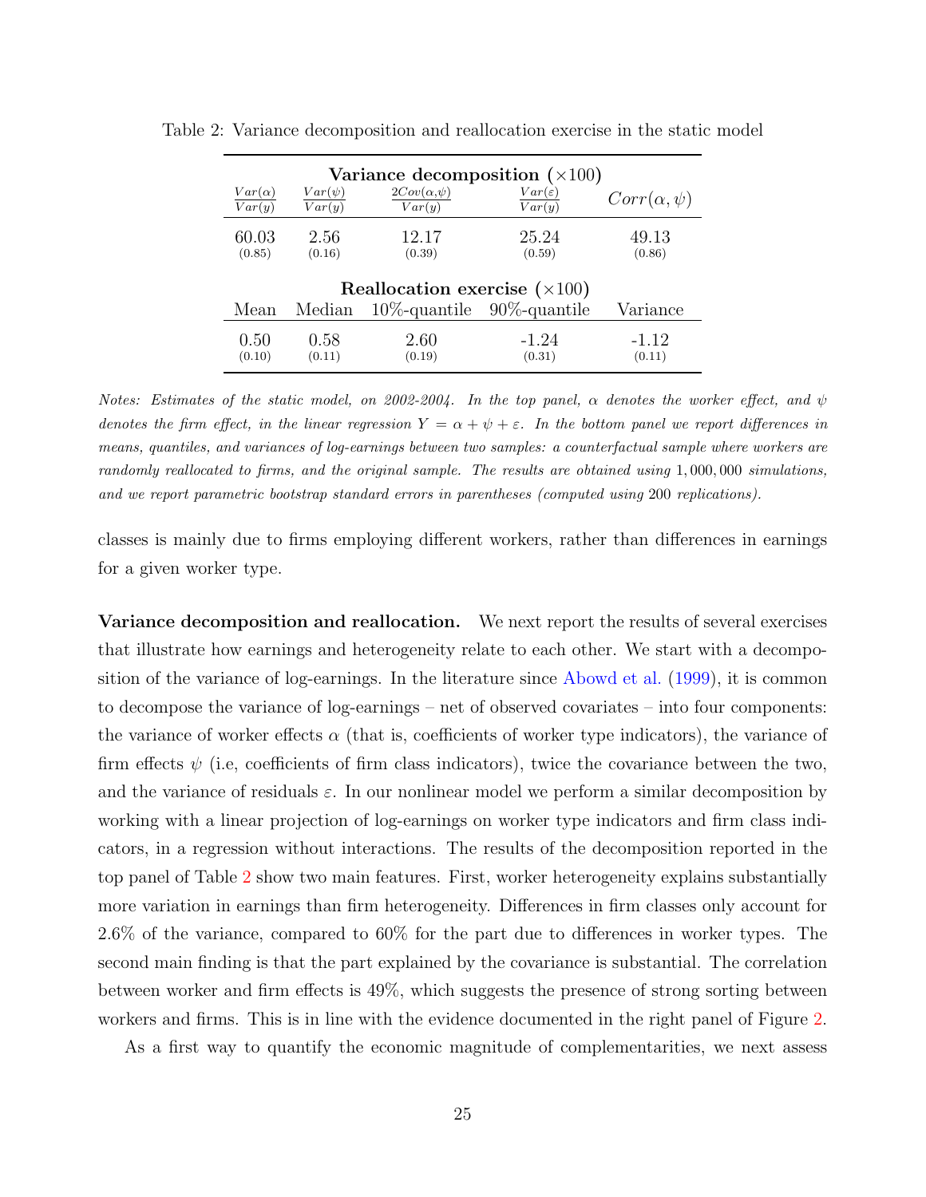Table 2: Variance decomposition and reallocation exercise in the static model

| **Variance decomposition** $(\times 100)$ | | | | |
|---|---|---|---|---|
| $\frac{Var(\alpha)}{Var(y)}$ | $\frac{Var(\psi)}{Var(y)}$ | $\frac{2Cov(\alpha,\psi)}{Var(y)}$ | $\frac{Var(\varepsilon)}{Var(y)}$ | $Corr(\alpha, \psi)$ |
| 60.03 (0.85) | 2.56 (0.16) | 12.17 (0.39) | 25.24 (0.59) | 49.13 (0.86) |
| **Reallocation exercise** $(\times 100)$ | | | | |
| Mean | Median | 10%-quantile | 90%-quantile | Variance |
| 0.50 (0.10) | 0.58 (0.11) | 2.60 (0.19) | -1.24 (0.31) | -1.12 (0.11) |

*Notes: Estimates of the static model, on 2002-2004. In the top panel, $\alpha$ denotes the worker effect, and $\psi$ denotes the firm effect, in the linear regression $Y = \alpha + \psi + \varepsilon$. In the bottom panel we report differences in means, quantiles, and variances of log-earnings between two samples: a counterfactual sample where workers are randomly reallocated to firms, and the original sample. The results are obtained using $1,000,000$ simulations, and we report parametric bootstrap standard errors in parentheses (computed using $200$ replications).*

classes is mainly due to firms employing different workers, rather than differences in earnings for a given worker type.

**Variance decomposition and reallocation.** We next report the results of several exercises that illustrate how earnings and heterogeneity relate to each other. We start with a decomposition of the variance of log-earnings. In the literature since Abowd et al. (1999), it is common to decompose the variance of log-earnings – net of observed covariates – into four components: the variance of worker effects $\alpha$ (that is, coefficients of worker type indicators), the variance of firm effects $\psi$ (i.e, coefficients of firm class indicators), twice the covariance between the two, and the variance of residuals $\varepsilon$. In our nonlinear model we perform a similar decomposition by working with a linear projection of log-earnings on worker type indicators and firm class indicators, in a regression without interactions. The results of the decomposition reported in the top panel of Table 2 show two main features. First, worker heterogeneity explains substantially more variation in earnings than firm heterogeneity. Differences in firm classes only account for 2.6% of the variance, compared to 60% for the part due to differences in worker types. The second main finding is that the part explained by the covariance is substantial. The correlation between worker and firm effects is 49%, which suggests the presence of strong sorting between workers and firms. This is in line with the evidence documented in the right panel of Figure 2.

As a first way to quantify the economic magnitude of complementarities, we next assess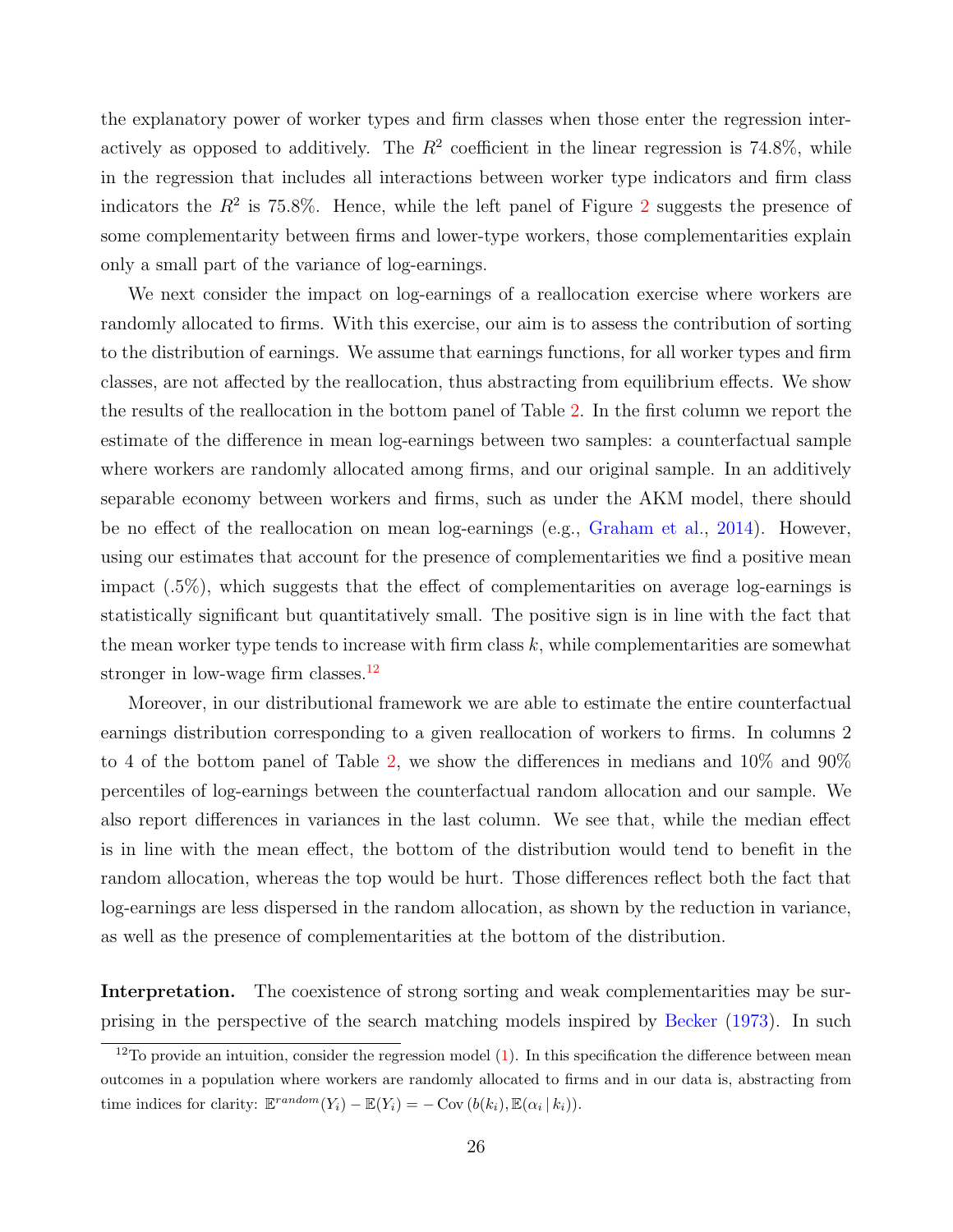the explanatory power of worker types and firm classes when those enter the regression interactively as opposed to additively. The $R^2$ coefficient in the linear regression is 74.8%, while in the regression that includes all interactions between worker type indicators and firm class indicators the $R^2$ is 75.8%. Hence, while the left panel of Figure 2 suggests the presence of some complementarity between firms and lower-type workers, those complementarities explain only a small part of the variance of log-earnings.

We next consider the impact on log-earnings of a reallocation exercise where workers are randomly allocated to firms. With this exercise, our aim is to assess the contribution of sorting to the distribution of earnings. We assume that earnings functions, for all worker types and firm classes, are not affected by the reallocation, thus abstracting from equilibrium effects. We show the results of the reallocation in the bottom panel of Table 2. In the first column we report the estimate of the difference in mean log-earnings between two samples: a counterfactual sample where workers are randomly allocated among firms, and our original sample. In an additively separable economy between workers and firms, such as under the AKM model, there should be no effect of the reallocation on mean log-earnings (e.g., Graham et al., 2014). However, using our estimates that account for the presence of complementarities we find a positive mean impact (.5%), which suggests that the effect of complementarities on average log-earnings is statistically significant but quantitatively small. The positive sign is in line with the fact that the mean worker type tends to increase with firm class $k$, while complementarities are somewhat stronger in low-wage firm classes.[12]

Moreover, in our distributional framework we are able to estimate the entire counterfactual earnings distribution corresponding to a given reallocation of workers to firms. In columns 2 to 4 of the bottom panel of Table 2, we show the differences in medians and 10% and 90% percentiles of log-earnings between the counterfactual random allocation and our sample. We also report differences in variances in the last column. We see that, while the median effect is in line with the mean effect, the bottom of the distribution would tend to benefit in the random allocation, whereas the top would be hurt. Those differences reflect both the fact that log-earnings are less dispersed in the random allocation, as shown by the reduction in variance, as well as the presence of complementarities at the bottom of the distribution.

**Interpretation.** The coexistence of strong sorting and weak complementarities may be surprising in the perspective of the search matching models inspired by Becker (1973). In such

[12] To provide an intuition, consider the regression model (1). In this specification the difference between mean outcomes in a population where workers are randomly allocated to firms and in our data is, abstracting from time indices for clarity: $\mathbb{E}^{random}(Y_i) - \mathbb{E}(Y_i) = -\operatorname{Cov}(b(k_i), \mathbb{E}(\alpha_i \mid k_i))$.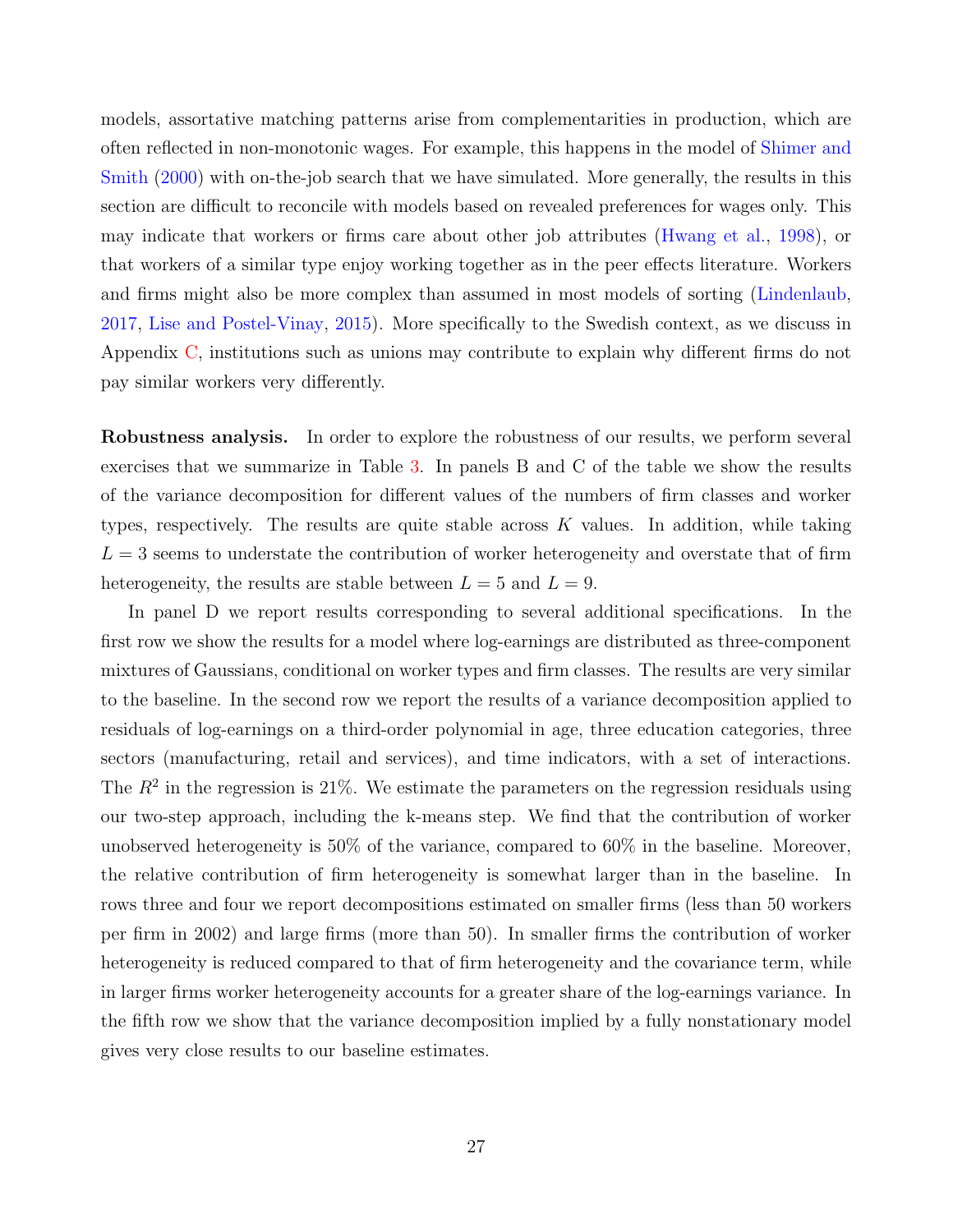models, assortative matching patterns arise from complementarities in production, which are often reflected in non-monotonic wages. For example, this happens in the model of Shimer and Smith (2000) with on-the-job search that we have simulated. More generally, the results in this section are difficult to reconcile with models based on revealed preferences for wages only. This may indicate that workers or firms care about other job attributes (Hwang et al., 1998), or that workers of a similar type enjoy working together as in the peer effects literature. Workers and firms might also be more complex than assumed in most models of sorting (Lindenlaub, 2017, Lise and Postel-Vinay, 2015). More specifically to the Swedish context, as we discuss in Appendix C, institutions such as unions may contribute to explain why different firms do not pay similar workers very differently.

**Robustness analysis.** In order to explore the robustness of our results, we perform several exercises that we summarize in Table 3. In panels B and C of the table we show the results of the variance decomposition for different values of the numbers of firm classes and worker types, respectively. The results are quite stable across $K$ values. In addition, while taking $L = 3$ seems to understate the contribution of worker heterogeneity and overstate that of firm heterogeneity, the results are stable between $L = 5$ and $L = 9$.

In panel D we report results corresponding to several additional specifications. In the first row we show the results for a model where log-earnings are distributed as three-component mixtures of Gaussians, conditional on worker types and firm classes. The results are very similar to the baseline. In the second row we report the results of a variance decomposition applied to residuals of log-earnings on a third-order polynomial in age, three education categories, three sectors (manufacturing, retail and services), and time indicators, with a set of interactions. The $R^2$ in the regression is 21%. We estimate the parameters on the regression residuals using our two-step approach, including the k-means step. We find that the contribution of worker unobserved heterogeneity is 50% of the variance, compared to 60% in the baseline. Moreover, the relative contribution of firm heterogeneity is somewhat larger than in the baseline. In rows three and four we report decompositions estimated on smaller firms (less than 50 workers per firm in 2002) and large firms (more than 50). In smaller firms the contribution of worker heterogeneity is reduced compared to that of firm heterogeneity and the covariance term, while in larger firms worker heterogeneity accounts for a greater share of the log-earnings variance. In the fifth row we show that the variance decomposition implied by a fully nonstationary model gives very close results to our baseline estimates.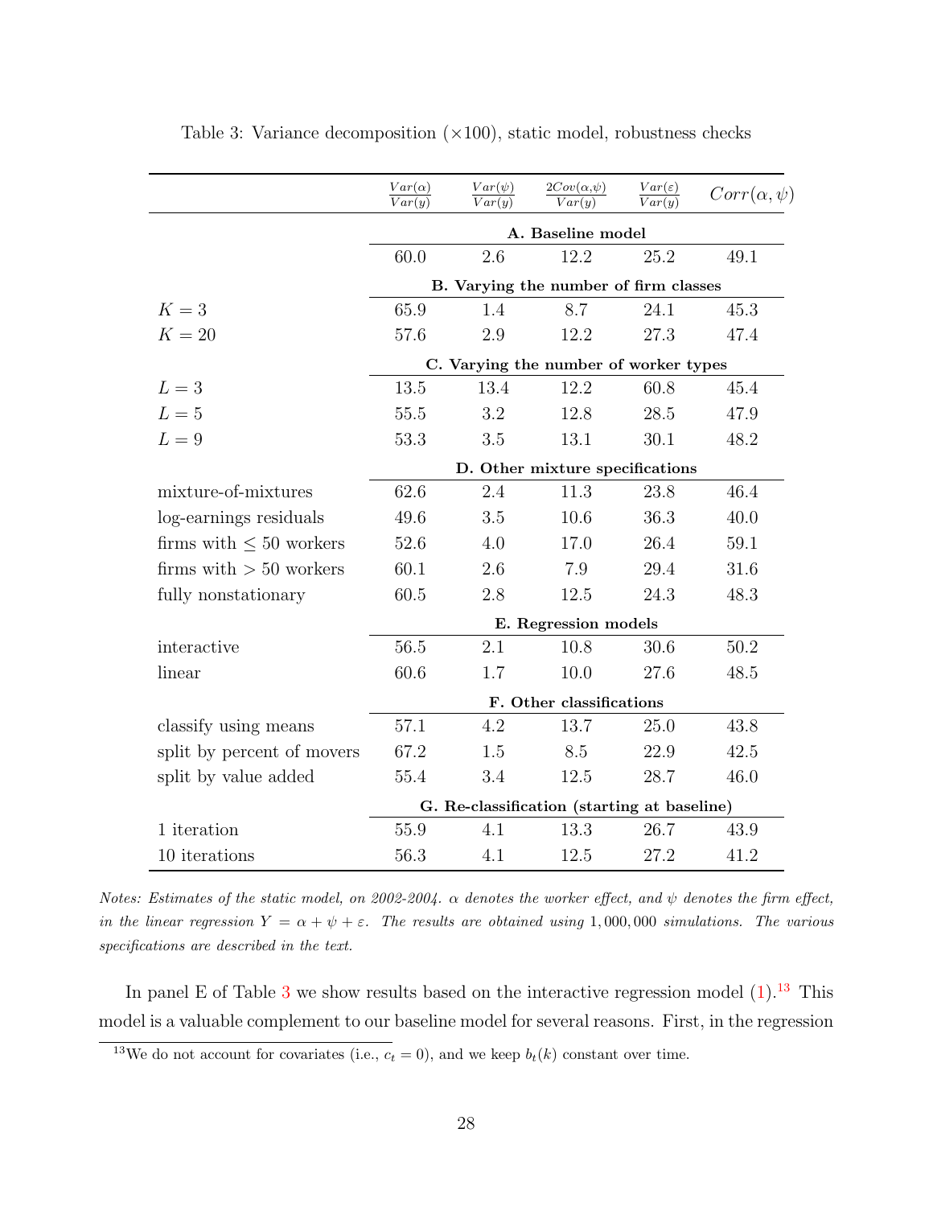Table 3: Variance decomposition (×100), static model, robustness checks

| | $\frac{Var(\alpha)}{Var(y)}$ | $\frac{Var(\psi)}{Var(y)}$ | $\frac{2Cov(\alpha,\psi)}{Var(y)}$ | $\frac{Var(\varepsilon)}{Var(y)}$ | $Corr(\alpha,\psi)$ |
|---|---|---|---|---|---|
| | **A. Baseline model** | | | | |
| | 60.0 | 2.6 | 12.2 | 25.2 | 49.1 |
| | **B. Varying the number of firm classes** | | | | |
| $K = 3$ | 65.9 | 1.4 | 8.7 | 24.1 | 45.3 |
| $K = 20$ | 57.6 | 2.9 | 12.2 | 27.3 | 47.4 |
| | **C. Varying the number of worker types** | | | | |
| $L = 3$ | 13.5 | 13.4 | 12.2 | 60.8 | 45.4 |
| $L = 5$ | 55.5 | 3.2 | 12.8 | 28.5 | 47.9 |
| $L = 9$ | 53.3 | 3.5 | 13.1 | 30.1 | 48.2 |
| | **D. Other mixture specifications** | | | | |
| mixture-of-mixtures | 62.6 | 2.4 | 11.3 | 23.8 | 46.4 |
| log-earnings residuals | 49.6 | 3.5 | 10.6 | 36.3 | 40.0 |
| firms with $\leq 50$ workers | 52.6 | 4.0 | 17.0 | 26.4 | 59.1 |
| firms with $> 50$ workers | 60.1 | 2.6 | 7.9 | 29.4 | 31.6 |
| fully nonstationary | 60.5 | 2.8 | 12.5 | 24.3 | 48.3 |
| | **E. Regression models** | | | | |
| interactive | 56.5 | 2.1 | 10.8 | 30.6 | 50.2 |
| linear | 60.6 | 1.7 | 10.0 | 27.6 | 48.5 |
| | **F. Other classifications** | | | | |
| classify using means | 57.1 | 4.2 | 13.7 | 25.0 | 43.8 |
| split by percent of movers | 67.2 | 1.5 | 8.5 | 22.9 | 42.5 |
| split by value added | 55.4 | 3.4 | 12.5 | 28.7 | 46.0 |
| | **G. Re-classification (starting at baseline)** | | | | |
| 1 iteration | 55.9 | 4.1 | 13.3 | 26.7 | 43.9 |
| 10 iterations | 56.3 | 4.1 | 12.5 | 27.2 | 41.2 |

*Notes: Estimates of the static model, on 2002-2004. $\alpha$ denotes the worker effect, and $\psi$ denotes the firm effect, in the linear regression $Y = \alpha + \psi + \varepsilon$. The results are obtained using 1,000,000 simulations. The various specifications are described in the text.*

In panel E of Table 3 we show results based on the interactive regression model (1).[13] This model is a valuable complement to our baseline model for several reasons. First, in the regression

[13] We do not account for covariates (i.e., $c_t = 0$), and we keep $b_t(k)$ constant over time.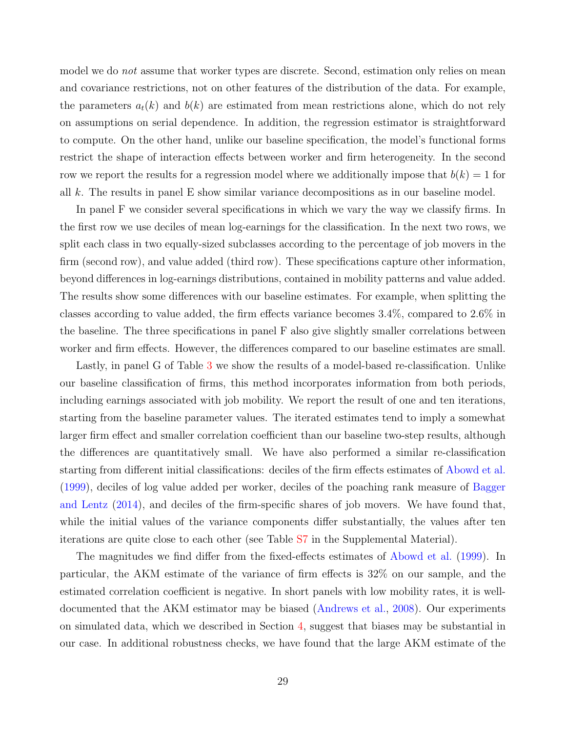model we do *not* assume that worker types are discrete. Second, estimation only relies on mean and covariance restrictions, not on other features of the distribution of the data. For example, the parameters $a_t(k)$ and $b(k)$ are estimated from mean restrictions alone, which do not rely on assumptions on serial dependence. In addition, the regression estimator is straightforward to compute. On the other hand, unlike our baseline specification, the model's functional forms restrict the shape of interaction effects between worker and firm heterogeneity. In the second row we report the results for a regression model where we additionally impose that $b(k) = 1$ for all $k$. The results in panel E show similar variance decompositions as in our baseline model.

In panel F we consider several specifications in which we vary the way we classify firms. In the first row we use deciles of mean log-earnings for the classification. In the next two rows, we split each class in two equally-sized subclasses according to the percentage of job movers in the firm (second row), and value added (third row). These specifications capture other information, beyond differences in log-earnings distributions, contained in mobility patterns and value added. The results show some differences with our baseline estimates. For example, when splitting the classes according to value added, the firm effects variance becomes 3.4%, compared to 2.6% in the baseline. The three specifications in panel F also give slightly smaller correlations between worker and firm effects. However, the differences compared to our baseline estimates are small.

Lastly, in panel G of Table 3 we show the results of a model-based re-classification. Unlike our baseline classification of firms, this method incorporates information from both periods, including earnings associated with job mobility. We report the result of one and ten iterations, starting from the baseline parameter values. The iterated estimates tend to imply a somewhat larger firm effect and smaller correlation coefficient than our baseline two-step results, although the differences are quantitatively small. We have also performed a similar re-classification starting from different initial classifications: deciles of the firm effects estimates of Abowd et al. (1999), deciles of log value added per worker, deciles of the poaching rank measure of Bagger and Lentz (2014), and deciles of the firm-specific shares of job movers. We have found that, while the initial values of the variance components differ substantially, the values after ten iterations are quite close to each other (see Table S7 in the Supplemental Material).

The magnitudes we find differ from the fixed-effects estimates of Abowd et al. (1999). In particular, the AKM estimate of the variance of firm effects is 32% on our sample, and the estimated correlation coefficient is negative. In short panels with low mobility rates, it is well-documented that the AKM estimator may be biased (Andrews et al., 2008). Our experiments on simulated data, which we described in Section 4, suggest that biases may be substantial in our case. In additional robustness checks, we have found that the large AKM estimate of the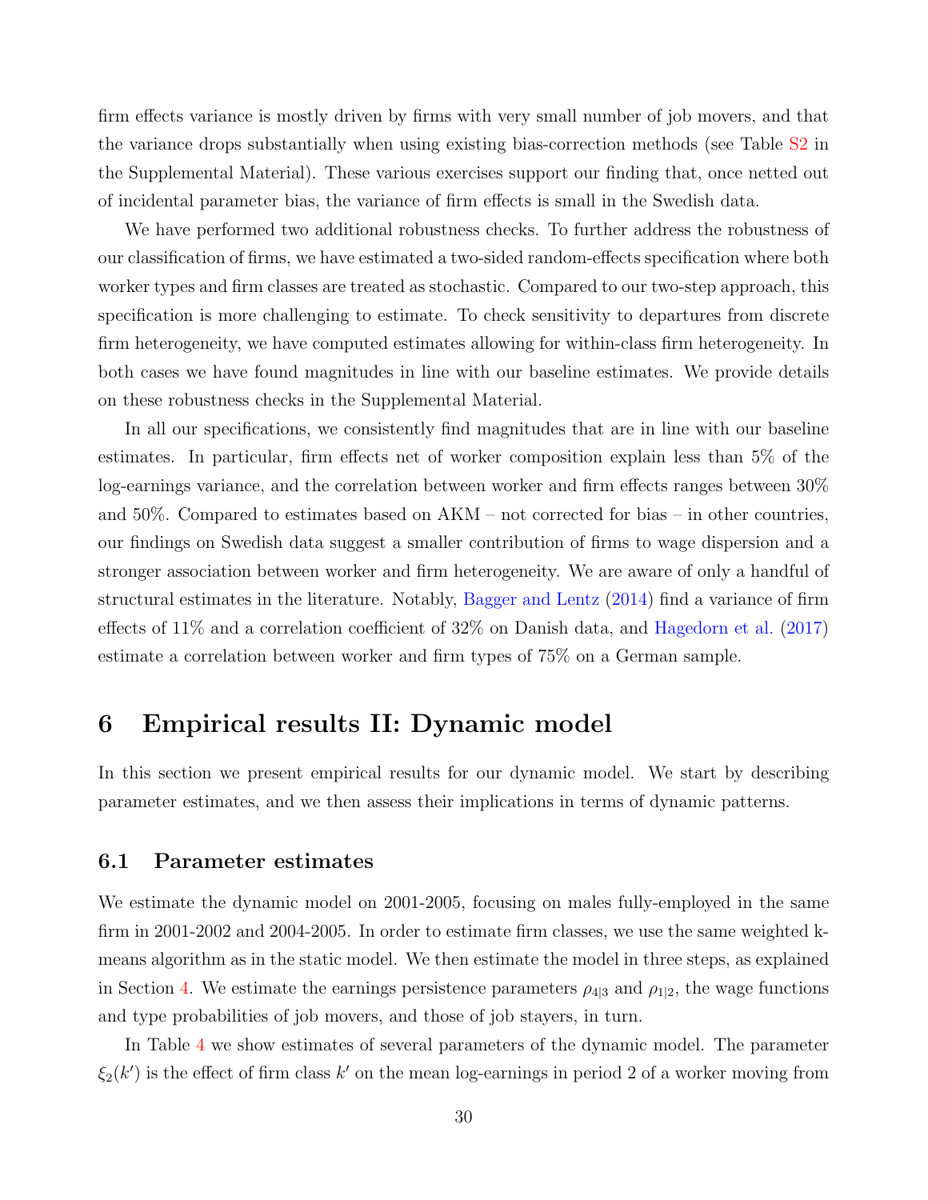firm effects variance is mostly driven by firms with very small number of job movers, and that the variance drops substantially when using existing bias-correction methods (see Table S2 in the Supplemental Material). These various exercises support our finding that, once netted out of incidental parameter bias, the variance of firm effects is small in the Swedish data.

We have performed two additional robustness checks. To further address the robustness of our classification of firms, we have estimated a two-sided random-effects specification where both worker types and firm classes are treated as stochastic. Compared to our two-step approach, this specification is more challenging to estimate. To check sensitivity to departures from discrete firm heterogeneity, we have computed estimates allowing for within-class firm heterogeneity. In both cases we have found magnitudes in line with our baseline estimates. We provide details on these robustness checks in the Supplemental Material.

In all our specifications, we consistently find magnitudes that are in line with our baseline estimates. In particular, firm effects net of worker composition explain less than 5% of the log-earnings variance, and the correlation between worker and firm effects ranges between 30% and 50%. Compared to estimates based on AKM – not corrected for bias – in other countries, our findings on Swedish data suggest a smaller contribution of firms to wage dispersion and a stronger association between worker and firm heterogeneity. We are aware of only a handful of structural estimates in the literature. Notably, Bagger and Lentz (2014) find a variance of firm effects of 11% and a correlation coefficient of 32% on Danish data, and Hagedorn et al. (2017) estimate a correlation between worker and firm types of 75% on a German sample.

# 6 Empirical results II: Dynamic model

In this section we present empirical results for our dynamic model. We start by describing parameter estimates, and we then assess their implications in terms of dynamic patterns.

## 6.1 Parameter estimates

We estimate the dynamic model on 2001-2005, focusing on males fully-employed in the same firm in 2001-2002 and 2004-2005. In order to estimate firm classes, we use the same weighted k-means algorithm as in the static model. We then estimate the model in three steps, as explained in Section 4. We estimate the earnings persistence parameters $\rho_{4|3}$ and $\rho_{1|2}$, the wage functions and type probabilities of job movers, and those of job stayers, in turn.

In Table 4 we show estimates of several parameters of the dynamic model. The parameter $\xi_2(k')$ is the effect of firm class $k'$ on the mean log-earnings in period 2 of a worker moving from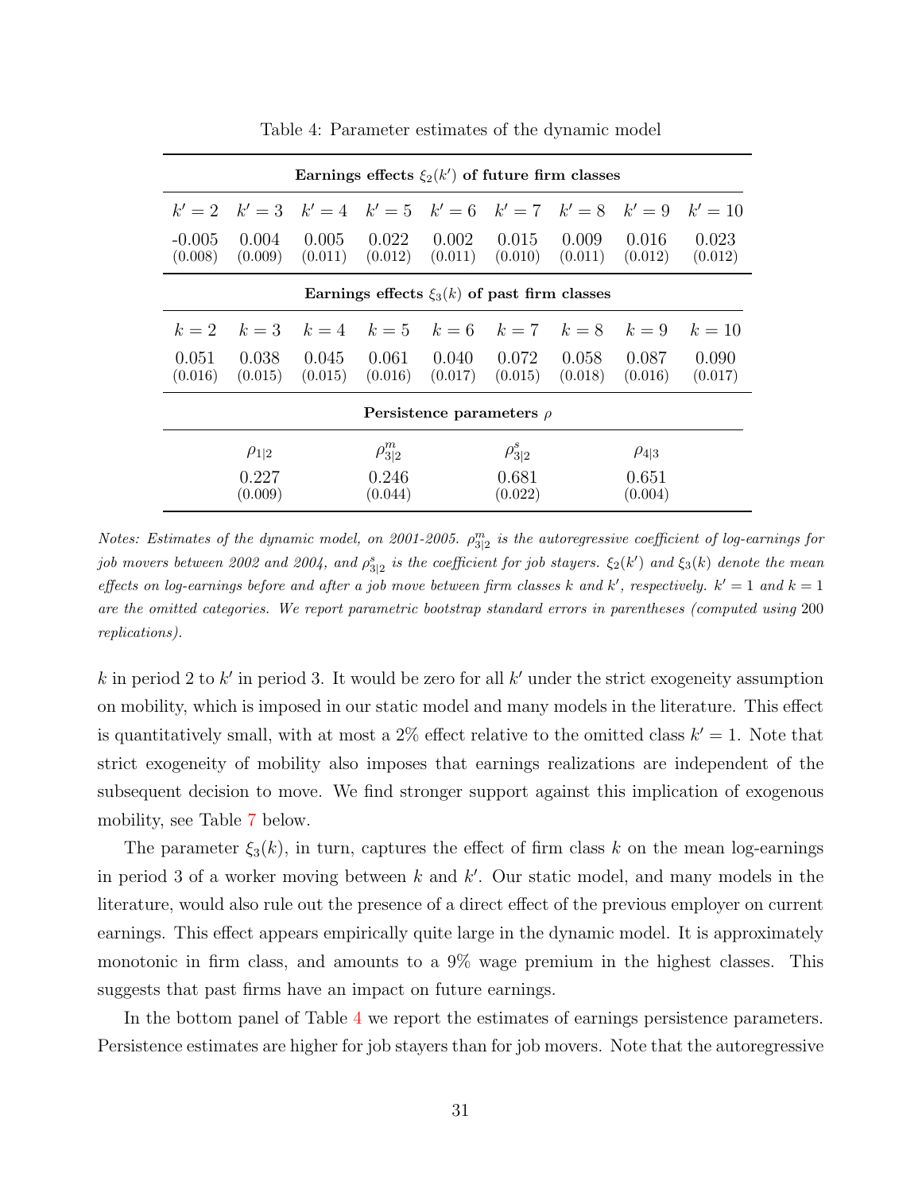Table 4: Parameter estimates of the dynamic model

| **Earnings effects $\xi_2(k')$ of future firm classes** | | | | | | | | |
|---|---|---|---|---|---|---|---|---|
| $k'=2$ | $k'=3$ | $k'=4$ | $k'=5$ | $k'=6$ | $k'=7$ | $k'=8$ | $k'=9$ | $k'=10$ |
| -0.005 | 0.004 | 0.005 | 0.022 | 0.002 | 0.015 | 0.009 | 0.016 | 0.023 |
| (0.008) | (0.009) | (0.011) | (0.012) | (0.011) | (0.010) | (0.011) | (0.012) | (0.012) |
| **Earnings effects $\xi_3(k)$ of past firm classes** | | | | | | | | |
| $k=2$ | $k=3$ | $k=4$ | $k=5$ | $k=6$ | $k=7$ | $k=8$ | $k=9$ | $k=10$ |
| 0.051 | 0.038 | 0.045 | 0.061 | 0.040 | 0.072 | 0.058 | 0.087 | 0.090 |
| (0.016) | (0.015) | (0.015) | (0.016) | (0.017) | (0.015) | (0.018) | (0.016) | (0.017) |
| **Persistence parameters $\rho$** | | | | | | | | |
| $\rho_{1\|2}$ | | $\rho^m_{3\|2}$ | | $\rho^s_{3\|2}$ | | $\rho_{4\|3}$ | | |
| 0.227 | | 0.246 | | 0.681 | | 0.651 | | |
| (0.009) | | (0.044) | | (0.022) | | (0.004) | | |

*Notes: Estimates of the dynamic model, on 2001-2005. $\rho^m_{3|2}$ is the autoregressive coefficient of log-earnings for job movers between 2002 and 2004, and $\rho^s_{3|2}$ is the coefficient for job stayers. $\xi_2(k')$ and $\xi_3(k)$ denote the mean effects on log-earnings before and after a job move between firm classes $k$ and $k'$, respectively. $k'=1$ and $k=1$ are the omitted categories. We report parametric bootstrap standard errors in parentheses (computed using 200 replications).*

$k$ in period 2 to $k'$ in period 3. It would be zero for all $k'$ under the strict exogeneity assumption on mobility, which is imposed in our static model and many models in the literature. This effect is quantitatively small, with at most a 2% effect relative to the omitted class $k'=1$. Note that strict exogeneity of mobility also imposes that earnings realizations are independent of the subsequent decision to move. We find stronger support against this implication of exogenous mobility, see Table 7 below.

The parameter $\xi_3(k)$, in turn, captures the effect of firm class $k$ on the mean log-earnings in period 3 of a worker moving between $k$ and $k'$. Our static model, and many models in the literature, would also rule out the presence of a direct effect of the previous employer on current earnings. This effect appears empirically quite large in the dynamic model. It is approximately monotonic in firm class, and amounts to a 9% wage premium in the highest classes. This suggests that past firms have an impact on future earnings.

In the bottom panel of Table 4 we report the estimates of earnings persistence parameters. Persistence estimates are higher for job stayers than for job movers. Note that the autoregressive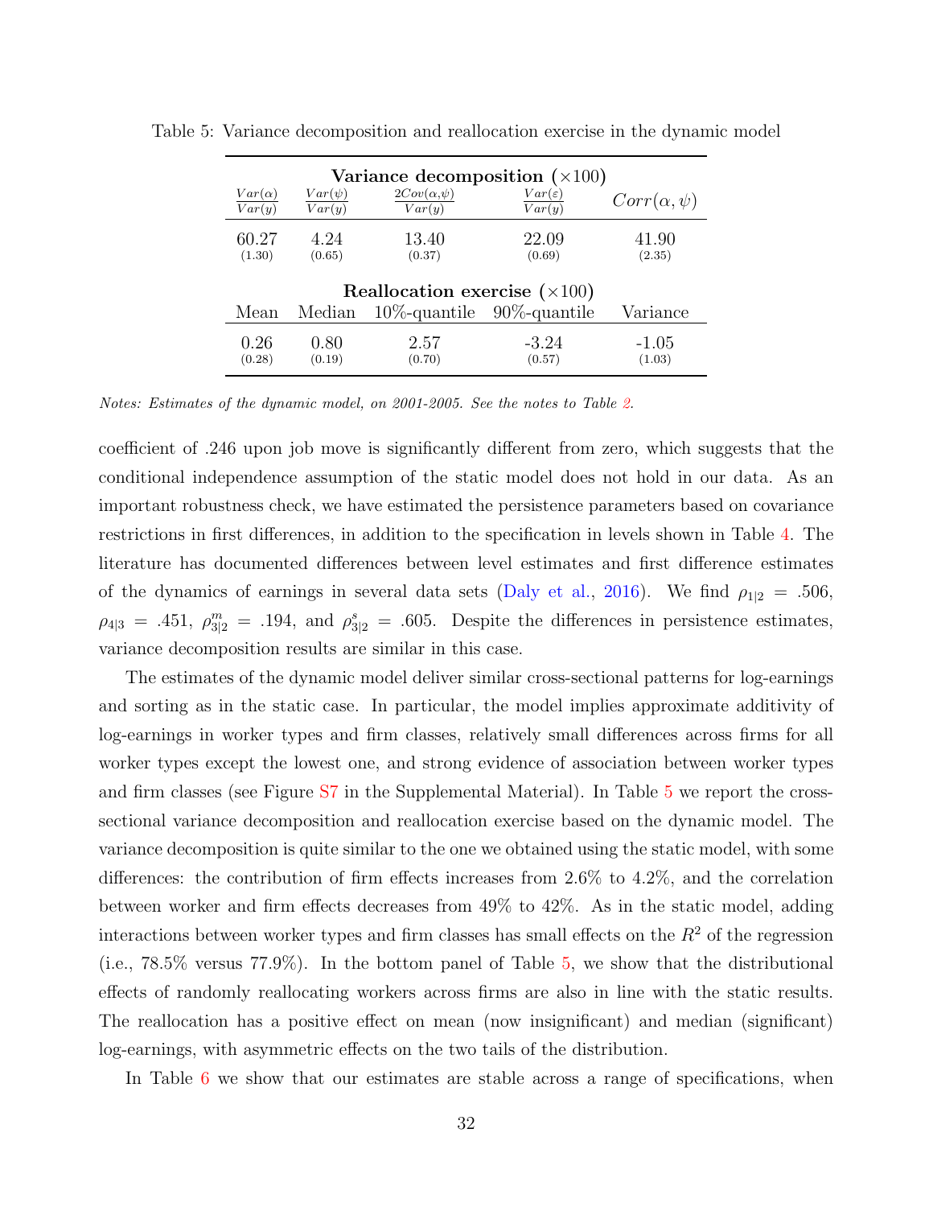Table 5: Variance decomposition and reallocation exercise in the dynamic model

| **Variance decomposition** ($\times 100$) | | | | |
|---|---|---|---|---|
| $\frac{Var(\alpha)}{Var(y)}$ | $\frac{Var(\psi)}{Var(y)}$ | $\frac{2Cov(\alpha,\psi)}{Var(y)}$ | $\frac{Var(\varepsilon)}{Var(y)}$ | $Corr(\alpha,\psi)$ |
| 60.27 | 4.24 | 13.40 | 22.09 | 41.90 |
| (1.30) | (0.65) | (0.37) | (0.69) | (2.35) |
| **Reallocation exercise** ($\times 100$) | | | | |
| Mean | Median | 10%-quantile | 90%-quantile | Variance |
| 0.26 | 0.80 | 2.57 | -3.24 | -1.05 |
| (0.28) | (0.19) | (0.70) | (0.57) | (1.03) |

*Notes: Estimates of the dynamic model, on 2001-2005. See the notes to Table 2.*

coefficient of .246 upon job move is significantly different from zero, which suggests that the conditional independence assumption of the static model does not hold in our data. As an important robustness check, we have estimated the persistence parameters based on covariance restrictions in first differences, in addition to the specification in levels shown in Table 4. The literature has documented differences between level estimates and first difference estimates of the dynamics of earnings in several data sets (Daly et al., 2016). We find $\rho_{1|2} = .506$, $\rho_{4|3} = .451$, $\rho^m_{3|2} = .194$, and $\rho^s_{3|2} = .605$. Despite the differences in persistence estimates, variance decomposition results are similar in this case.

The estimates of the dynamic model deliver similar cross-sectional patterns for log-earnings and sorting as in the static case. In particular, the model implies approximate additivity of log-earnings in worker types and firm classes, relatively small differences across firms for all worker types except the lowest one, and strong evidence of association between worker types and firm classes (see Figure S7 in the Supplemental Material). In Table 5 we report the cross-sectional variance decomposition and reallocation exercise based on the dynamic model. The variance decomposition is quite similar to the one we obtained using the static model, with some differences: the contribution of firm effects increases from 2.6% to 4.2%, and the correlation between worker and firm effects decreases from 49% to 42%. As in the static model, adding interactions between worker types and firm classes has small effects on the $R^2$ of the regression (i.e., 78.5% versus 77.9%). In the bottom panel of Table 5, we show that the distributional effects of randomly reallocating workers across firms are also in line with the static results. The reallocation has a positive effect on mean (now insignificant) and median (significant) log-earnings, with asymmetric effects on the two tails of the distribution.

In Table 6 we show that our estimates are stable across a range of specifications, when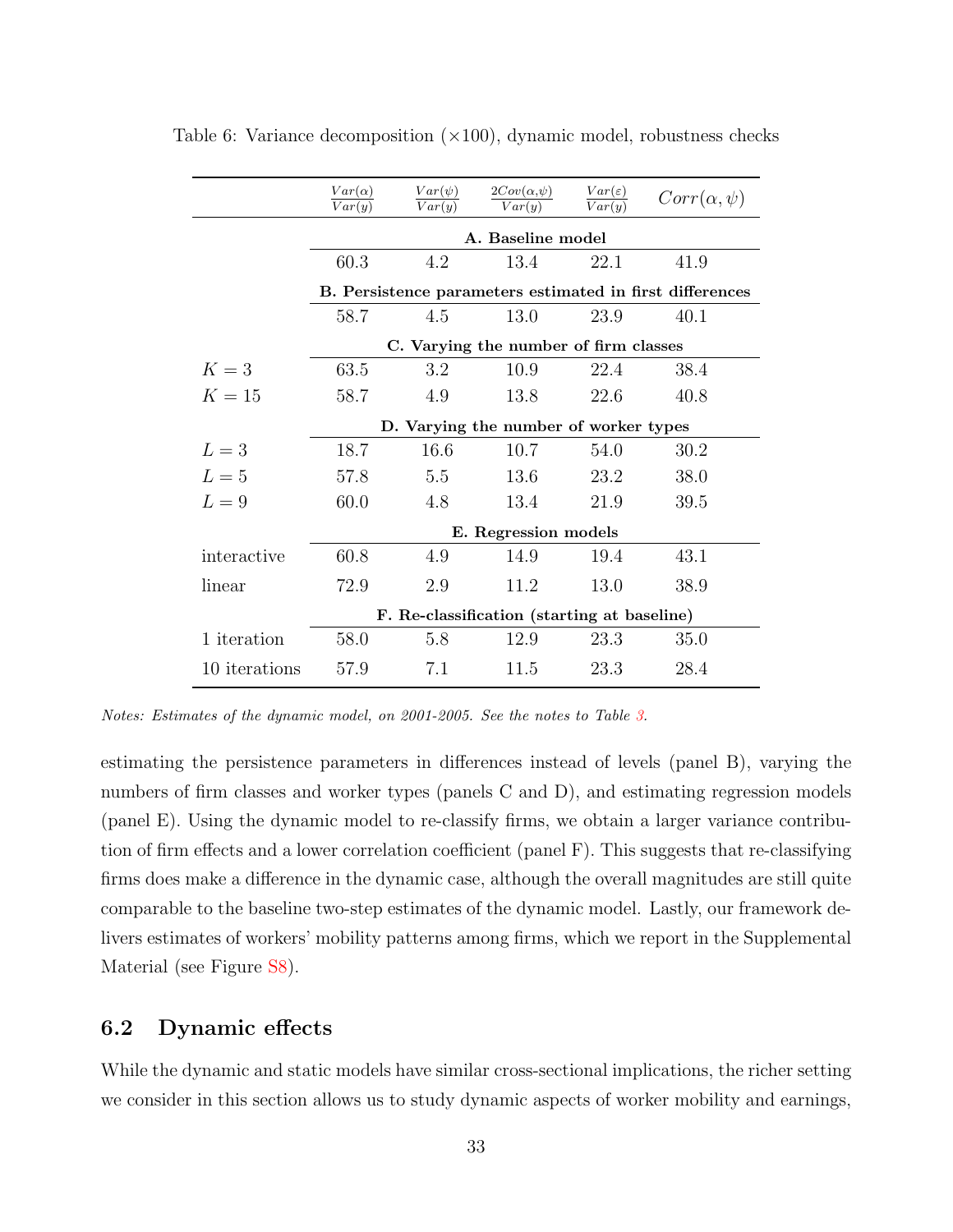Table 6: Variance decomposition (×100), dynamic model, robustness checks

| | $\frac{Var(\alpha)}{Var(y)}$ | $\frac{Var(\psi)}{Var(y)}$ | $\frac{2Cov(\alpha,\psi)}{Var(y)}$ | $\frac{Var(\varepsilon)}{Var(y)}$ | $Corr(\alpha,\psi)$ |
|---|---|---|---|---|---|
| | **A. Baseline model** | | | | |
| | 60.3 | 4.2 | 13.4 | 22.1 | 41.9 |
| | **B. Persistence parameters estimated in first differences** | | | | |
| | 58.7 | 4.5 | 13.0 | 23.9 | 40.1 |
| | **C. Varying the number of firm classes** | | | | |
| $K = 3$ | 63.5 | 3.2 | 10.9 | 22.4 | 38.4 |
| $K = 15$ | 58.7 | 4.9 | 13.8 | 22.6 | 40.8 |
| | **D. Varying the number of worker types** | | | | |
| $L = 3$ | 18.7 | 16.6 | 10.7 | 54.0 | 30.2 |
| $L = 5$ | 57.8 | 5.5 | 13.6 | 23.2 | 38.0 |
| $L = 9$ | 60.0 | 4.8 | 13.4 | 21.9 | 39.5 |
| | **E. Regression models** | | | | |
| interactive | 60.8 | 4.9 | 14.9 | 19.4 | 43.1 |
| linear | 72.9 | 2.9 | 11.2 | 13.0 | 38.9 |
| | **F. Re-classification (starting at baseline)** | | | | |
| 1 iteration | 58.0 | 5.8 | 12.9 | 23.3 | 35.0 |
| 10 iterations | 57.9 | 7.1 | 11.5 | 23.3 | 28.4 |

*Notes: Estimates of the dynamic model, on 2001-2005. See the notes to Table 3.*

estimating the persistence parameters in differences instead of levels (panel B), varying the numbers of firm classes and worker types (panels C and D), and estimating regression models (panel E). Using the dynamic model to re-classify firms, we obtain a larger variance contribution of firm effects and a lower correlation coefficient (panel F). This suggests that re-classifying firms does make a difference in the dynamic case, although the overall magnitudes are still quite comparable to the baseline two-step estimates of the dynamic model. Lastly, our framework delivers estimates of workers' mobility patterns among firms, which we report in the Supplemental Material (see Figure S8).

## 6.2 Dynamic effects

While the dynamic and static models have similar cross-sectional implications, the richer setting we consider in this section allows us to study dynamic aspects of worker mobility and earnings,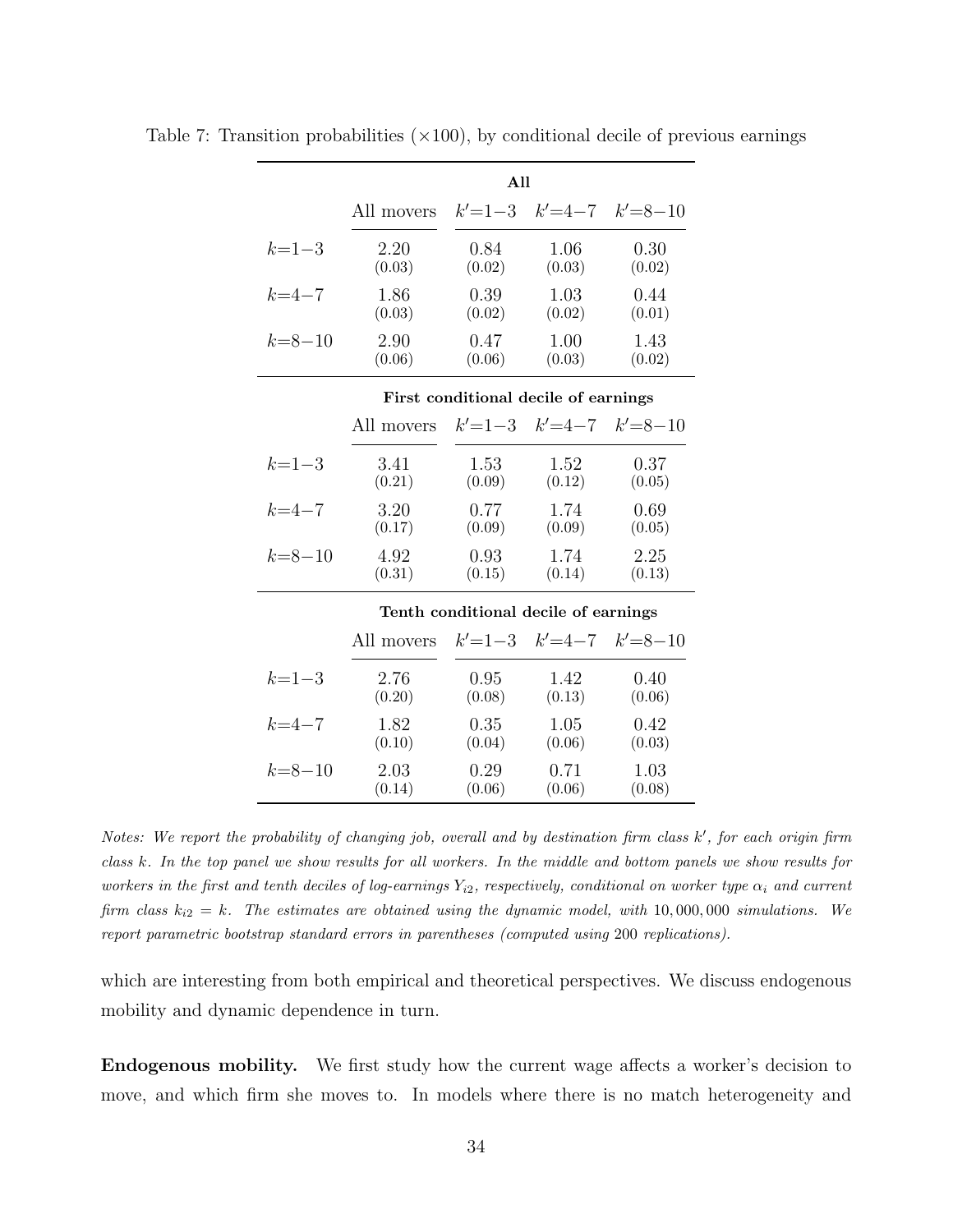Table 7: Transition probabilities ($\times 100$), by conditional decile of previous earnings

| | **All** | | | |
|---|---|---|---|---|
| | All movers | $k'$=1−3 | $k'$=4−7 | $k'$=8−10 |
| $k$=1−3 | 2.20 (0.03) | 0.84 (0.02) | 1.06 (0.03) | 0.30 (0.02) |
| $k$=4−7 | 1.86 (0.03) | 0.39 (0.02) | 1.03 (0.02) | 0.44 (0.01) |
| $k$=8−10 | 2.90 (0.06) | 0.47 (0.06) | 1.00 (0.03) | 1.43 (0.02) |
| | **First conditional decile of earnings** | | | |
| | All movers | $k'$=1−3 | $k'$=4−7 | $k'$=8−10 |
| $k$=1−3 | 3.41 (0.21) | 1.53 (0.09) | 1.52 (0.12) | 0.37 (0.05) |
| $k$=4−7 | 3.20 (0.17) | 0.77 (0.09) | 1.74 (0.09) | 0.69 (0.05) |
| $k$=8−10 | 4.92 (0.31) | 0.93 (0.15) | 1.74 (0.14) | 2.25 (0.13) |
| | **Tenth conditional decile of earnings** | | | |
| | All movers | $k'$=1−3 | $k'$=4−7 | $k'$=8−10 |
| $k$=1−3 | 2.76 (0.20) | 0.95 (0.08) | 1.42 (0.13) | 0.40 (0.06) |
| $k$=4−7 | 1.82 (0.10) | 0.35 (0.04) | 1.05 (0.06) | 0.42 (0.03) |
| $k$=8−10 | 2.03 (0.14) | 0.29 (0.06) | 0.71 (0.06) | 1.03 (0.08) |

*Notes: We report the probability of changing job, overall and by destination firm class $k'$, for each origin firm class $k$. In the top panel we show results for all workers. In the middle and bottom panels we show results for workers in the first and tenth deciles of log-earnings $Y_{i2}$, respectively, conditional on worker type $\alpha_i$ and current firm class $k_{i2} = k$. The estimates are obtained using the dynamic model, with 10,000,000 simulations. We report parametric bootstrap standard errors in parentheses (computed using 200 replications).*

which are interesting from both empirical and theoretical perspectives. We discuss endogenous mobility and dynamic dependence in turn.

**Endogenous mobility.** We first study how the current wage affects a worker's decision to move, and which firm she moves to. In models where there is no match heterogeneity and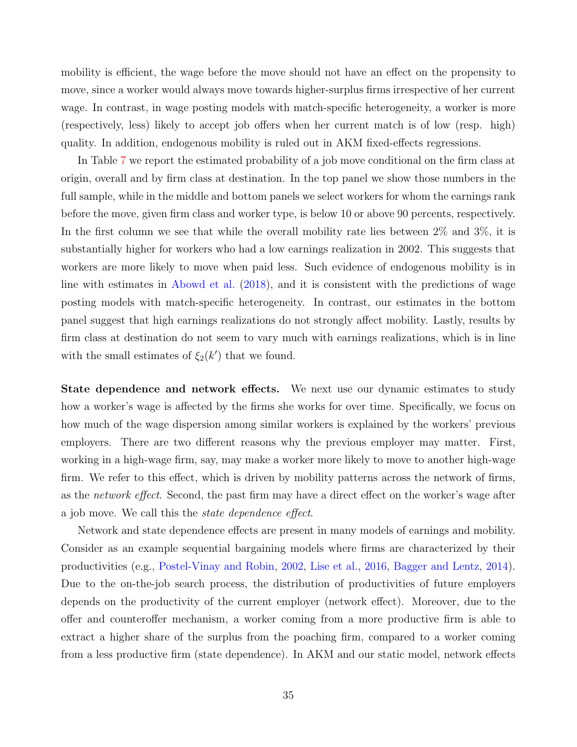mobility is efficient, the wage before the move should not have an effect on the propensity to move, since a worker would always move towards higher-surplus firms irrespective of her current wage. In contrast, in wage posting models with match-specific heterogeneity, a worker is more (respectively, less) likely to accept job offers when her current match is of low (resp. high) quality. In addition, endogenous mobility is ruled out in AKM fixed-effects regressions.

In Table 7 we report the estimated probability of a job move conditional on the firm class at origin, overall and by firm class at destination. In the top panel we show those numbers in the full sample, while in the middle and bottom panels we select workers for whom the earnings rank before the move, given firm class and worker type, is below 10 or above 90 percents, respectively. In the first column we see that while the overall mobility rate lies between 2% and 3%, it is substantially higher for workers who had a low earnings realization in 2002. This suggests that workers are more likely to move when paid less. Such evidence of endogenous mobility is in line with estimates in Abowd et al. (2018), and it is consistent with the predictions of wage posting models with match-specific heterogeneity. In contrast, our estimates in the bottom panel suggest that high earnings realizations do not strongly affect mobility. Lastly, results by firm class at destination do not seem to vary much with earnings realizations, which is in line with the small estimates of $\xi_2(k')$ that we found.

**State dependence and network effects.** We next use our dynamic estimates to study how a worker's wage is affected by the firms she works for over time. Specifically, we focus on how much of the wage dispersion among similar workers is explained by the workers' previous employers. There are two different reasons why the previous employer may matter. First, working in a high-wage firm, say, may make a worker more likely to move to another high-wage firm. We refer to this effect, which is driven by mobility patterns across the network of firms, as the *network effect*. Second, the past firm may have a direct effect on the worker's wage after a job move. We call this the *state dependence effect*.

Network and state dependence effects are present in many models of earnings and mobility. Consider as an example sequential bargaining models where firms are characterized by their productivities (e.g., Postel-Vinay and Robin, 2002, Lise et al., 2016, Bagger and Lentz, 2014). Due to the on-the-job search process, the distribution of productivities of future employers depends on the productivity of the current employer (network effect). Moreover, due to the offer and counteroffer mechanism, a worker coming from a more productive firm is able to extract a higher share of the surplus from the poaching firm, compared to a worker coming from a less productive firm (state dependence). In AKM and our static model, network effects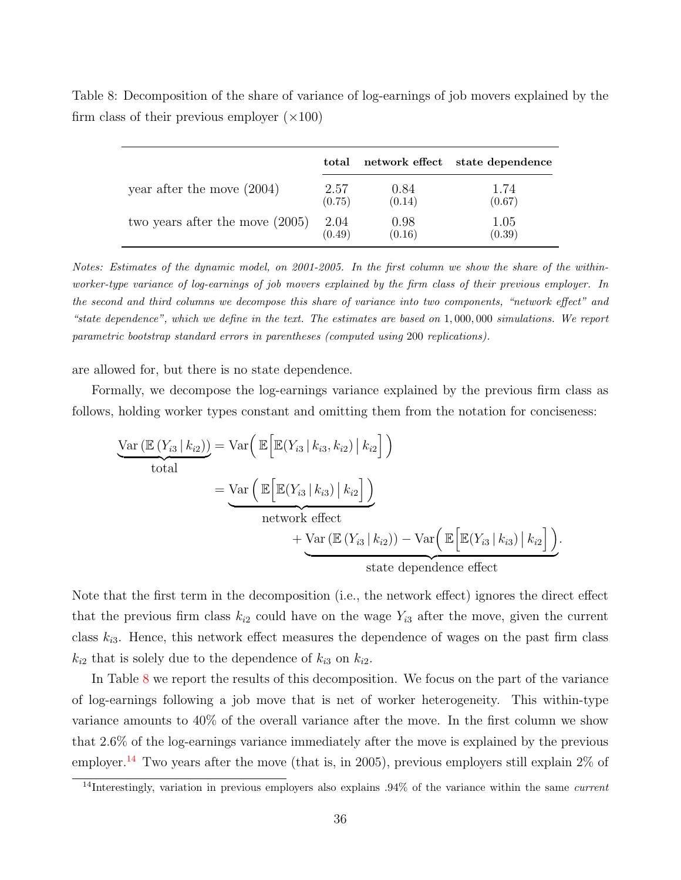Table 8: Decomposition of the share of variance of log-earnings of job movers explained by the firm class of their previous employer ($\times 100$)

| | **total** | **network effect** | **state dependence** |
|---|---|---|---|
| year after the move (2004) | 2.57 (0.75) | 0.84 (0.14) | 1.74 (0.67) |
| two years after the move (2005) | 2.04 (0.49) | 0.98 (0.16) | 1.05 (0.39) |

*Notes: Estimates of the dynamic model, on 2001-2005. In the first column we show the share of the within-worker-type variance of log-earnings of job movers explained by the firm class of their previous employer. In the second and third columns we decompose this share of variance into two components, "network effect" and "state dependence", which we define in the text. The estimates are based on* $1,000,000$ *simulations. We report parametric bootstrap standard errors in parentheses (computed using* $200$ *replications).*

are allowed for, but there is no state dependence.

Formally, we decompose the log-earnings variance explained by the previous firm class as follows, holding worker types constant and omitting them from the notation for conciseness:

$$
\begin{aligned}
\underbrace{\mathrm{Var}\left(\mathbb{E}\left(Y_{i3}\,|\,k_{i2}\right)\right)}_{\text{total}} &= \mathrm{Var}\Big(\,\mathbb{E}\Big[\mathbb{E}(Y_{i3}\,|\,k_{i3},k_{i2})\,\Big|\,k_{i2}\Big]\,\Big) \\
&= \underbrace{\mathrm{Var}\,\Big(\,\mathbb{E}\Big[\mathbb{E}(Y_{i3}\,|\,k_{i3})\,\Big|\,k_{i2}\Big]\,\Big)}_{\text{network effect}} \\
&\qquad + \underbrace{\mathrm{Var}\left(\mathbb{E}\left(Y_{i3}\,|\,k_{i2}\right)\right) - \mathrm{Var}\Big(\,\mathbb{E}\Big[\mathbb{E}(Y_{i3}\,|\,k_{i3})\,\Big|\,k_{i2}\Big]\,\Big)}_{\text{state dependence effect}}.
\end{aligned}
$$

Note that the first term in the decomposition (i.e., the network effect) ignores the direct effect that the previous firm class $k_{i2}$ could have on the wage $Y_{i3}$ after the move, given the current class $k_{i3}$. Hence, this network effect measures the dependence of wages on the past firm class $k_{i2}$ that is solely due to the dependence of $k_{i3}$ on $k_{i2}$.

In Table 8 we report the results of this decomposition. We focus on the part of the variance of log-earnings following a job move that is net of worker heterogeneity. This within-type variance amounts to 40% of the overall variance after the move. In the first column we show that 2.6% of the log-earnings variance immediately after the move is explained by the previous employer.[14] Two years after the move (that is, in 2005), previous employers still explain 2% of

[14]Interestingly, variation in previous employers also explains .94% of the variance within the same *current*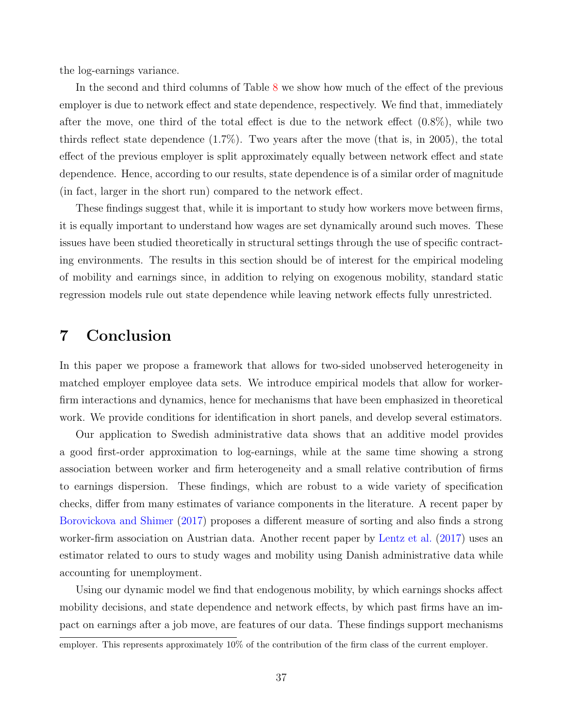the log-earnings variance.

In the second and third columns of Table 8 we show how much of the effect of the previous employer is due to network effect and state dependence, respectively. We find that, immediately after the move, one third of the total effect is due to the network effect (0.8%), while two thirds reflect state dependence (1.7%). Two years after the move (that is, in 2005), the total effect of the previous employer is split approximately equally between network effect and state dependence. Hence, according to our results, state dependence is of a similar order of magnitude (in fact, larger in the short run) compared to the network effect.

These findings suggest that, while it is important to study how workers move between firms, it is equally important to understand how wages are set dynamically around such moves. These issues have been studied theoretically in structural settings through the use of specific contracting environments. The results in this section should be of interest for the empirical modeling of mobility and earnings since, in addition to relying on exogenous mobility, standard static regression models rule out state dependence while leaving network effects fully unrestricted.

# 7 Conclusion

In this paper we propose a framework that allows for two-sided unobserved heterogeneity in matched employer employee data sets. We introduce empirical models that allow for worker-firm interactions and dynamics, hence for mechanisms that have been emphasized in theoretical work. We provide conditions for identification in short panels, and develop several estimators.

Our application to Swedish administrative data shows that an additive model provides a good first-order approximation to log-earnings, while at the same time showing a strong association between worker and firm heterogeneity and a small relative contribution of firms to earnings dispersion. These findings, which are robust to a wide variety of specification checks, differ from many estimates of variance components in the literature. A recent paper by Borovickova and Shimer (2017) proposes a different measure of sorting and also finds a strong worker-firm association on Austrian data. Another recent paper by Lentz et al. (2017) uses an estimator related to ours to study wages and mobility using Danish administrative data while accounting for unemployment.

Using our dynamic model we find that endogenous mobility, by which earnings shocks affect mobility decisions, and state dependence and network effects, by which past firms have an impact on earnings after a job move, are features of our data. These findings support mechanisms

employer. This represents approximately 10% of the contribution of the firm class of the current employer.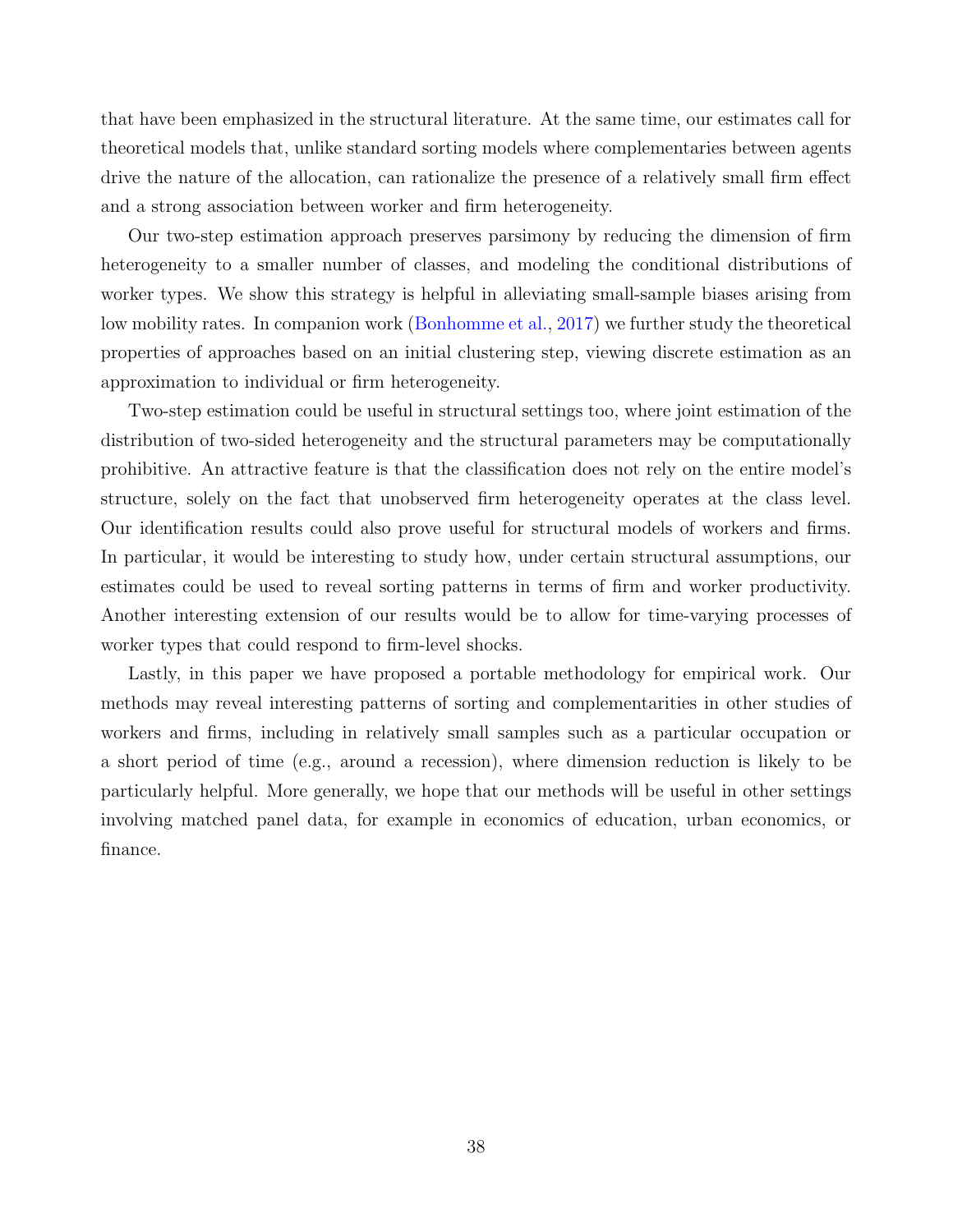that have been emphasized in the structural literature. At the same time, our estimates call for theoretical models that, unlike standard sorting models where complementaries between agents drive the nature of the allocation, can rationalize the presence of a relatively small firm effect and a strong association between worker and firm heterogeneity.

Our two-step estimation approach preserves parsimony by reducing the dimension of firm heterogeneity to a smaller number of classes, and modeling the conditional distributions of worker types. We show this strategy is helpful in alleviating small-sample biases arising from low mobility rates. In companion work (Bonhomme et al., 2017) we further study the theoretical properties of approaches based on an initial clustering step, viewing discrete estimation as an approximation to individual or firm heterogeneity.

Two-step estimation could be useful in structural settings too, where joint estimation of the distribution of two-sided heterogeneity and the structural parameters may be computationally prohibitive. An attractive feature is that the classification does not rely on the entire model's structure, solely on the fact that unobserved firm heterogeneity operates at the class level. Our identification results could also prove useful for structural models of workers and firms. In particular, it would be interesting to study how, under certain structural assumptions, our estimates could be used to reveal sorting patterns in terms of firm and worker productivity. Another interesting extension of our results would be to allow for time-varying processes of worker types that could respond to firm-level shocks.

Lastly, in this paper we have proposed a portable methodology for empirical work. Our methods may reveal interesting patterns of sorting and complementarities in other studies of workers and firms, including in relatively small samples such as a particular occupation or a short period of time (e.g., around a recession), where dimension reduction is likely to be particularly helpful. More generally, we hope that our methods will be useful in other settings involving matched panel data, for example in economics of education, urban economics, or finance.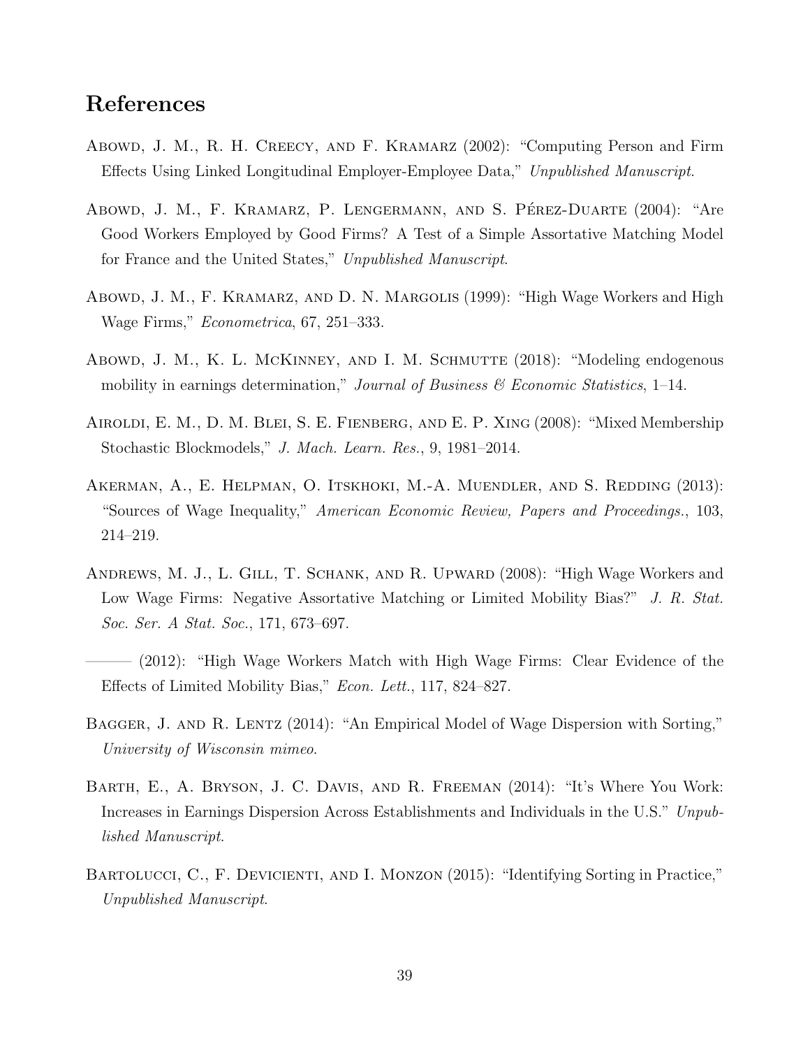# References

Abowd, J. M., R. H. Creecy, and F. Kramarz (2002): "Computing Person and Firm Effects Using Linked Longitudinal Employer-Employee Data," *Unpublished Manuscript*.

Abowd, J. M., F. Kramarz, P. Lengermann, and S. Pérez-Duarte (2004): "Are Good Workers Employed by Good Firms? A Test of a Simple Assortative Matching Model for France and the United States," *Unpublished Manuscript*.

Abowd, J. M., F. Kramarz, and D. N. Margolis (1999): "High Wage Workers and High Wage Firms," *Econometrica*, 67, 251–333.

Abowd, J. M., K. L. McKinney, and I. M. Schmutte (2018): "Modeling endogenous mobility in earnings determination," *Journal of Business & Economic Statistics*, 1–14.

Airoldi, E. M., D. M. Blei, S. E. Fienberg, and E. P. Xing (2008): "Mixed Membership Stochastic Blockmodels," *J. Mach. Learn. Res.*, 9, 1981–2014.

Akerman, A., E. Helpman, O. Itskhoki, M.-A. Muendler, and S. Redding (2013): "Sources of Wage Inequality," *American Economic Review, Papers and Proceedings.*, 103, 214–219.

Andrews, M. J., L. Gill, T. Schank, and R. Upward (2008): "High Wage Workers and Low Wage Firms: Negative Assortative Matching or Limited Mobility Bias?" *J. R. Stat. Soc. Ser. A Stat. Soc.*, 171, 673–697.

——— (2012): "High Wage Workers Match with High Wage Firms: Clear Evidence of the Effects of Limited Mobility Bias," *Econ. Lett.*, 117, 824–827.

Bagger, J. and R. Lentz (2014): "An Empirical Model of Wage Dispersion with Sorting," *University of Wisconsin mimeo*.

Barth, E., A. Bryson, J. C. Davis, and R. Freeman (2014): "It's Where You Work: Increases in Earnings Dispersion Across Establishments and Individuals in the U.S." *Unpublished Manuscript*.

Bartolucci, C., F. Devicienti, and I. Monzon (2015): "Identifying Sorting in Practice," *Unpublished Manuscript*.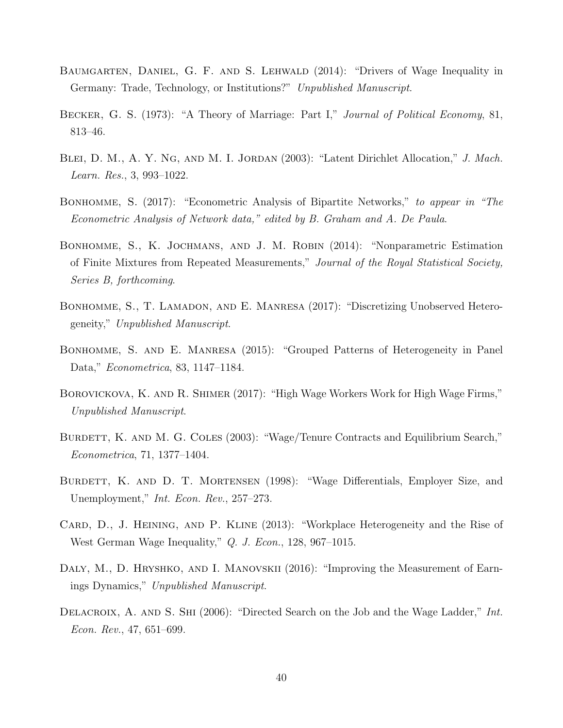Baumgarten, Daniel, G. F. and S. Lehwald (2014): "Drivers of Wage Inequality in Germany: Trade, Technology, or Institutions?" *Unpublished Manuscript*.

Becker, G. S. (1973): "A Theory of Marriage: Part I," *Journal of Political Economy*, 81, 813–46.

Blei, D. M., A. Y. Ng, and M. I. Jordan (2003): "Latent Dirichlet Allocation," *J. Mach. Learn. Res.*, 3, 993–1022.

Bonhomme, S. (2017): "Econometric Analysis of Bipartite Networks," *to appear in "The Econometric Analysis of Network data," edited by B. Graham and A. De Paula*.

Bonhomme, S., K. Jochmans, and J. M. Robin (2014): "Nonparametric Estimation of Finite Mixtures from Repeated Measurements," *Journal of the Royal Statistical Society, Series B, forthcoming*.

Bonhomme, S., T. Lamadon, and E. Manresa (2017): "Discretizing Unobserved Heterogeneity," *Unpublished Manuscript*.

Bonhomme, S. and E. Manresa (2015): "Grouped Patterns of Heterogeneity in Panel Data," *Econometrica*, 83, 1147–1184.

Borovickova, K. and R. Shimer (2017): "High Wage Workers Work for High Wage Firms," *Unpublished Manuscript*.

Burdett, K. and M. G. Coles (2003): "Wage/Tenure Contracts and Equilibrium Search," *Econometrica*, 71, 1377–1404.

Burdett, K. and D. T. Mortensen (1998): "Wage Differentials, Employer Size, and Unemployment," *Int. Econ. Rev.*, 257–273.

Card, D., J. Heining, and P. Kline (2013): "Workplace Heterogeneity and the Rise of West German Wage Inequality," *Q. J. Econ.*, 128, 967–1015.

Daly, M., D. Hryshko, and I. Manovskii (2016): "Improving the Measurement of Earnings Dynamics," *Unpublished Manuscript*.

Delacroix, A. and S. Shi (2006): "Directed Search on the Job and the Wage Ladder," *Int. Econ. Rev.*, 47, 651–699.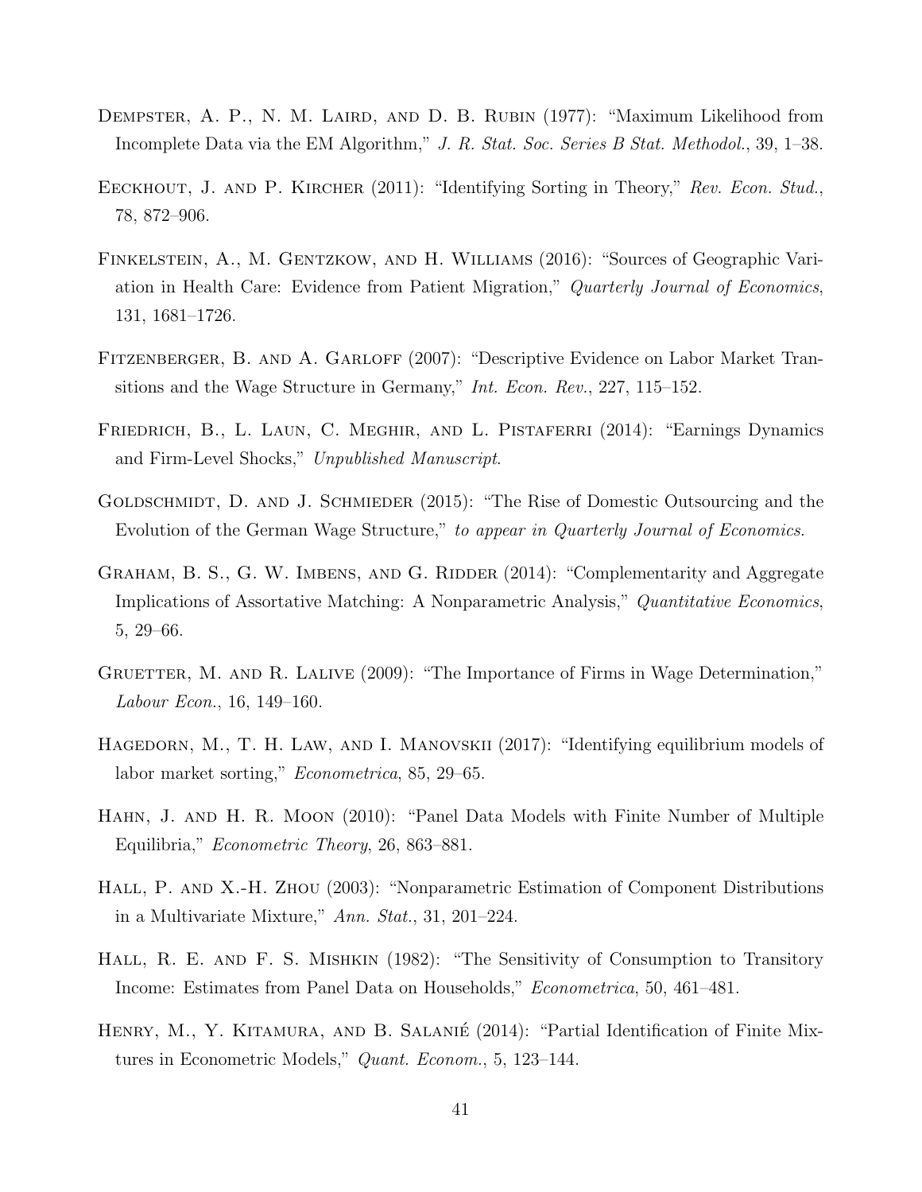Dempster, A. P., N. M. Laird, and D. B. Rubin (1977): "Maximum Likelihood from Incomplete Data via the EM Algorithm," *J. R. Stat. Soc. Series B Stat. Methodol.*, 39, 1–38.

Eeckhout, J. and P. Kircher (2011): "Identifying Sorting in Theory," *Rev. Econ. Stud.*, 78, 872–906.

Finkelstein, A., M. Gentzkow, and H. Williams (2016): "Sources of Geographic Variation in Health Care: Evidence from Patient Migration," *Quarterly Journal of Economics*, 131, 1681–1726.

Fitzenberger, B. and A. Garloff (2007): "Descriptive Evidence on Labor Market Transitions and the Wage Structure in Germany," *Int. Econ. Rev.*, 227, 115–152.

Friedrich, B., L. Laun, C. Meghir, and L. Pistaferri (2014): "Earnings Dynamics and Firm-Level Shocks," *Unpublished Manuscript*.

Goldschmidt, D. and J. Schmieder (2015): "The Rise of Domestic Outsourcing and the Evolution of the German Wage Structure," *to appear in Quarterly Journal of Economics*.

Graham, B. S., G. W. Imbens, and G. Ridder (2014): "Complementarity and Aggregate Implications of Assortative Matching: A Nonparametric Analysis," *Quantitative Economics*, 5, 29–66.

Gruetter, M. and R. Lalive (2009): "The Importance of Firms in Wage Determination," *Labour Econ.*, 16, 149–160.

Hagedorn, M., T. H. Law, and I. Manovskii (2017): "Identifying equilibrium models of labor market sorting," *Econometrica*, 85, 29–65.

Hahn, J. and H. R. Moon (2010): "Panel Data Models with Finite Number of Multiple Equilibria," *Econometric Theory*, 26, 863–881.

Hall, P. and X.-H. Zhou (2003): "Nonparametric Estimation of Component Distributions in a Multivariate Mixture," *Ann. Stat.*, 31, 201–224.

Hall, R. E. and F. S. Mishkin (1982): "The Sensitivity of Consumption to Transitory Income: Estimates from Panel Data on Households," *Econometrica*, 50, 461–481.

Henry, M., Y. Kitamura, and B. Salanié (2014): "Partial Identification of Finite Mixtures in Econometric Models," *Quant. Econom.*, 5, 123–144.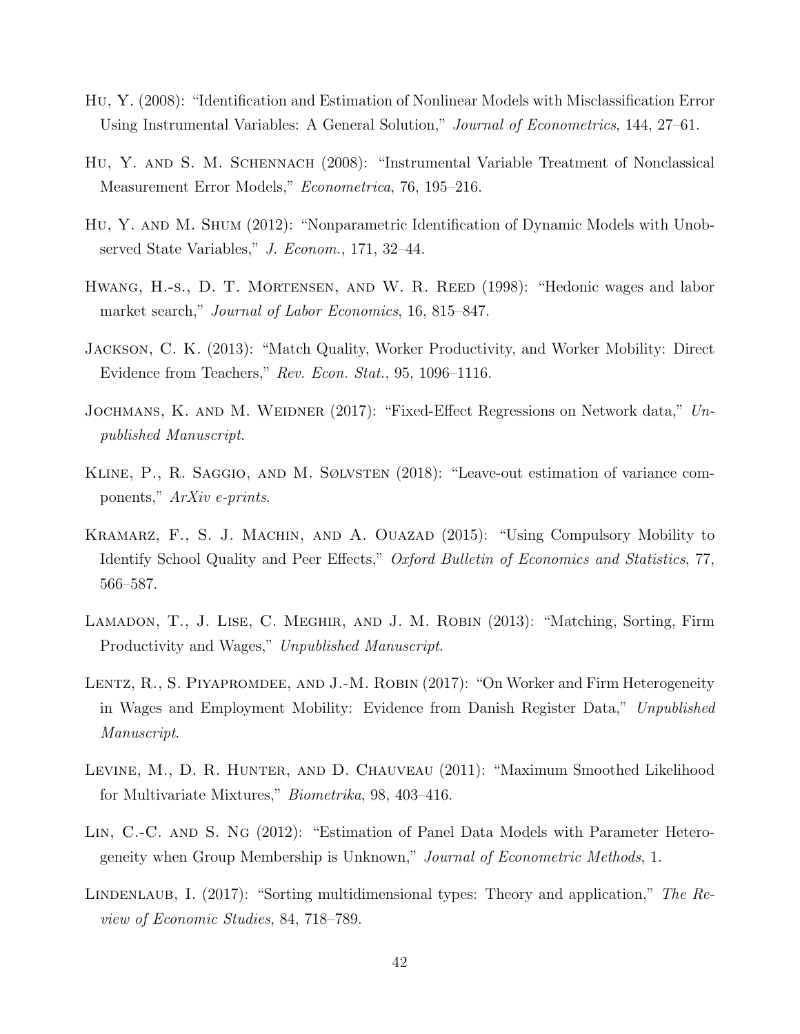Hu, Y. (2008): "Identification and Estimation of Nonlinear Models with Misclassification Error Using Instrumental Variables: A General Solution," *Journal of Econometrics*, 144, 27–61.

Hu, Y. and S. M. Schennach (2008): "Instrumental Variable Treatment of Nonclassical Measurement Error Models," *Econometrica*, 76, 195–216.

Hu, Y. and M. Shum (2012): "Nonparametric Identification of Dynamic Models with Unobserved State Variables," *J. Econom.*, 171, 32–44.

Hwang, H.-s., D. T. Mortensen, and W. R. Reed (1998): "Hedonic wages and labor market search," *Journal of Labor Economics*, 16, 815–847.

Jackson, C. K. (2013): "Match Quality, Worker Productivity, and Worker Mobility: Direct Evidence from Teachers," *Rev. Econ. Stat.*, 95, 1096–1116.

Jochmans, K. and M. Weidner (2017): "Fixed-Effect Regressions on Network data," *Unpublished Manuscript*.

Kline, P., R. Saggio, and M. Sølvsten (2018): "Leave-out estimation of variance components," *ArXiv e-prints*.

Kramarz, F., S. J. Machin, and A. Ouazad (2015): "Using Compulsory Mobility to Identify School Quality and Peer Effects," *Oxford Bulletin of Economics and Statistics*, 77, 566–587.

Lamadon, T., J. Lise, C. Meghir, and J. M. Robin (2013): "Matching, Sorting, Firm Productivity and Wages," *Unpublished Manuscript*.

Lentz, R., S. Piyapromdee, and J.-M. Robin (2017): "On Worker and Firm Heterogeneity in Wages and Employment Mobility: Evidence from Danish Register Data," *Unpublished Manuscript*.

Levine, M., D. R. Hunter, and D. Chauveau (2011): "Maximum Smoothed Likelihood for Multivariate Mixtures," *Biometrika*, 98, 403–416.

Lin, C.-C. and S. Ng (2012): "Estimation of Panel Data Models with Parameter Heterogeneity when Group Membership is Unknown," *Journal of Econometric Methods*, 1.

Lindenlaub, I. (2017): "Sorting multidimensional types: Theory and application," *The Review of Economic Studies*, 84, 718–789.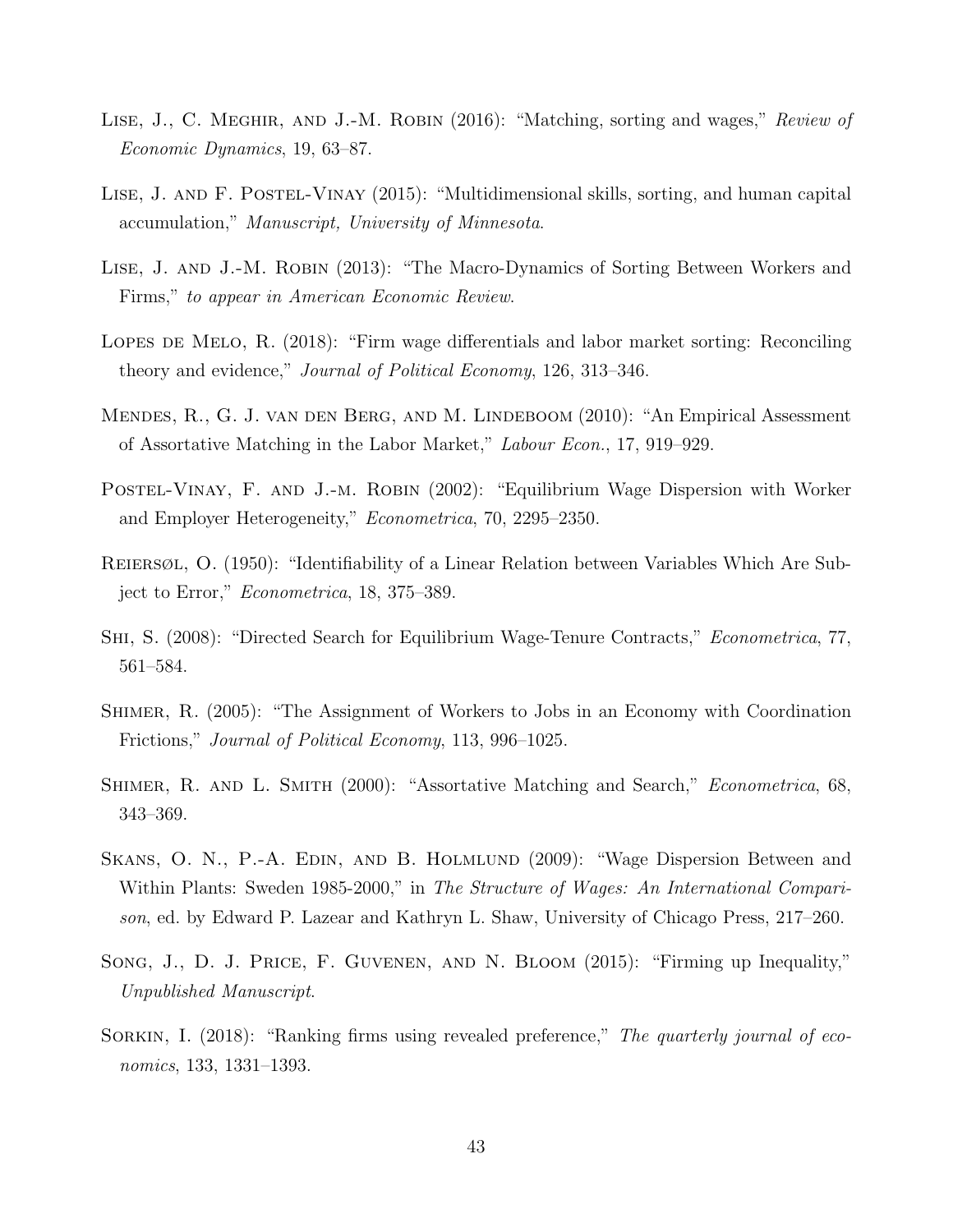Lise, J., C. Meghir, and J.-M. Robin (2016): "Matching, sorting and wages," *Review of Economic Dynamics*, 19, 63–87.

Lise, J. and F. Postel-Vinay (2015): "Multidimensional skills, sorting, and human capital accumulation," *Manuscript, University of Minnesota*.

Lise, J. and J.-M. Robin (2013): "The Macro-Dynamics of Sorting Between Workers and Firms," *to appear in American Economic Review*.

Lopes de Melo, R. (2018): "Firm wage differentials and labor market sorting: Reconciling theory and evidence," *Journal of Political Economy*, 126, 313–346.

Mendes, R., G. J. van den Berg, and M. Lindeboom (2010): "An Empirical Assessment of Assortative Matching in the Labor Market," *Labour Econ.*, 17, 919–929.

Postel-Vinay, F. and J.-m. Robin (2002): "Equilibrium Wage Dispersion with Worker and Employer Heterogeneity," *Econometrica*, 70, 2295–2350.

Reiersøl, O. (1950): "Identifiability of a Linear Relation between Variables Which Are Subject to Error," *Econometrica*, 18, 375–389.

Shi, S. (2008): "Directed Search for Equilibrium Wage-Tenure Contracts," *Econometrica*, 77, 561–584.

Shimer, R. (2005): "The Assignment of Workers to Jobs in an Economy with Coordination Frictions," *Journal of Political Economy*, 113, 996–1025.

Shimer, R. and L. Smith (2000): "Assortative Matching and Search," *Econometrica*, 68, 343–369.

Skans, O. N., P.-A. Edin, and B. Holmlund (2009): "Wage Dispersion Between and Within Plants: Sweden 1985-2000," in *The Structure of Wages: An International Comparison*, ed. by Edward P. Lazear and Kathryn L. Shaw, University of Chicago Press, 217–260.

Song, J., D. J. Price, F. Guvenen, and N. Bloom (2015): "Firming up Inequality," *Unpublished Manuscript*.

Sorkin, I. (2018): "Ranking firms using revealed preference," *The quarterly journal of economics*, 133, 1331–1393.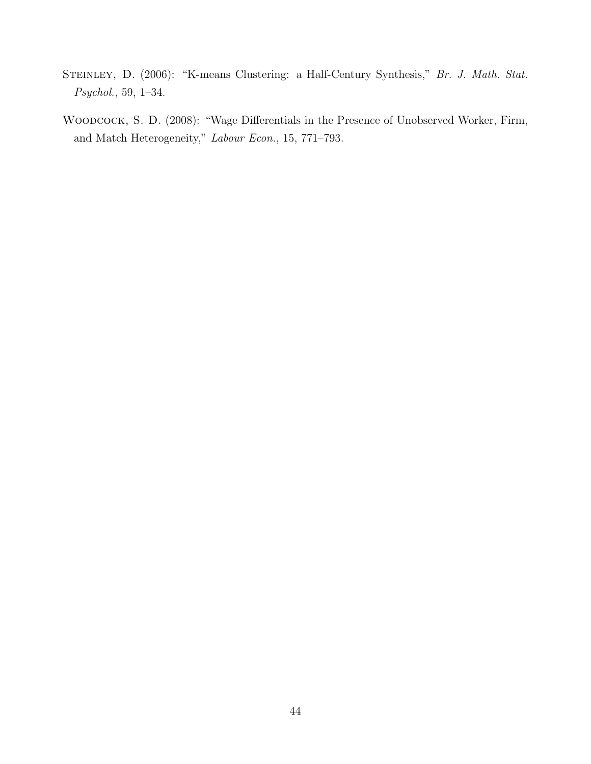Steinley, D. (2006): "K-means Clustering: a Half-Century Synthesis," *Br. J. Math. Stat. Psychol.*, 59, 1–34.

Woodcock, S. D. (2008): "Wage Differentials in the Presence of Unobserved Worker, Firm, and Match Heterogeneity," *Labour Econ.*, 15, 771–793.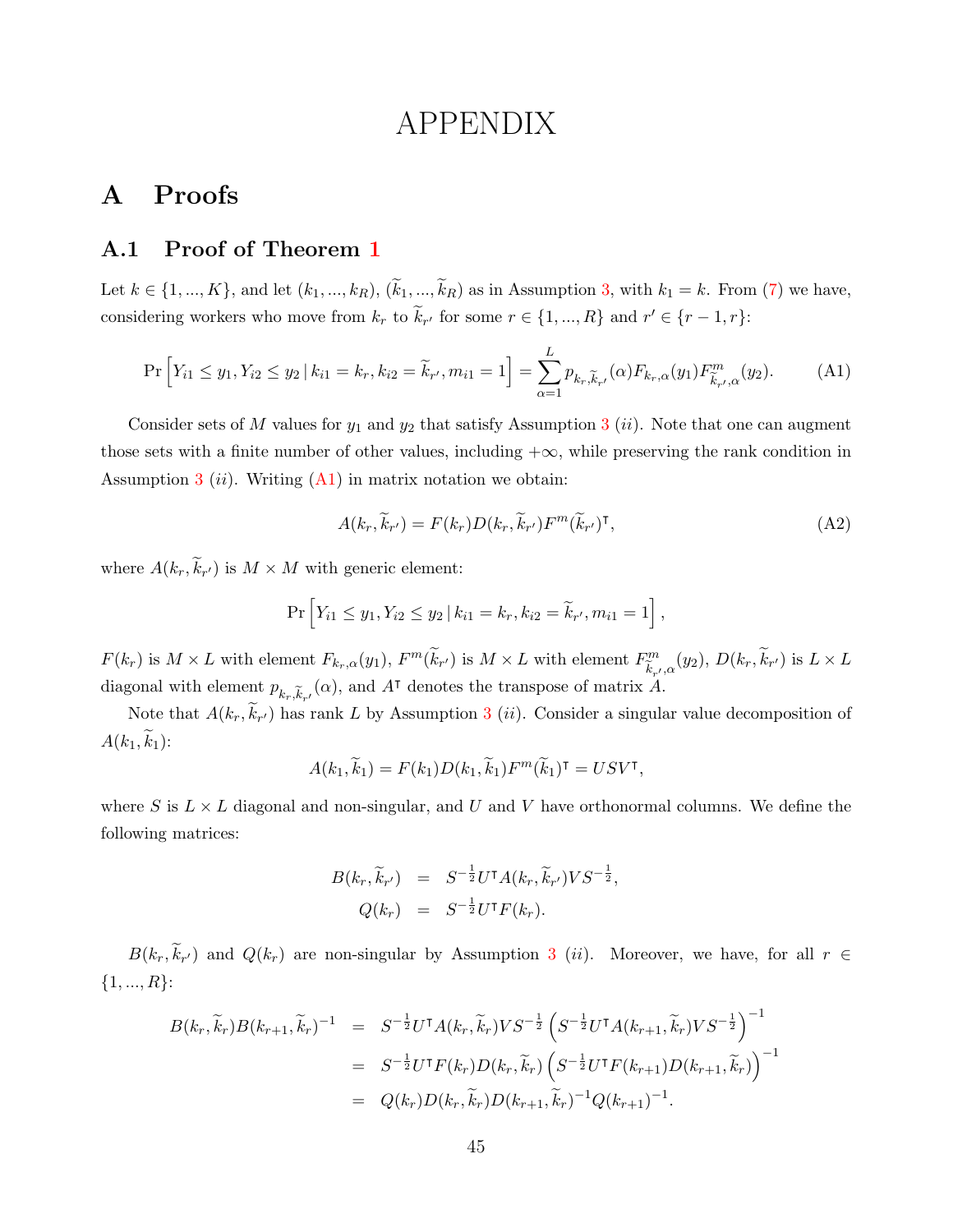# APPENDIX

## A Proofs

### A.1 Proof of Theorem 1

Let $k \in \{1, ..., K\}$, and let $(k_1, ..., k_R)$, $(\widetilde{k}_1, ..., \widetilde{k}_R)$ as in Assumption 3, with $k_1 = k$. From (7) we have, considering workers who move from $k_r$ to $\widetilde{k}_{r'}$ for some $r \in \{1, ..., R\}$ and $r' \in \{r-1, r\}$:

$$\Pr\left[Y_{i1} \leq y_1, Y_{i2} \leq y_2 \,|\, k_{i1} = k_r, k_{i2} = \widetilde{k}_{r'}, m_{i1} = 1\right] = \sum_{\alpha=1}^{L} p_{k_r, \widetilde{k}_{r'}}(\alpha) F_{k_r,\alpha}(y_1) F^m_{\widetilde{k}_{r'},\alpha}(y_2). \tag{A1}$$

Consider sets of $M$ values for $y_1$ and $y_2$ that satisfy Assumption 3 $(ii)$. Note that one can augment those sets with a finite number of other values, including $+\infty$, while preserving the rank condition in Assumption 3 $(ii)$. Writing (A1) in matrix notation we obtain:

$$A(k_r, \widetilde{k}_{r'}) = F(k_r) D(k_r, \widetilde{k}_{r'}) F^m(\widetilde{k}_{r'})^{\intercal}, \tag{A2}$$

where $A(k_r, \widetilde{k}_{r'})$ is $M \times M$ with generic element:

$$\Pr\left[Y_{i1} \leq y_1, Y_{i2} \leq y_2 \,|\, k_{i1} = k_r, k_{i2} = \widetilde{k}_{r'}, m_{i1} = 1\right],$$

$F(k_r)$ is $M \times L$ with element $F_{k_r,\alpha}(y_1)$, $F^m(\widetilde{k}_{r'})$ is $M \times L$ with element $F^m_{\widetilde{k}_{r'},\alpha}(y_2)$, $D(k_r, \widetilde{k}_{r'})$ is $L \times L$ diagonal with element $p_{k_r, \widetilde{k}_{r'}}(\alpha)$, and $A^{\intercal}$ denotes the transpose of matrix $A$.

Note that $A(k_r, \widetilde{k}_{r'})$ has rank $L$ by Assumption 3 $(ii)$. Consider a singular value decomposition of $A(k_1, \widetilde{k}_1)$:

$$A(k_1, \widetilde{k}_1) = F(k_1) D(k_1, \widetilde{k}_1) F^m(\widetilde{k}_1)^{\intercal} = USV^{\intercal},$$

where $S$ is $L \times L$ diagonal and non-singular, and $U$ and $V$ have orthonormal columns. We define the following matrices:

$$\begin{aligned} B(k_r, \widetilde{k}_{r'}) &= S^{-\frac{1}{2}} U^{\intercal} A(k_r, \widetilde{k}_{r'}) V S^{-\frac{1}{2}}, \\ Q(k_r) &= S^{-\frac{1}{2}} U^{\intercal} F(k_r). \end{aligned}$$

$B(k_r, \widetilde{k}_{r'})$ and $Q(k_r)$ are non-singular by Assumption 3 $(ii)$. Moreover, we have, for all $r \in \{1, ..., R\}$:

$$\begin{aligned} B(k_r, \widetilde{k}_r) B(k_{r+1}, \widetilde{k}_r)^{-1} &= S^{-\frac{1}{2}} U^{\intercal} A(k_r, \widetilde{k}_r) V S^{-\frac{1}{2}} \left(S^{-\frac{1}{2}} U^{\intercal} A(k_{r+1}, \widetilde{k}_r) V S^{-\frac{1}{2}}\right)^{-1} \\ &= S^{-\frac{1}{2}} U^{\intercal} F(k_r) D(k_r, \widetilde{k}_r) \left(S^{-\frac{1}{2}} U^{\intercal} F(k_{r+1}) D(k_{r+1}, \widetilde{k}_r)\right)^{-1} \\ &= Q(k_r) D(k_r, \widetilde{k}_r) D(k_{r+1}, \widetilde{k}_r)^{-1} Q(k_{r+1})^{-1}. \end{aligned}$$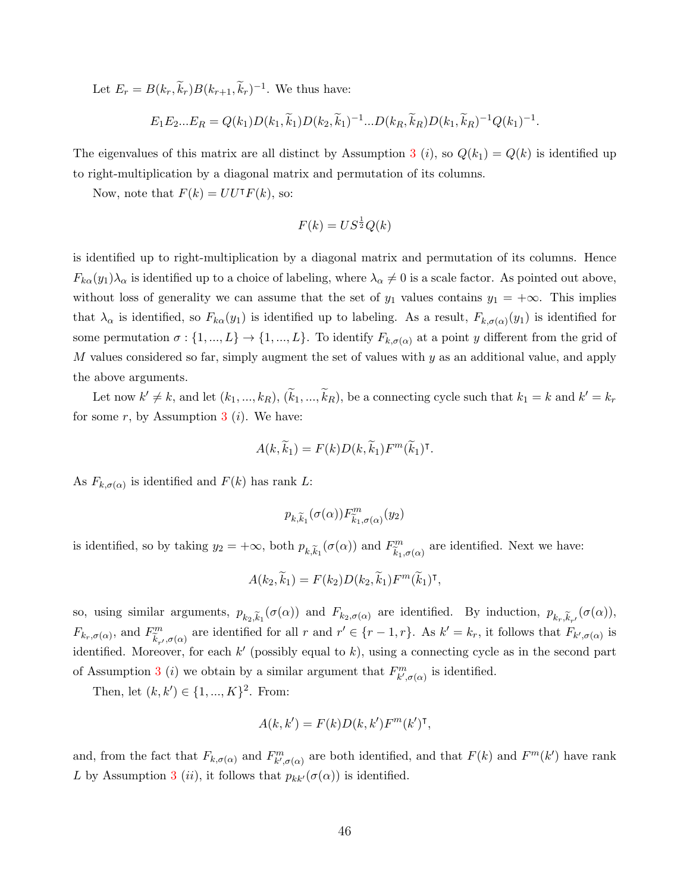Let $E_r = B(k_r, \widetilde{k}_r)B(k_{r+1}, \widetilde{k}_r)^{-1}$. We thus have:

$$E_1 E_2 ... E_R = Q(k_1)D(k_1, \widetilde{k}_1)D(k_2, \widetilde{k}_1)^{-1}...D(k_R, \widetilde{k}_R)D(k_1, \widetilde{k}_R)^{-1}Q(k_1)^{-1}.$$

The eigenvalues of this matrix are all distinct by Assumption 3 $(i)$, so $Q(k_1) = Q(k)$ is identified up to right-multiplication by a diagonal matrix and permutation of its columns.

Now, note that $F(k) = UU^{\intercal}F(k)$, so:

$$F(k) = US^{\frac{1}{2}}Q(k)$$

is identified up to right-multiplication by a diagonal matrix and permutation of its columns. Hence $F_{k\alpha}(y_1)\lambda_\alpha$ is identified up to a choice of labeling, where $\lambda_\alpha \neq 0$ is a scale factor. As pointed out above, without loss of generality we can assume that the set of $y_1$ values contains $y_1 = +\infty$. This implies that $\lambda_\alpha$ is identified, so $F_{k\alpha}(y_1)$ is identified up to labeling. As a result, $F_{k,\sigma(\alpha)}(y_1)$ is identified for some permutation $\sigma : \{1, ..., L\} \to \{1, ..., L\}$. To identify $F_{k,\sigma(\alpha)}$ at a point $y$ different from the grid of $M$ values considered so far, simply augment the set of values with $y$ as an additional value, and apply the above arguments.

Let now $k' \neq k$, and let $(k_1, ..., k_R)$, $(\widetilde{k}_1, ..., \widetilde{k}_R)$, be a connecting cycle such that $k_1 = k$ and $k' = k_r$ for some $r$, by Assumption 3 $(i)$. We have:

$$A(k, \widetilde{k}_1) = F(k)D(k, \widetilde{k}_1)F^m(\widetilde{k}_1)^{\intercal}.$$

As $F_{k,\sigma(\alpha)}$ is identified and $F(k)$ has rank $L$:

$$p_{k,\widetilde{k}_1}(\sigma(\alpha))F^m_{\widetilde{k}_1,\sigma(\alpha)}(y_2)$$

is identified, so by taking $y_2 = +\infty$, both $p_{k,\widetilde{k}_1}(\sigma(\alpha))$ and $F^m_{\widetilde{k}_1,\sigma(\alpha)}$ are identified. Next we have:

$$A(k_2, \widetilde{k}_1) = F(k_2)D(k_2, \widetilde{k}_1)F^m(\widetilde{k}_1)^{\intercal},$$

so, using similar arguments, $p_{k_2,\widetilde{k}_1}(\sigma(\alpha))$ and $F_{k_2,\sigma(\alpha)}$ are identified. By induction, $p_{k_r,\widetilde{k}_{r'}}(\sigma(\alpha))$, $F_{k_r,\sigma(\alpha)}$, and $F^m_{\widetilde{k}_{r'},\sigma(\alpha)}$ are identified for all $r$ and $r' \in \{r-1, r\}$. As $k' = k_r$, it follows that $F_{k',\sigma(\alpha)}$ is identified. Moreover, for each $k'$ (possibly equal to $k$), using a connecting cycle as in the second part of Assumption 3 $(i)$ we obtain by a similar argument that $F^m_{k',\sigma(\alpha)}$ is identified.

Then, let $(k, k') \in \{1, ..., K\}^2$. From:

$$A(k, k') = F(k)D(k, k')F^m(k')^{\intercal},$$

and, from the fact that $F_{k,\sigma(\alpha)}$ and $F^m_{k',\sigma(\alpha)}$ are both identified, and that $F(k)$ and $F^m(k')$ have rank $L$ by Assumption 3 $(ii)$, it follows that $p_{kk'}(\sigma(\alpha))$ is identified.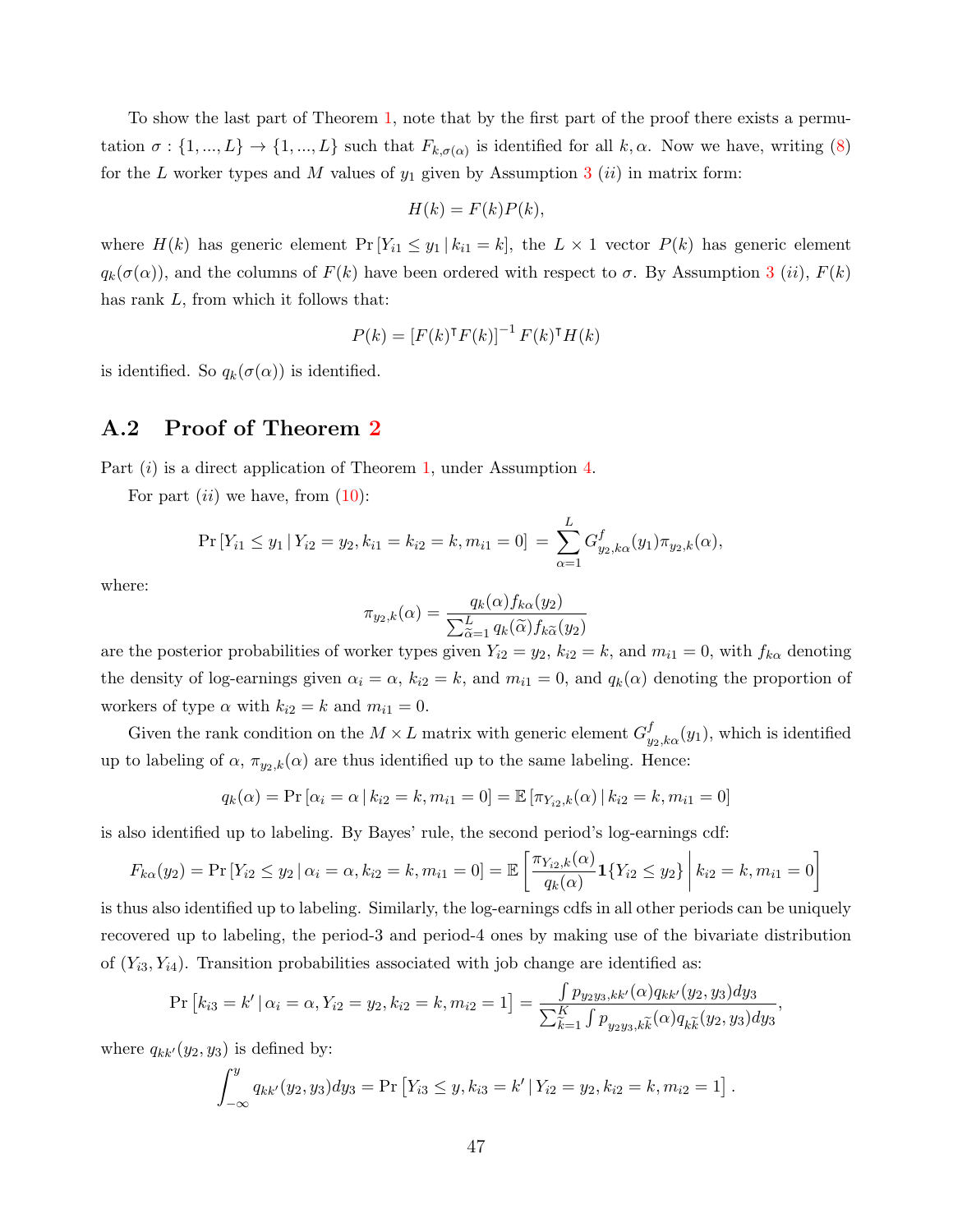To show the last part of Theorem 1, note that by the first part of the proof there exists a permutation $\sigma : \{1, ..., L\} \to \{1, ..., L\}$ such that $F_{k,\sigma(\alpha)}$ is identified for all $k, \alpha$. Now we have, writing (8) for the $L$ worker types and $M$ values of $y_1$ given by Assumption 3 $(ii)$ in matrix form:

$$H(k) = F(k)P(k),$$

where $H(k)$ has generic element $\Pr[Y_{i1} \le y_1 \,|\, k_{i1} = k]$, the $L \times 1$ vector $P(k)$ has generic element $q_k(\sigma(\alpha))$, and the columns of $F(k)$ have been ordered with respect to $\sigma$. By Assumption 3 $(ii)$, $F(k)$ has rank $L$, from which it follows that:

$$P(k) = \left[F(k)^\intercal F(k)\right]^{-1} F(k)^\intercal H(k)$$

is identified. So $q_k(\sigma(\alpha))$ is identified.

## A.2 Proof of Theorem 2

Part $(i)$ is a direct application of Theorem 1, under Assumption 4.

For part $(ii)$ we have, from (10):

$$\Pr[Y_{i1} \le y_1 \,|\, Y_{i2} = y_2, k_{i1} = k_{i2} = k, m_{i1} = 0] \;=\; \sum_{\alpha=1}^{L} G^f_{y_2,k\alpha}(y_1)\pi_{y_2,k}(\alpha),$$

where:

$$\pi_{y_2,k}(\alpha) = \frac{q_k(\alpha)f_{k\alpha}(y_2)}{\sum_{\widetilde{\alpha}=1}^{L} q_k(\widetilde{\alpha})f_{k\widetilde{\alpha}}(y_2)}$$

are the posterior probabilities of worker types given $Y_{i2} = y_2$, $k_{i2} = k$, and $m_{i1} = 0$, with $f_{k\alpha}$ denoting the density of log-earnings given $\alpha_i = \alpha$, $k_{i2} = k$, and $m_{i1} = 0$, and $q_k(\alpha)$ denoting the proportion of workers of type $\alpha$ with $k_{i2} = k$ and $m_{i1} = 0$.

Given the rank condition on the $M \times L$ matrix with generic element $G^f_{y_2,k\alpha}(y_1)$, which is identified up to labeling of $\alpha$, $\pi_{y_2,k}(\alpha)$ are thus identified up to the same labeling. Hence:

$$q_k(\alpha) = \Pr[\alpha_i = \alpha \,|\, k_{i2} = k, m_{i1} = 0] = \mathbb{E}\left[\pi_{Y_{i2},k}(\alpha) \,|\, k_{i2} = k, m_{i1} = 0\right]$$

is also identified up to labeling. By Bayes' rule, the second period's log-earnings cdf:

$$F_{k\alpha}(y_2) = \Pr[Y_{i2} \le y_2 \,|\, \alpha_i = \alpha, k_{i2} = k, m_{i1} = 0] = \mathbb{E}\left[\frac{\pi_{Y_{i2},k}(\alpha)}{q_k(\alpha)}\mathbf{1}\{Y_{i2} \le y_2\} \,\middle|\, k_{i2} = k, m_{i1} = 0\right]$$

is thus also identified up to labeling. Similarly, the log-earnings cdfs in all other periods can be uniquely recovered up to labeling, the period-3 and period-4 ones by making use of the bivariate distribution of $(Y_{i3}, Y_{i4})$. Transition probabilities associated with job change are identified as:

$$\Pr\left[k_{i3} = k' \,|\, \alpha_i = \alpha, Y_{i2} = y_2, k_{i2} = k, m_{i2} = 1\right] = \frac{\int p_{y_2y_3,kk'}(\alpha)q_{kk'}(y_2, y_3)dy_3}{\sum_{\widetilde{k}=1}^{K}\int p_{y_2y_3,k\widetilde{k}}(\alpha)q_{k\widetilde{k}}(y_2, y_3)dy_3},$$

where $q_{kk'}(y_2, y_3)$ is defined by:

$$\int_{-\infty}^{y} q_{kk'}(y_2, y_3)dy_3 = \Pr\left[Y_{i3} \le y, k_{i3} = k' \,|\, Y_{i2} = y_2, k_{i2} = k, m_{i2} = 1\right].$$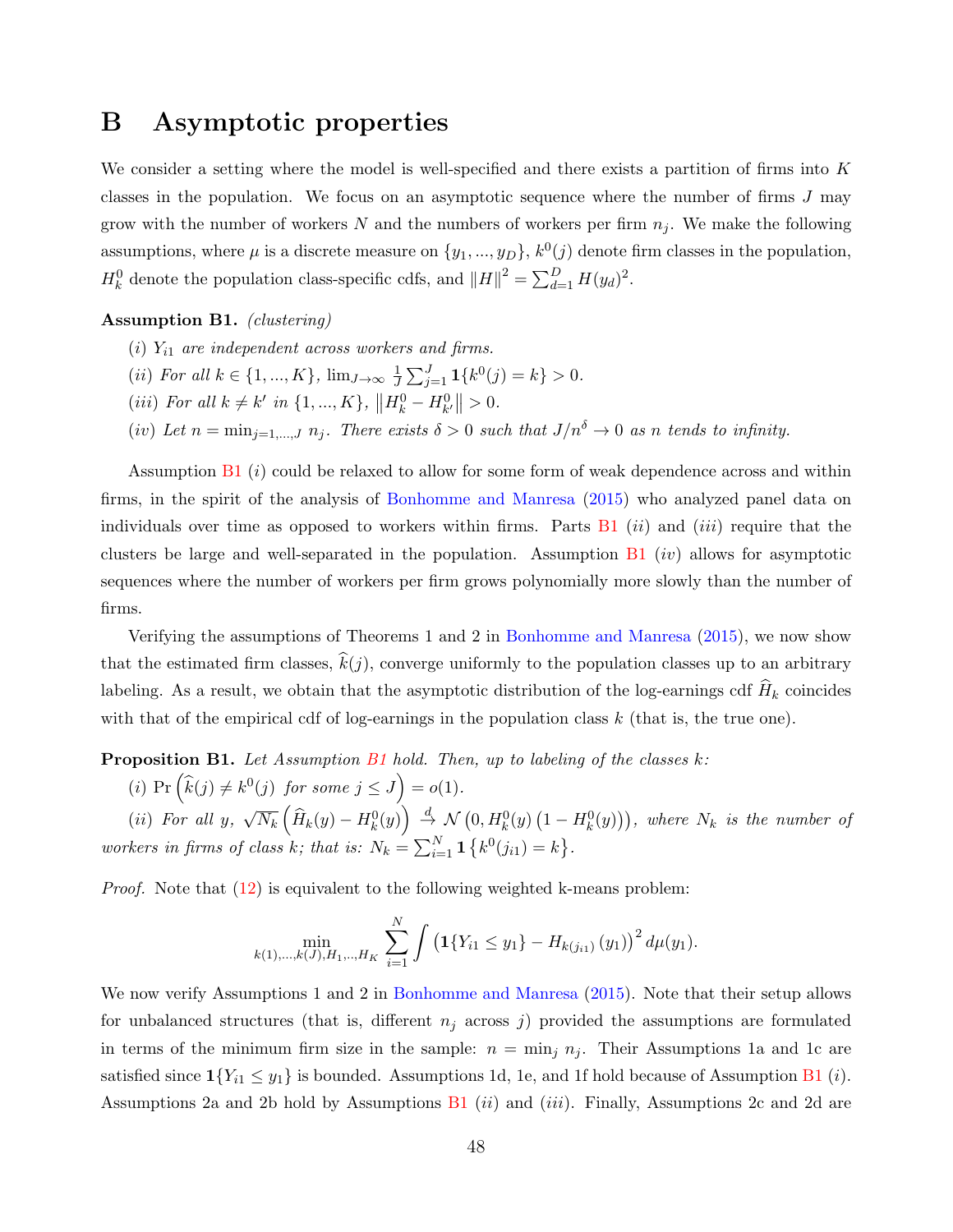# B Asymptotic properties

We consider a setting where the model is well-specified and there exists a partition of firms into $K$ classes in the population. We focus on an asymptotic sequence where the number of firms $J$ may grow with the number of workers $N$ and the numbers of workers per firm $n_j$. We make the following assumptions, where $\mu$ is a discrete measure on $\{y_1, ..., y_D\}$, $k^0(j)$ denote firm classes in the population, $H_k^0$ denote the population class-specific cdfs, and $\|H\|^2 = \sum_{d=1}^D H(y_d)^2$.

**Assumption B1.** *(clustering)*

*(i) $Y_{i1}$ are independent across workers and firms.*

*(ii) For all $k \in \{1, ..., K\}$, $\lim_{J\to\infty} \frac{1}{J}\sum_{j=1}^J \mathbf{1}\{k^0(j) = k\} > 0$.*

*(iii) For all $k \neq k'$ in $\{1, ..., K\}$, $\left\|H_k^0 - H_{k'}^0\right\| > 0$.*

*(iv) Let $n = \min_{j=1,...,J} n_j$. There exists $\delta > 0$ such that $J/n^\delta \to 0$ as $n$ tends to infinity.*

Assumption B1 $(i)$ could be relaxed to allow for some form of weak dependence across and within firms, in the spirit of the analysis of Bonhomme and Manresa (2015) who analyzed panel data on individuals over time as opposed to workers within firms. Parts B1 $(ii)$ and $(iii)$ require that the clusters be large and well-separated in the population. Assumption B1 $(iv)$ allows for asymptotic sequences where the number of workers per firm grows polynomially more slowly than the number of firms.

Verifying the assumptions of Theorems 1 and 2 in Bonhomme and Manresa (2015), we now show that the estimated firm classes, $\widehat{k}(j)$, converge uniformly to the population classes up to an arbitrary labeling. As a result, we obtain that the asymptotic distribution of the log-earnings cdf $\widehat{H}_k$ coincides with that of the empirical cdf of log-earnings in the population class $k$ (that is, the true one).

**Proposition B1.** *Let Assumption B1 hold. Then, up to labeling of the classes $k$:*

*(i) $\Pr\left(\widehat{k}(j) \neq k^0(j) \text{ for some } j \leq J\right) = o(1)$.*

*(ii) For all $y$, $\sqrt{N_k}\left(\widehat{H}_k(y) - H_k^0(y)\right) \xrightarrow{d} \mathcal{N}\left(0, H_k^0(y)\left(1 - H_k^0(y)\right)\right)$, where $N_k$ is the number of workers in firms of class $k$; that is: $N_k = \sum_{i=1}^N \mathbf{1}\left\{k^0(j_{i1}) = k\right\}$.*

*Proof.* Note that (12) is equivalent to the following weighted k-means problem:

$$\min_{k(1),...,k(J),H_1,..,H_K} \sum_{i=1}^N \int \left(\mathbf{1}\{Y_{i1} \leq y_1\} - H_{k(j_{i1})}(y_1)\right)^2 d\mu(y_1).$$

We now verify Assumptions 1 and 2 in Bonhomme and Manresa (2015). Note that their setup allows for unbalanced structures (that is, different $n_j$ across $j$) provided the assumptions are formulated in terms of the minimum firm size in the sample: $n = \min_j n_j$. Their Assumptions 1a and 1c are satisfied since $\mathbf{1}\{Y_{i1} \leq y_1\}$ is bounded. Assumptions 1d, 1e, and 1f hold because of Assumption B1 $(i)$. Assumptions 2a and 2b hold by Assumptions B1 $(ii)$ and $(iii)$. Finally, Assumptions 2c and 2d are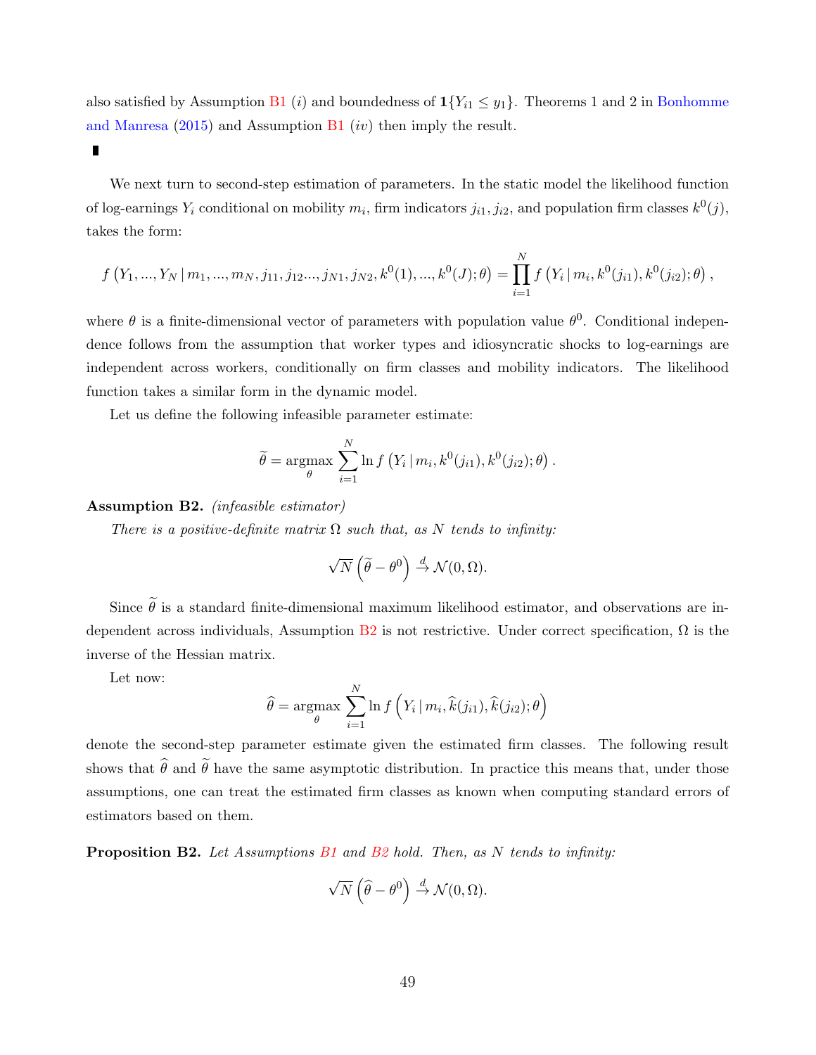also satisfied by Assumption B1 ($i$) and boundedness of $\mathbf{1}\{Y_{i1} \leq y_1\}$. Theorems 1 and 2 in Bonhomme and Manresa (2015) and Assumption B1 ($iv$) then imply the result.

∎

We next turn to second-step estimation of parameters. In the static model the likelihood function of log-earnings $Y_i$ conditional on mobility $m_i$, firm indicators $j_{i1}, j_{i2}$, and population firm classes $k^0(j)$, takes the form:

$$f\left(Y_1, ..., Y_N \,|\, m_1, ..., m_N, j_{11}, j_{12} ..., j_{N1}, j_{N2}, k^0(1), ..., k^0(J); \theta\right) = \prod_{i=1}^{N} f\left(Y_i \,|\, m_i, k^0(j_{i1}), k^0(j_{i2}); \theta\right),$$

where $\theta$ is a finite-dimensional vector of parameters with population value $\theta^0$. Conditional independence follows from the assumption that worker types and idiosyncratic shocks to log-earnings are independent across workers, conditionally on firm classes and mobility indicators. The likelihood function takes a similar form in the dynamic model.

Let us define the following infeasible parameter estimate:

$$\widetilde{\theta} = \underset{\theta}{\operatorname{argmax}} \sum_{i=1}^{N} \ln f\left(Y_i \,|\, m_i, k^0(j_{i1}), k^0(j_{i2}); \theta\right).$$

**Assumption B2.** *(infeasible estimator)*

*There is a positive-definite matrix $\Omega$ such that, as $N$ tends to infinity:*

$$\sqrt{N}\left(\widetilde{\theta} - \theta^0\right) \xrightarrow{d} \mathcal{N}(0, \Omega).$$

Since $\widetilde{\theta}$ is a standard finite-dimensional maximum likelihood estimator, and observations are independent across individuals, Assumption B2 is not restrictive. Under correct specification, $\Omega$ is the inverse of the Hessian matrix.

Let now:

$$\widehat{\theta} = \underset{\theta}{\operatorname{argmax}} \sum_{i=1}^{N} \ln f\left(Y_i \,|\, m_i, \widehat{k}(j_{i1}), \widehat{k}(j_{i2}); \theta\right)$$

denote the second-step parameter estimate given the estimated firm classes. The following result shows that $\widehat{\theta}$ and $\widetilde{\theta}$ have the same asymptotic distribution. In practice this means that, under those assumptions, one can treat the estimated firm classes as known when computing standard errors of estimators based on them.

**Proposition B2.** *Let Assumptions B1 and B2 hold. Then, as $N$ tends to infinity:*

$$\sqrt{N}\left(\widehat{\theta} - \theta^0\right) \xrightarrow{d} \mathcal{N}(0, \Omega).$$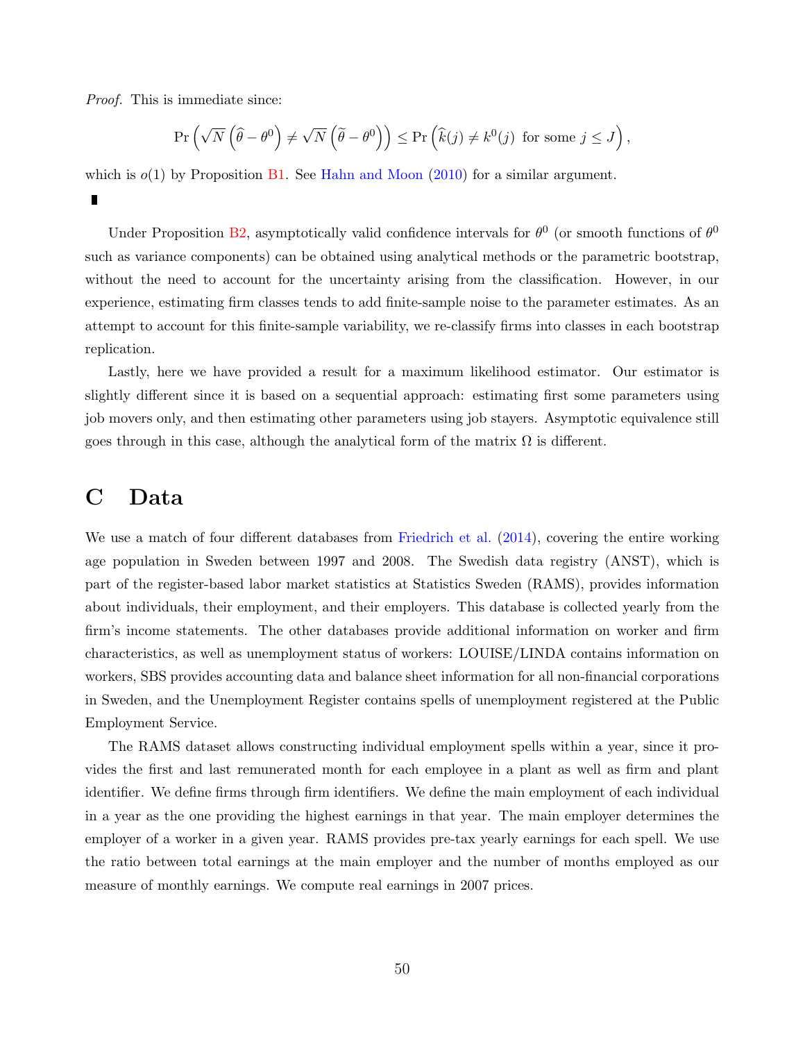*Proof.* This is immediate since:

$$\Pr\left(\sqrt{N}\left(\widehat{\theta}-\theta^0\right)\neq\sqrt{N}\left(\widetilde{\theta}-\theta^0\right)\right)\leq\Pr\left(\widehat{k}(j)\neq k^0(j)\ \text{ for some } j\leq J\right),$$

which is $o(1)$ by Proposition B1. See Hahn and Moon (2010) for a similar argument.

∎

Under Proposition B2, asymptotically valid confidence intervals for $\theta^0$ (or smooth functions of $\theta^0$ such as variance components) can be obtained using analytical methods or the parametric bootstrap, without the need to account for the uncertainty arising from the classification. However, in our experience, estimating firm classes tends to add finite-sample noise to the parameter estimates. As an attempt to account for this finite-sample variability, we re-classify firms into classes in each bootstrap replication.

Lastly, here we have provided a result for a maximum likelihood estimator. Our estimator is slightly different since it is based on a sequential approach: estimating first some parameters using job movers only, and then estimating other parameters using job stayers. Asymptotic equivalence still goes through in this case, although the analytical form of the matrix $\Omega$ is different.

# C Data

We use a match of four different databases from Friedrich et al. (2014), covering the entire working age population in Sweden between 1997 and 2008. The Swedish data registry (ANST), which is part of the register-based labor market statistics at Statistics Sweden (RAMS), provides information about individuals, their employment, and their employers. This database is collected yearly from the firm's income statements. The other databases provide additional information on worker and firm characteristics, as well as unemployment status of workers: LOUISE/LINDA contains information on workers, SBS provides accounting data and balance sheet information for all non-financial corporations in Sweden, and the Unemployment Register contains spells of unemployment registered at the Public Employment Service.

The RAMS dataset allows constructing individual employment spells within a year, since it provides the first and last remunerated month for each employee in a plant as well as firm and plant identifier. We define firms through firm identifiers. We define the main employment of each individual in a year as the one providing the highest earnings in that year. The main employer determines the employer of a worker in a given year. RAMS provides pre-tax yearly earnings for each spell. We use the ratio between total earnings at the main employer and the number of months employed as our measure of monthly earnings. We compute real earnings in 2007 prices.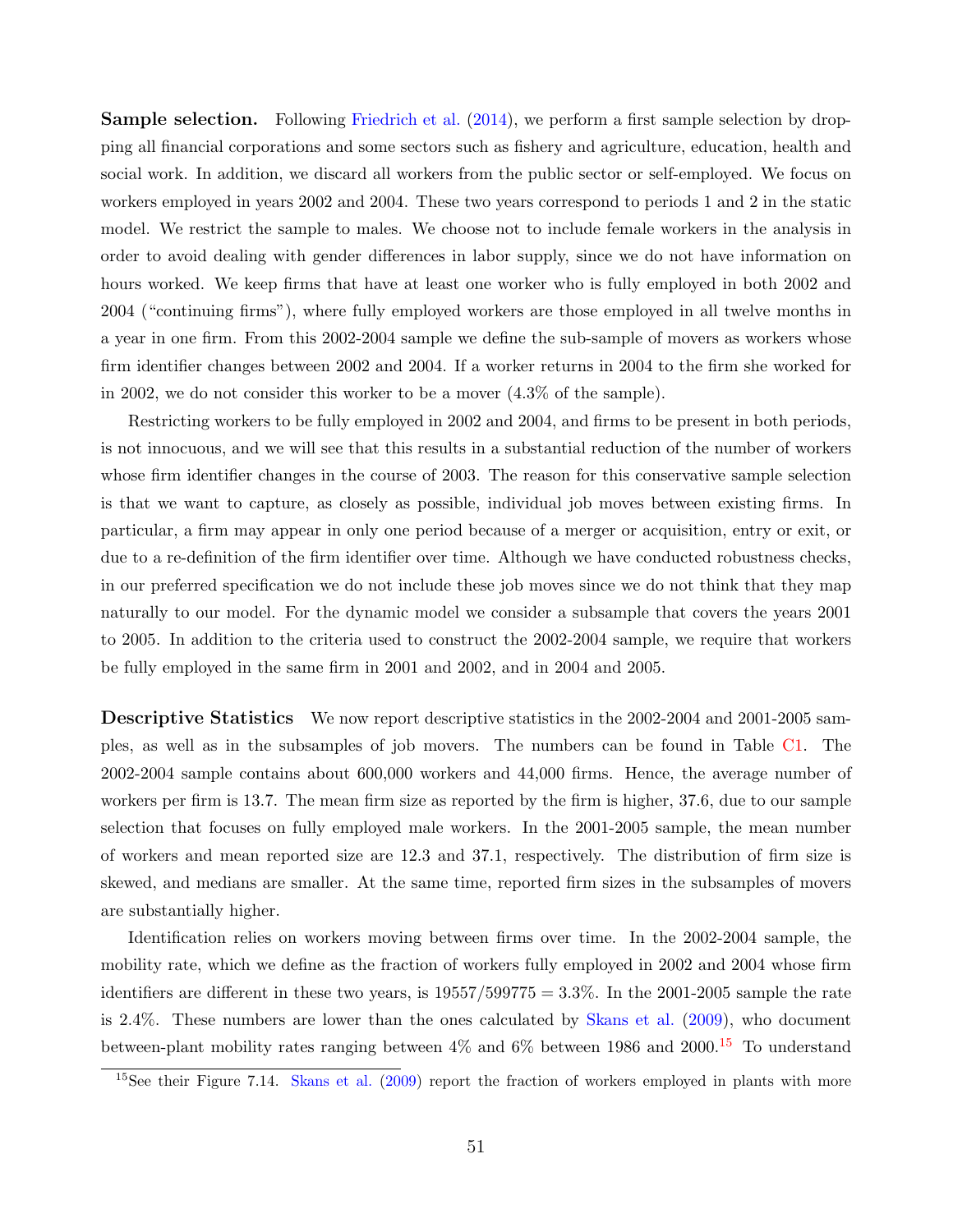**Sample selection.** Following Friedrich et al. (2014), we perform a first sample selection by dropping all financial corporations and some sectors such as fishery and agriculture, education, health and social work. In addition, we discard all workers from the public sector or self-employed. We focus on workers employed in years 2002 and 2004. These two years correspond to periods 1 and 2 in the static model. We restrict the sample to males. We choose not to include female workers in the analysis in order to avoid dealing with gender differences in labor supply, since we do not have information on hours worked. We keep firms that have at least one worker who is fully employed in both 2002 and 2004 ("continuing firms"), where fully employed workers are those employed in all twelve months in a year in one firm. From this 2002-2004 sample we define the sub-sample of movers as workers whose firm identifier changes between 2002 and 2004. If a worker returns in 2004 to the firm she worked for in 2002, we do not consider this worker to be a mover (4.3% of the sample).

Restricting workers to be fully employed in 2002 and 2004, and firms to be present in both periods, is not innocuous, and we will see that this results in a substantial reduction of the number of workers whose firm identifier changes in the course of 2003. The reason for this conservative sample selection is that we want to capture, as closely as possible, individual job moves between existing firms. In particular, a firm may appear in only one period because of a merger or acquisition, entry or exit, or due to a re-definition of the firm identifier over time. Although we have conducted robustness checks, in our preferred specification we do not include these job moves since we do not think that they map naturally to our model. For the dynamic model we consider a subsample that covers the years 2001 to 2005. In addition to the criteria used to construct the 2002-2004 sample, we require that workers be fully employed in the same firm in 2001 and 2002, and in 2004 and 2005.

**Descriptive Statistics** We now report descriptive statistics in the 2002-2004 and 2001-2005 samples, as well as in the subsamples of job movers. The numbers can be found in Table C1. The 2002-2004 sample contains about 600,000 workers and 44,000 firms. Hence, the average number of workers per firm is 13.7. The mean firm size as reported by the firm is higher, 37.6, due to our sample selection that focuses on fully employed male workers. In the 2001-2005 sample, the mean number of workers and mean reported size are 12.3 and 37.1, respectively. The distribution of firm size is skewed, and medians are smaller. At the same time, reported firm sizes in the subsamples of movers are substantially higher.

Identification relies on workers moving between firms over time. In the 2002-2004 sample, the mobility rate, which we define as the fraction of workers fully employed in 2002 and 2004 whose firm identifiers are different in these two years, is $19557/599775 = 3.3\%$. In the 2001-2005 sample the rate is 2.4%. These numbers are lower than the ones calculated by Skans et al. (2009), who document between-plant mobility rates ranging between 4% and 6% between 1986 and 2000.[15] To understand

[15] See their Figure 7.14. Skans et al. (2009) report the fraction of workers employed in plants with more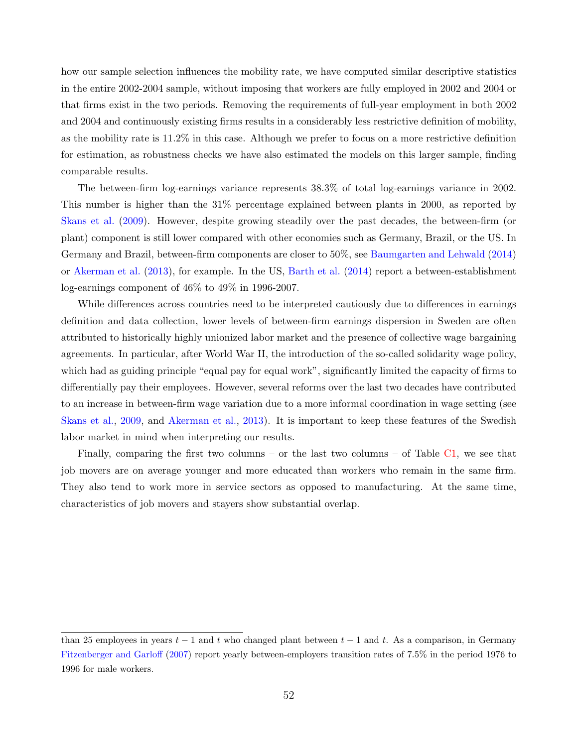how our sample selection influences the mobility rate, we have computed similar descriptive statistics in the entire 2002-2004 sample, without imposing that workers are fully employed in 2002 and 2004 or that firms exist in the two periods. Removing the requirements of full-year employment in both 2002 and 2004 and continuously existing firms results in a considerably less restrictive definition of mobility, as the mobility rate is 11.2% in this case. Although we prefer to focus on a more restrictive definition for estimation, as robustness checks we have also estimated the models on this larger sample, finding comparable results.

The between-firm log-earnings variance represents 38.3% of total log-earnings variance in 2002. This number is higher than the 31% percentage explained between plants in 2000, as reported by Skans et al. (2009). However, despite growing steadily over the past decades, the between-firm (or plant) component is still lower compared with other economies such as Germany, Brazil, or the US. In Germany and Brazil, between-firm components are closer to 50%, see Baumgarten and Lehwald (2014) or Akerman et al. (2013), for example. In the US, Barth et al. (2014) report a between-establishment log-earnings component of 46% to 49% in 1996-2007.

While differences across countries need to be interpreted cautiously due to differences in earnings definition and data collection, lower levels of between-firm earnings dispersion in Sweden are often attributed to historically highly unionized labor market and the presence of collective wage bargaining agreements. In particular, after World War II, the introduction of the so-called solidarity wage policy, which had as guiding principle "equal pay for equal work", significantly limited the capacity of firms to differentially pay their employees. However, several reforms over the last two decades have contributed to an increase in between-firm wage variation due to a more informal coordination in wage setting (see Skans et al., 2009, and Akerman et al., 2013). It is important to keep these features of the Swedish labor market in mind when interpreting our results.

Finally, comparing the first two columns – or the last two columns – of Table C1, we see that job movers are on average younger and more educated than workers who remain in the same firm. They also tend to work more in service sectors as opposed to manufacturing. At the same time, characteristics of job movers and stayers show substantial overlap.

---

than 25 employees in years $t-1$ and $t$ who changed plant between $t-1$ and $t$. As a comparison, in Germany Fitzenberger and Garloff (2007) report yearly between-employers transition rates of 7.5% in the period 1976 to 1996 for male workers.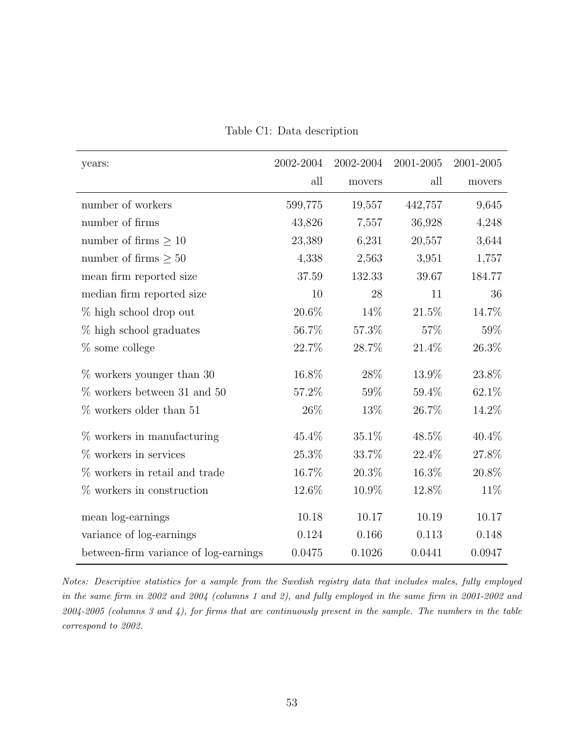Table C1: Data description

| years: | 2002-2004 all | 2002-2004 movers | 2001-2005 all | 2001-2005 movers |
|---|---|---|---|---|
| number of workers | 599,775 | 19,557 | 442,757 | 9,645 |
| number of firms | 43,826 | 7,557 | 36,928 | 4,248 |
| number of firms $\geq 10$ | 23,389 | 6,231 | 20,557 | 3,644 |
| number of firms $\geq 50$ | 4,338 | 2,563 | 3,951 | 1,757 |
| mean firm reported size | 37.59 | 132.33 | 39.67 | 184.77 |
| median firm reported size | 10 | 28 | 11 | 36 |
| % high school drop out | 20.6% | 14% | 21.5% | 14.7% |
| % high school graduates | 56.7% | 57.3% | 57% | 59% |
| % some college | 22.7% | 28.7% | 21.4% | 26.3% |
| % workers younger than 30 | 16.8% | 28% | 13.9% | 23.8% |
| % workers between 31 and 50 | 57.2% | 59% | 59.4% | 62.1% |
| % workers older than 51 | 26% | 13% | 26.7% | 14.2% |
| % workers in manufacturing | 45.4% | 35.1% | 48.5% | 40.4% |
| % workers in services | 25.3% | 33.7% | 22.4% | 27.8% |
| % workers in retail and trade | 16.7% | 20.3% | 16.3% | 20.8% |
| % workers in construction | 12.6% | 10.9% | 12.8% | 11% |
| mean log-earnings | 10.18 | 10.17 | 10.19 | 10.17 |
| variance of log-earnings | 0.124 | 0.166 | 0.113 | 0.148 |
| between-firm variance of log-earnings | 0.0475 | 0.1026 | 0.0441 | 0.0947 |

*Notes: Descriptive statistics for a sample from the Swedish registry data that includes males, fully employed in the same firm in 2002 and 2004 (columns 1 and 2), and fully employed in the same firm in 2001-2002 and 2004-2005 (columns 3 and 4), for firms that are continuously present in the sample. The numbers in the table correspond to 2002.*